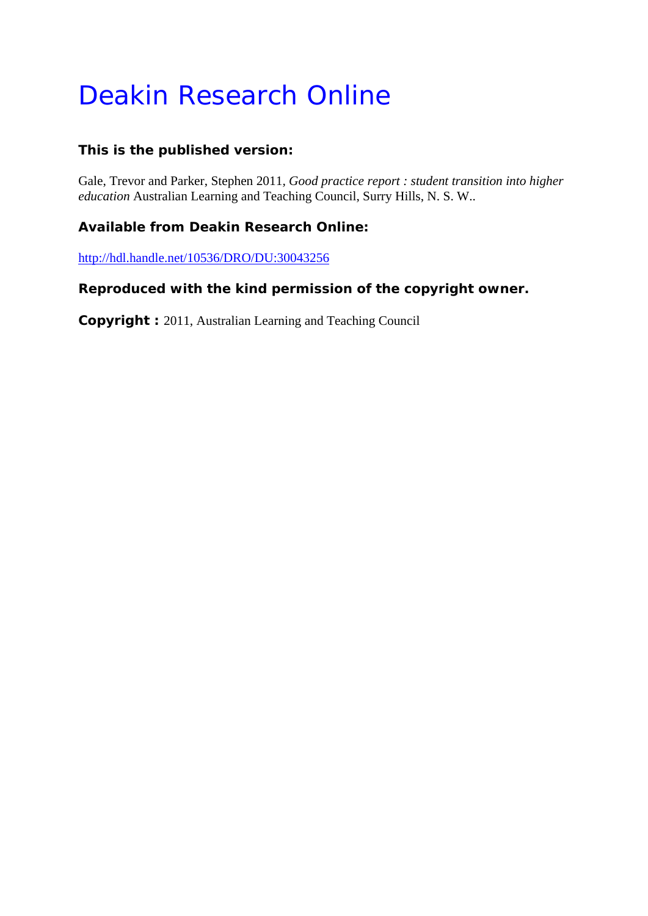# Deakin Research Online

### This is the published version:

Gale, Trevor and Parker, Stephen 2011, *Good practice report : student transition into higher education* Australian Learning and Teaching Council, Surry Hills, N. S. W..

### Available from Deakin Research Online:

http://hdl.handle.net/10536/DRO/DU:30043256

### Reproduced with the kind permission of the copyright owner.

**Copyright :** 2011, Australian Learning and Teaching Council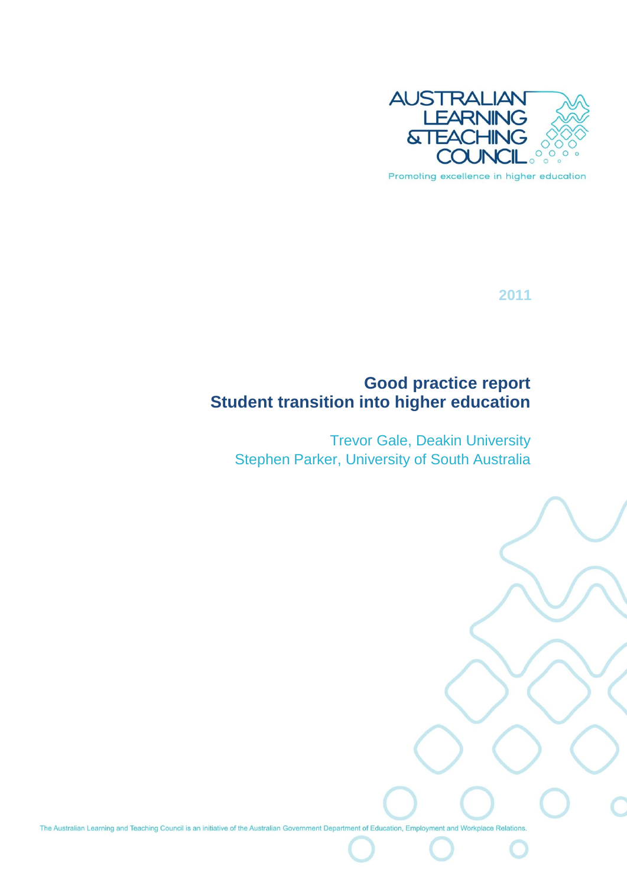AUSTRALIAN LEARNING & TEACHING COUNCIL

Promoting excellence in higher education

2011

# Good practice report
# Student transition into higher education

Trevor Gale, Deakin University

Stephen Parker, University of South Australia

The Australian Learning and Teaching Council is an initiative of the Australian Government Department of Education, Employment and Workplace Relations.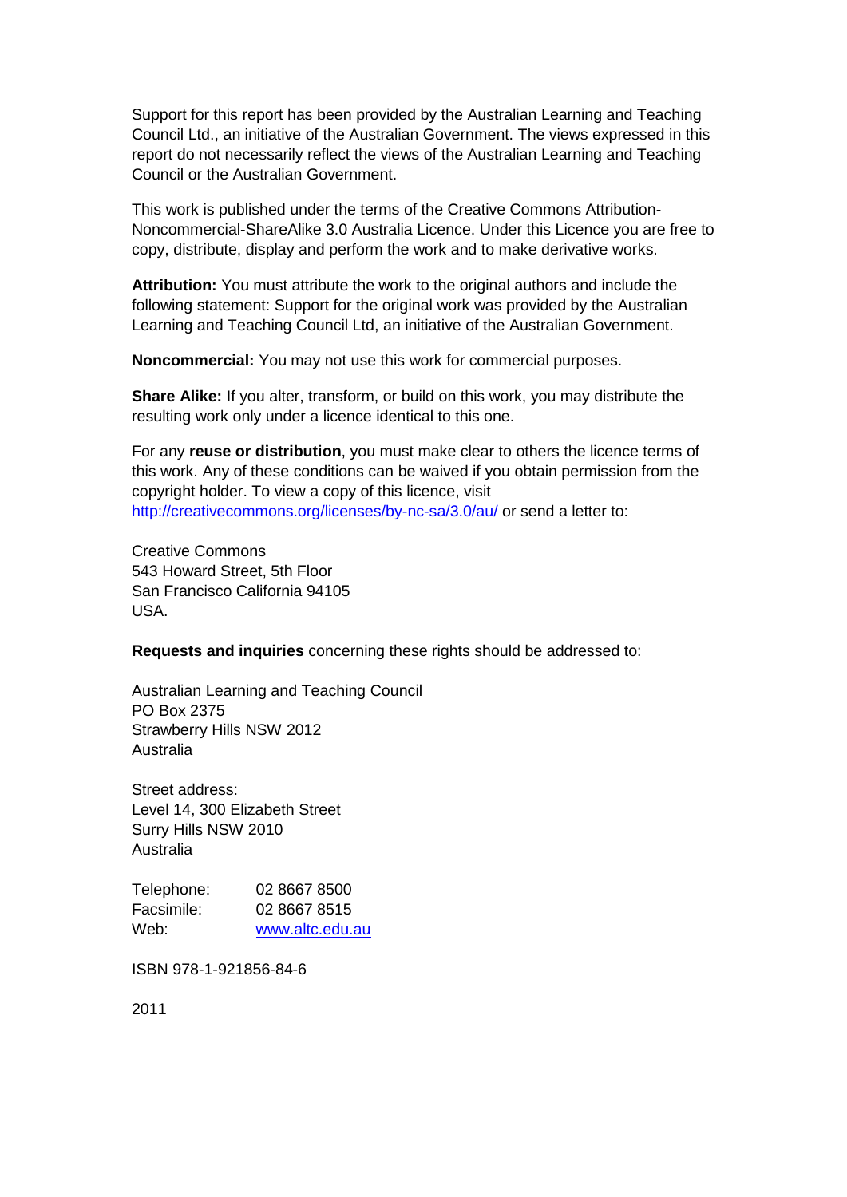Support for this report has been provided by the Australian Learning and Teaching Council Ltd., an initiative of the Australian Government. The views expressed in this report do not necessarily reflect the views of the Australian Learning and Teaching Council or the Australian Government.

This work is published under the terms of the Creative Commons Attribution-Noncommercial-ShareAlike 3.0 Australia Licence. Under this Licence you are free to copy, distribute, display and perform the work and to make derivative works.

**Attribution:** You must attribute the work to the original authors and include the following statement: Support for the original work was provided by the Australian Learning and Teaching Council Ltd, an initiative of the Australian Government.

**Noncommercial:** You may not use this work for commercial purposes.

**Share Alike:** If you alter, transform, or build on this work, you may distribute the resulting work only under a licence identical to this one.

For any **reuse or distribution**, you must make clear to others the licence terms of this work. Any of these conditions can be waived if you obtain permission from the copyright holder. To view a copy of this licence, visit http://creativecommons.org/licenses/by-nc-sa/3.0/au/ or send a letter to:

Creative Commons
543 Howard Street, 5th Floor
San Francisco California 94105
USA.

**Requests and inquiries** concerning these rights should be addressed to:

Australian Learning and Teaching Council
PO Box 2375
Strawberry Hills NSW 2012
Australia

Street address:
Level 14, 300 Elizabeth Street
Surry Hills NSW 2010
Australia

| | |
|---|---|
| Telephone: | 02 8667 8500 |
| Facsimile: | 02 8667 8515 |
| Web: | www.altc.edu.au |

ISBN 978-1-921856-84-6

2011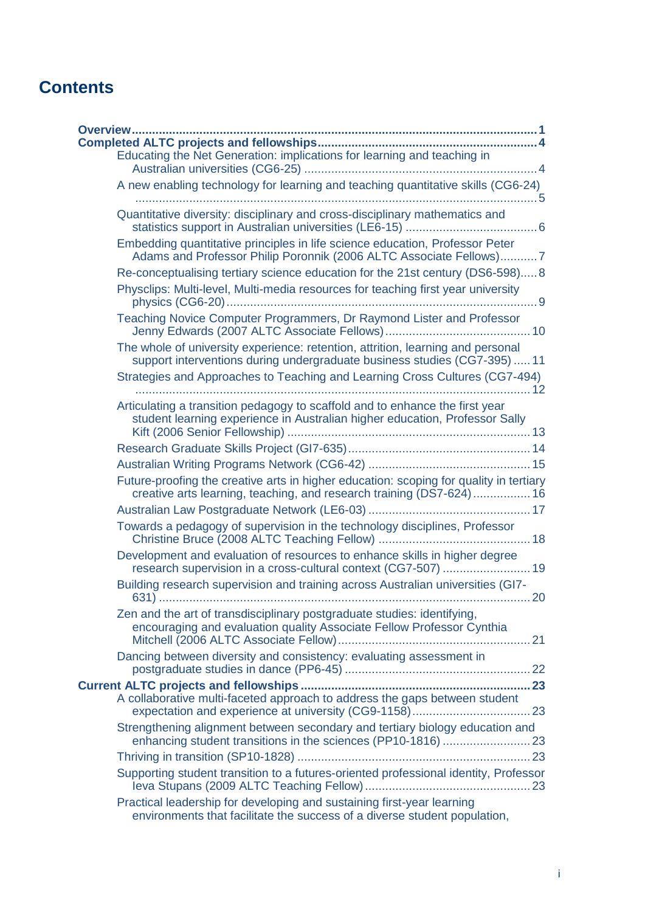# Contents

**Overview** ... **1**

**Completed ALTC projects and fellowships** ... **4**

- Educating the Net Generation: implications for learning and teaching in Australian universities (CG6-25) ... 4
- A new enabling technology for learning and teaching quantitative skills (CG6-24) ... 5
- Quantitative diversity: disciplinary and cross-disciplinary mathematics and statistics support in Australian universities (LE6-15) ... 6
- Embedding quantitative principles in life science education, Professor Peter Adams and Professor Philip Poronnik (2006 ALTC Associate Fellows) ... 7
- Re-conceptualising tertiary science education for the 21st century (DS6-598) ... 8
- Physclips: Multi-level, Multi-media resources for teaching first year university physics (CG6-20) ... 9
- Teaching Novice Computer Programmers, Dr Raymond Lister and Professor Jenny Edwards (2007 ALTC Associate Fellows) ... 10
- The whole of university experience: retention, attrition, learning and personal support interventions during undergraduate business studies (CG7-395) ... 11
- Strategies and Approaches to Teaching and Learning Cross Cultures (CG7-494) ... 12
- Articulating a transition pedagogy to scaffold and to enhance the first year student learning experience in Australian higher education, Professor Sally Kift (2006 Senior Fellowship) ... 13
- Research Graduate Skills Project (GI7-635) ... 14
- Australian Writing Programs Network (CG6-42) ... 15
- Future-proofing the creative arts in higher education: scoping for quality in tertiary creative arts learning, teaching, and research training (DS7-624) ... 16
- Australian Law Postgraduate Network (LE6-03) ... 17
- Towards a pedagogy of supervision in the technology disciplines, Professor Christine Bruce (2008 ALTC Teaching Fellow) ... 18
- Development and evaluation of resources to enhance skills in higher degree research supervision in a cross-cultural context (CG7-507) ... 19
- Building research supervision and training across Australian universities (GI7-631) ... 20
- Zen and the art of transdisciplinary postgraduate studies: identifying, encouraging and evaluation quality Associate Fellow Professor Cynthia Mitchell (2006 ALTC Associate Fellow) ... 21
- Dancing between diversity and consistency: evaluating assessment in postgraduate studies in dance (PP6-45) ... 22

**Current ALTC projects and fellowships** ... **23**

- A collaborative multi-faceted approach to address the gaps between student expectation and experience at university (CG9-1158) ... 23
- Strengthening alignment between secondary and tertiary biology education and enhancing student transitions in the sciences (PP10-1816) ... 23
- Thriving in transition (SP10-1828) ... 23
- Supporting student transition to a futures-oriented professional identity, Professor Ieva Stupans (2009 ALTC Teaching Fellow) ... 23
- Practical leadership for developing and sustaining first-year learning environments that facilitate the success of a diverse student population,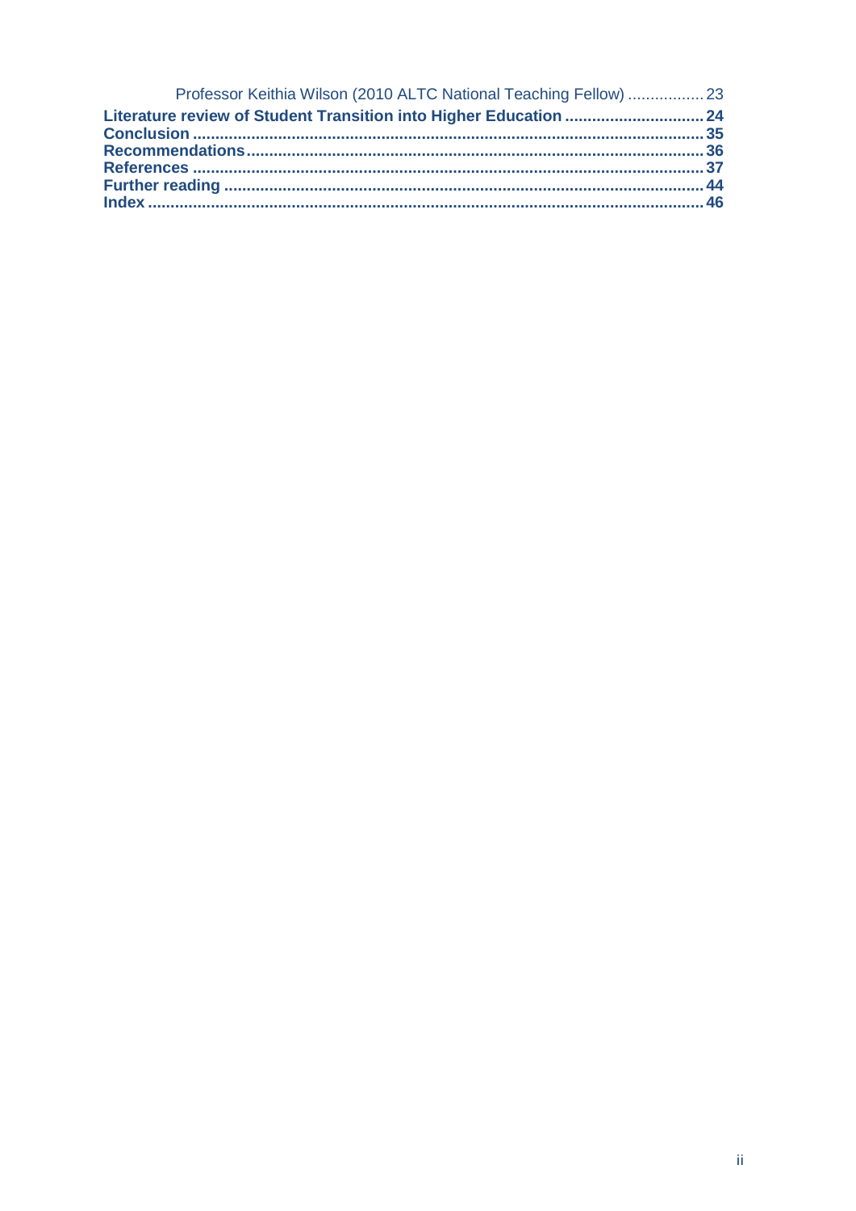Professor Keithia Wilson (2010 ALTC National Teaching Fellow) ................. 23

**Literature review of Student Transition into Higher Education ............................... 24**

**Conclusion ................................................................................................................. 35**

**Recommendations.................................................................................................... 36**

**References ................................................................................................................ 37**

**Further reading ......................................................................................................... 44**

**Index .......................................................................................................................... 46**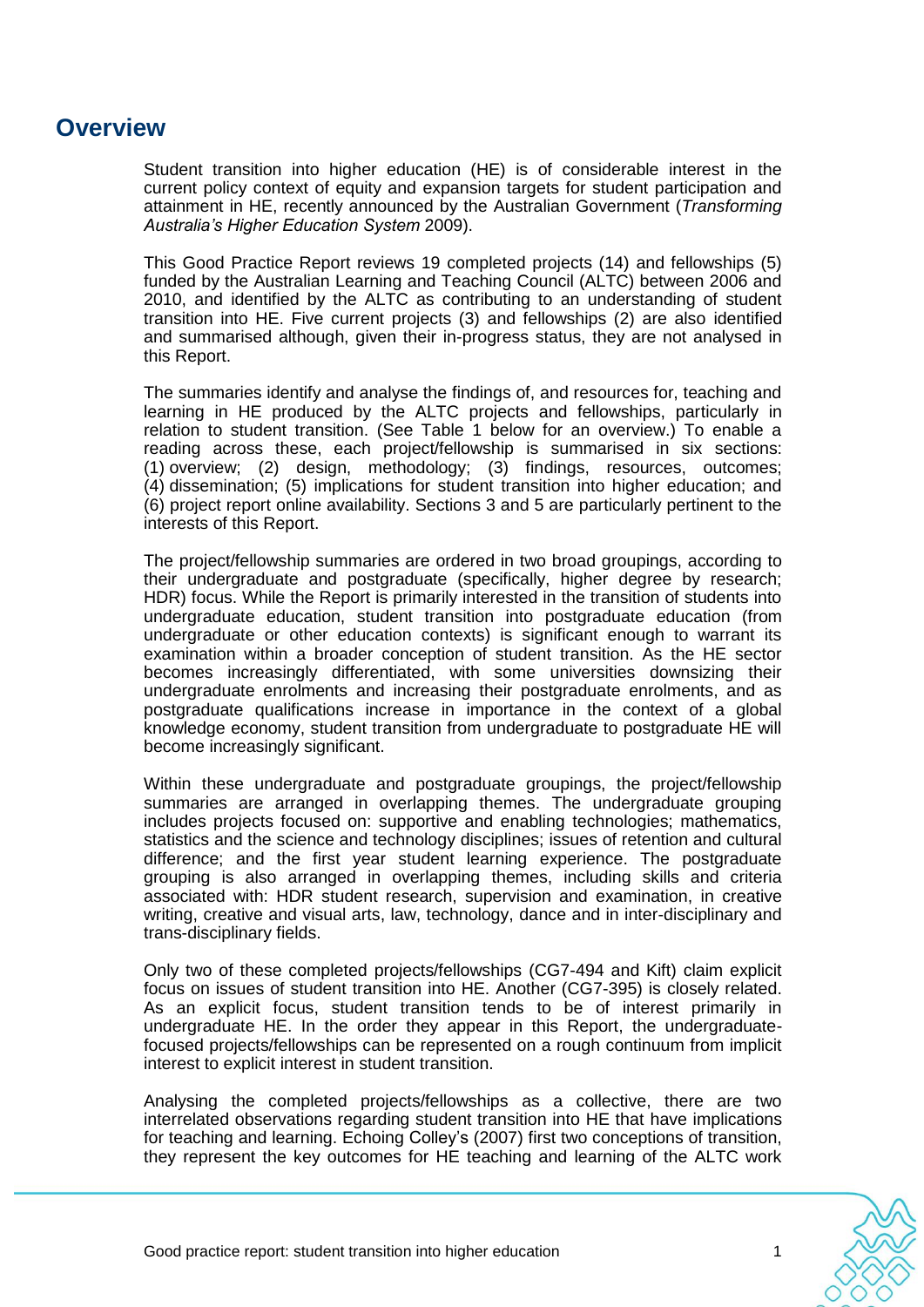## Overview

Student transition into higher education (HE) is of considerable interest in the current policy context of equity and expansion targets for student participation and attainment in HE, recently announced by the Australian Government (*Transforming Australia's Higher Education System* 2009).

This Good Practice Report reviews 19 completed projects (14) and fellowships (5) funded by the Australian Learning and Teaching Council (ALTC) between 2006 and 2010, and identified by the ALTC as contributing to an understanding of student transition into HE. Five current projects (3) and fellowships (2) are also identified and summarised although, given their in-progress status, they are not analysed in this Report.

The summaries identify and analyse the findings of, and resources for, teaching and learning in HE produced by the ALTC projects and fellowships, particularly in relation to student transition. (See Table 1 below for an overview.) To enable a reading across these, each project/fellowship is summarised in six sections: (1) overview; (2) design, methodology; (3) findings, resources, outcomes; (4) dissemination; (5) implications for student transition into higher education; and (6) project report online availability. Sections 3 and 5 are particularly pertinent to the interests of this Report.

The project/fellowship summaries are ordered in two broad groupings, according to their undergraduate and postgraduate (specifically, higher degree by research; HDR) focus. While the Report is primarily interested in the transition of students into undergraduate education, student transition into postgraduate education (from undergraduate or other education contexts) is significant enough to warrant its examination within a broader conception of student transition. As the HE sector becomes increasingly differentiated, with some universities downsizing their undergraduate enrolments and increasing their postgraduate enrolments, and as postgraduate qualifications increase in importance in the context of a global knowledge economy, student transition from undergraduate to postgraduate HE will become increasingly significant.

Within these undergraduate and postgraduate groupings, the project/fellowship summaries are arranged in overlapping themes. The undergraduate grouping includes projects focused on: supportive and enabling technologies; mathematics, statistics and the science and technology disciplines; issues of retention and cultural difference; and the first year student learning experience. The postgraduate grouping is also arranged in overlapping themes, including skills and criteria associated with: HDR student research, supervision and examination, in creative writing, creative and visual arts, law, technology, dance and in inter-disciplinary and trans-disciplinary fields.

Only two of these completed projects/fellowships (CG7-494 and Kift) claim explicit focus on issues of student transition into HE. Another (CG7-395) is closely related. As an explicit focus, student transition tends to be of interest primarily in undergraduate HE. In the order they appear in this Report, the undergraduate-focused projects/fellowships can be represented on a rough continuum from implicit interest to explicit interest in student transition.

Analysing the completed projects/fellowships as a collective, there are two interrelated observations regarding student transition into HE that have implications for teaching and learning. Echoing Colley's (2007) first two conceptions of transition, they represent the key outcomes for HE teaching and learning of the ALTC work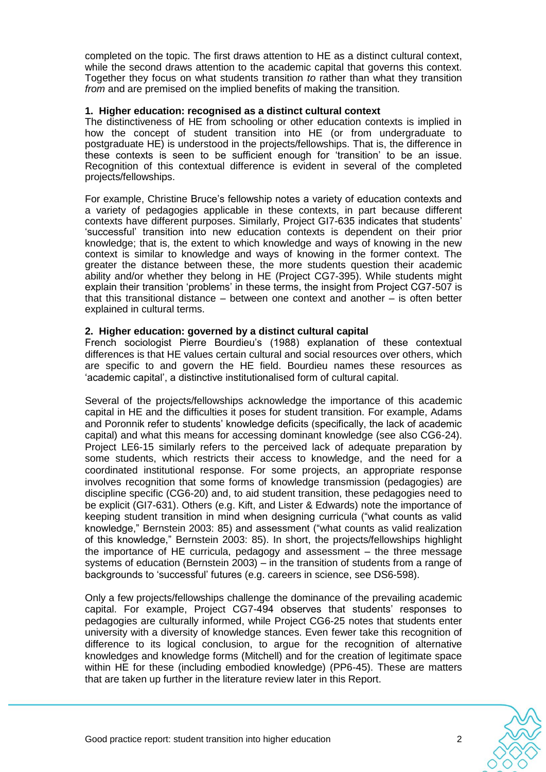completed on the topic. The first draws attention to HE as a distinct cultural context, while the second draws attention to the academic capital that governs this context. Together they focus on what students transition *to* rather than what they transition *from* and are premised on the implied benefits of making the transition.

**1. Higher education: recognised as a distinct cultural context**

The distinctiveness of HE from schooling or other education contexts is implied in how the concept of student transition into HE (or from undergraduate to postgraduate HE) is understood in the projects/fellowships. That is, the difference in these contexts is seen to be sufficient enough for 'transition' to be an issue. Recognition of this contextual difference is evident in several of the completed projects/fellowships.

For example, Christine Bruce's fellowship notes a variety of education contexts and a variety of pedagogies applicable in these contexts, in part because different contexts have different purposes. Similarly, Project GI7-635 indicates that students' 'successful' transition into new education contexts is dependent on their prior knowledge; that is, the extent to which knowledge and ways of knowing in the new context is similar to knowledge and ways of knowing in the former context. The greater the distance between these, the more students question their academic ability and/or whether they belong in HE (Project CG7-395). While students might explain their transition 'problems' in these terms, the insight from Project CG7-507 is that this transitional distance – between one context and another – is often better explained in cultural terms.

**2. Higher education: governed by a distinct cultural capital**

French sociologist Pierre Bourdieu's (1988) explanation of these contextual differences is that HE values certain cultural and social resources over others, which are specific to and govern the HE field. Bourdieu names these resources as 'academic capital', a distinctive institutionalised form of cultural capital.

Several of the projects/fellowships acknowledge the importance of this academic capital in HE and the difficulties it poses for student transition. For example, Adams and Poronnik refer to students' knowledge deficits (specifically, the lack of academic capital) and what this means for accessing dominant knowledge (see also CG6-24). Project LE6-15 similarly refers to the perceived lack of adequate preparation by some students, which restricts their access to knowledge, and the need for a coordinated institutional response. For some projects, an appropriate response involves recognition that some forms of knowledge transmission (pedagogies) are discipline specific (CG6-20) and, to aid student transition, these pedagogies need to be explicit (GI7-631). Others (e.g. Kift, and Lister & Edwards) note the importance of keeping student transition in mind when designing curricula ("what counts as valid knowledge," Bernstein 2003: 85) and assessment ("what counts as valid realization of this knowledge," Bernstein 2003: 85). In short, the projects/fellowships highlight the importance of HE curricula, pedagogy and assessment – the three message systems of education (Bernstein 2003) – in the transition of students from a range of backgrounds to 'successful' futures (e.g. careers in science, see DS6-598).

Only a few projects/fellowships challenge the dominance of the prevailing academic capital. For example, Project CG7-494 observes that students' responses to pedagogies are culturally informed, while Project CG6-25 notes that students enter university with a diversity of knowledge stances. Even fewer take this recognition of difference to its logical conclusion, to argue for the recognition of alternative knowledges and knowledge forms (Mitchell) and for the creation of legitimate space within HE for these (including embodied knowledge) (PP6-45). These are matters that are taken up further in the literature review later in this Report.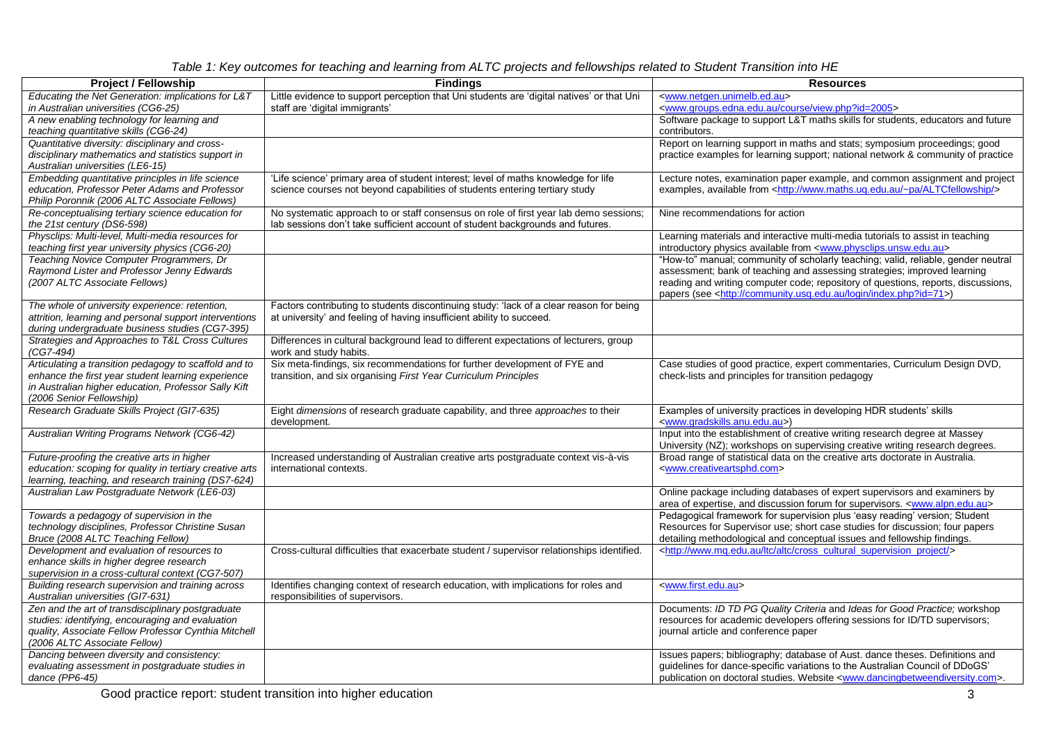*Table 1: Key outcomes for teaching and learning from ALTC projects and fellowships related to Student Transition into HE*

| Project / Fellowship | Findings | Resources |
|---|---|---|
| *Educating the Net Generation: implications for L&T in Australian universities (CG6-25)* | Little evidence to support perception that Uni students are 'digital natives' or that Uni staff are 'digital immigrants' | <www.netgen.unimelb.ed.au> <www.groups.edna.edu.au/course/view.php?id=2005> |
| *A new enabling technology for learning and teaching quantitative skills (CG6-24)* | | Software package to support L&T maths skills for students, educators and future contributors. |
| *Quantitative diversity: disciplinary and cross-disciplinary mathematics and statistics support in Australian universities (LE6-15)* | | Report on learning support in maths and stats; symposium proceedings; good practice examples for learning support; national network & community of practice |
| *Embedding quantitative principles in life science education, Professor Peter Adams and Professor Philip Poronnik (2006 ALTC Associate Fellows)* | 'Life science' primary area of student interest; level of maths knowledge for life science courses not beyond capabilities of students entering tertiary study | Lecture notes, examination paper example, and common assignment and project examples, available from <http://www.maths.uq.edu.au/~pa/ALTCfellowship/> |
| *Re-conceptualising tertiary science education for the 21st century (DS6-598)* | No systematic approach to or staff consensus on role of first year lab demo sessions; lab sessions don't take sufficient account of student backgrounds and futures. | Nine recommendations for action |
| *Physclips: Multi-level, Multi-media resources for teaching first year university physics (CG6-20)* | | Learning materials and interactive multi-media tutorials to assist in teaching introductory physics available from <www.physclips.unsw.edu.au> |
| *Teaching Novice Computer Programmers, Dr Raymond Lister and Professor Jenny Edwards (2007 ALTC Associate Fellows)* | | "How-to" manual; community of scholarly teaching; valid, reliable, gender neutral assessment; bank of teaching and assessing strategies; improved learning reading and writing computer code; repository of questions, reports, discussions, papers (see <http://community.usq.edu.au/login/index.php?id=71>) |
| *The whole of university experience: retention, attrition, learning and personal support interventions during undergraduate business studies (CG7-395)* | Factors contributing to students discontinuing study: 'lack of a clear reason for being at university' and feeling of having insufficient ability to succeed. | |
| *Strategies and Approaches to T&L Cross Cultures (CG7-494)* | Differences in cultural background lead to different expectations of lecturers, group work and study habits. | |
| *Articulating a transition pedagogy to scaffold and to enhance the first year student learning experience in Australian higher education, Professor Sally Kift (2006 Senior Fellowship)* | Six meta-findings, six recommendations for further development of FYE and transition, and six organising *First Year Curriculum Principles* | Case studies of good practice, expert commentaries, Curriculum Design DVD, check-lists and principles for transition pedagogy |
| *Research Graduate Skills Project (GI7-635)* | Eight *dimensions* of research graduate capability, and three *approaches* to their development. | Examples of university practices in developing HDR students' skills <www.gradskills.anu.edu.au>) |
| *Australian Writing Programs Network (CG6-42)* | | Input into the establishment of creative writing research degree at Massey University (NZ); workshops on supervising creative writing research degrees. |
| *Future-proofing the creative arts in higher education: scoping for quality in tertiary creative arts learning, teaching, and research training (DS7-624)* | Increased understanding of Australian creative arts postgraduate context vis-à-vis international contexts. | Broad range of statistical data on the creative arts doctorate in Australia. <www.creativeartsphd.com> |
| *Australian Law Postgraduate Network (LE6-03)* | | Online package including databases of expert supervisors and examiners by area of expertise, and discussion forum for supervisors. <www.alpn.edu.au> |
| *Towards a pedagogy of supervision in the technology disciplines, Professor Christine Susan Bruce (2008 ALTC Teaching Fellow)* | | Pedagogical framework for supervision plus 'easy reading' version; Student Resources for Supervisor use; short case studies for discussion; four papers detailing methodological and conceptual issues and fellowship findings. |
| *Development and evaluation of resources to enhance skills in higher degree research supervision in a cross-cultural context (CG7-507)* | Cross-cultural difficulties that exacerbate student / supervisor relationships identified. | <http://www.mq.edu.au/ltc/altc/cross_cultural_supervision_project/> |
| *Building research supervision and training across Australian universities (GI7-631)* | Identifies changing context of research education, with implications for roles and responsibilities of supervisors. | <www.first.edu.au> |
| *Zen and the art of transdisciplinary postgraduate studies: identifying, encouraging and evaluation quality, Associate Fellow Professor Cynthia Mitchell (2006 ALTC Associate Fellow)* | | Documents: *ID TD PG Quality Criteria* and *Ideas for Good Practice;* workshop resources for academic developers offering sessions for ID/TD supervisors; journal article and conference paper |
| *Dancing between diversity and consistency: evaluating assessment in postgraduate studies in dance (PP6-45)* | | Issues papers; bibliography; database of Aust. dance theses. Definitions and guidelines for dance-specific variations to the Australian Council of DDoGS' publication on doctoral studies. Website <www.dancingbetweendiversity.com>. |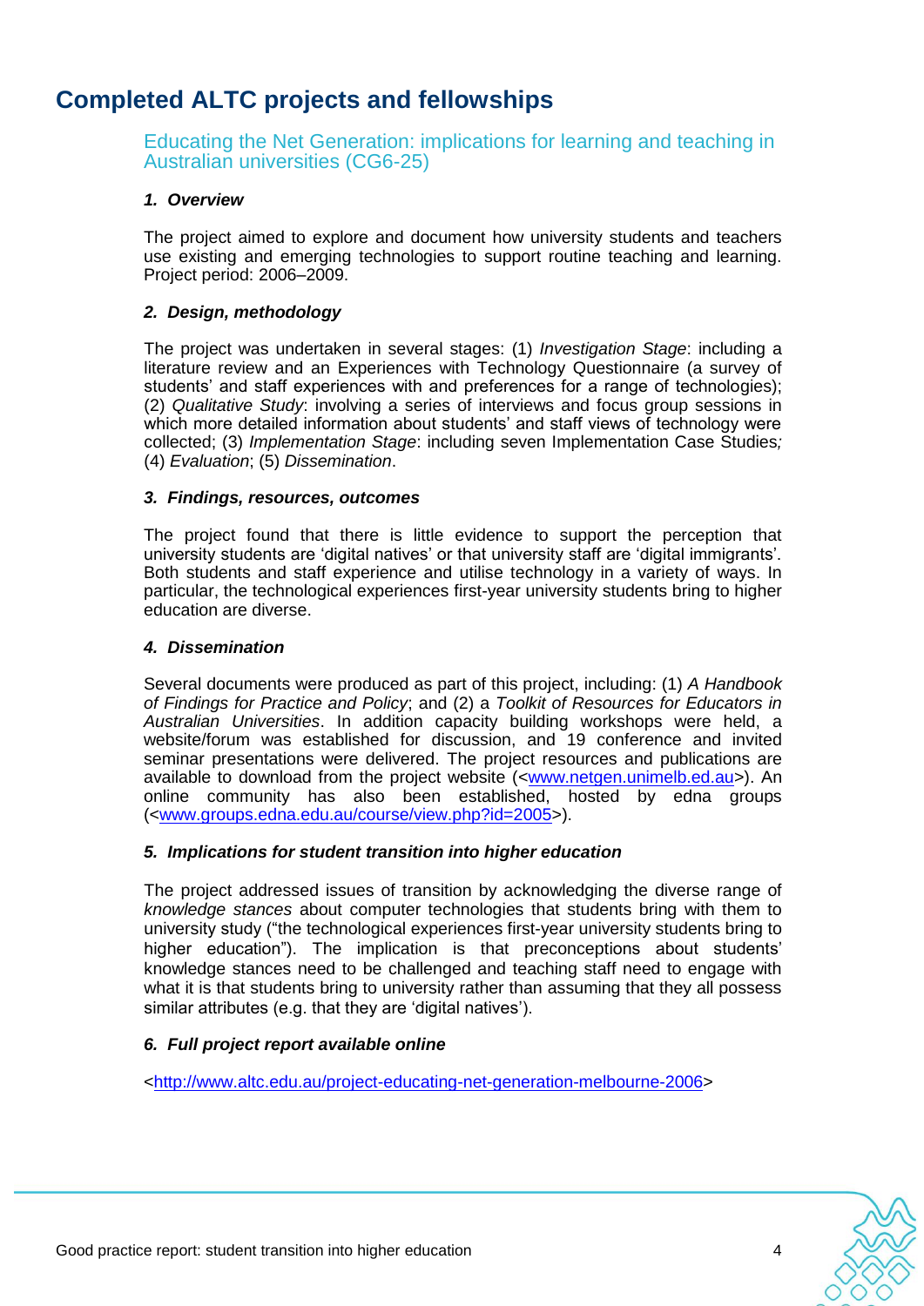# Completed ALTC projects and fellowships

## Educating the Net Generation: implications for learning and teaching in Australian universities (CG6-25)

### *1. Overview*

The project aimed to explore and document how university students and teachers use existing and emerging technologies to support routine teaching and learning. Project period: 2006–2009.

### *2. Design, methodology*

The project was undertaken in several stages: (1) *Investigation Stage*: including a literature review and an Experiences with Technology Questionnaire (a survey of students' and staff experiences with and preferences for a range of technologies); (2) *Qualitative Study*: involving a series of interviews and focus group sessions in which more detailed information about students' and staff views of technology were collected; (3) *Implementation Stage*: including seven Implementation Case Studies*;* (4) *Evaluation*; (5) *Dissemination*.

### *3. Findings, resources, outcomes*

The project found that there is little evidence to support the perception that university students are 'digital natives' or that university staff are 'digital immigrants'. Both students and staff experience and utilise technology in a variety of ways. In particular, the technological experiences first-year university students bring to higher education are diverse.

### *4. Dissemination*

Several documents were produced as part of this project, including: (1) *A Handbook of Findings for Practice and Policy*; and (2) a *Toolkit of Resources for Educators in Australian Universities*. In addition capacity building workshops were held, a website/forum was established for discussion, and 19 conference and invited seminar presentations were delivered. The project resources and publications are available to download from the project website (<www.netgen.unimelb.ed.au>). An online community has also been established, hosted by edna groups (<www.groups.edna.edu.au/course/view.php?id=2005>).

### *5. Implications for student transition into higher education*

The project addressed issues of transition by acknowledging the diverse range of *knowledge stances* about computer technologies that students bring with them to university study ("the technological experiences first-year university students bring to higher education"). The implication is that preconceptions about students' knowledge stances need to be challenged and teaching staff need to engage with what it is that students bring to university rather than assuming that they all possess similar attributes (e.g. that they are 'digital natives').

### *6. Full project report available online*

<http://www.altc.edu.au/project-educating-net-generation-melbourne-2006>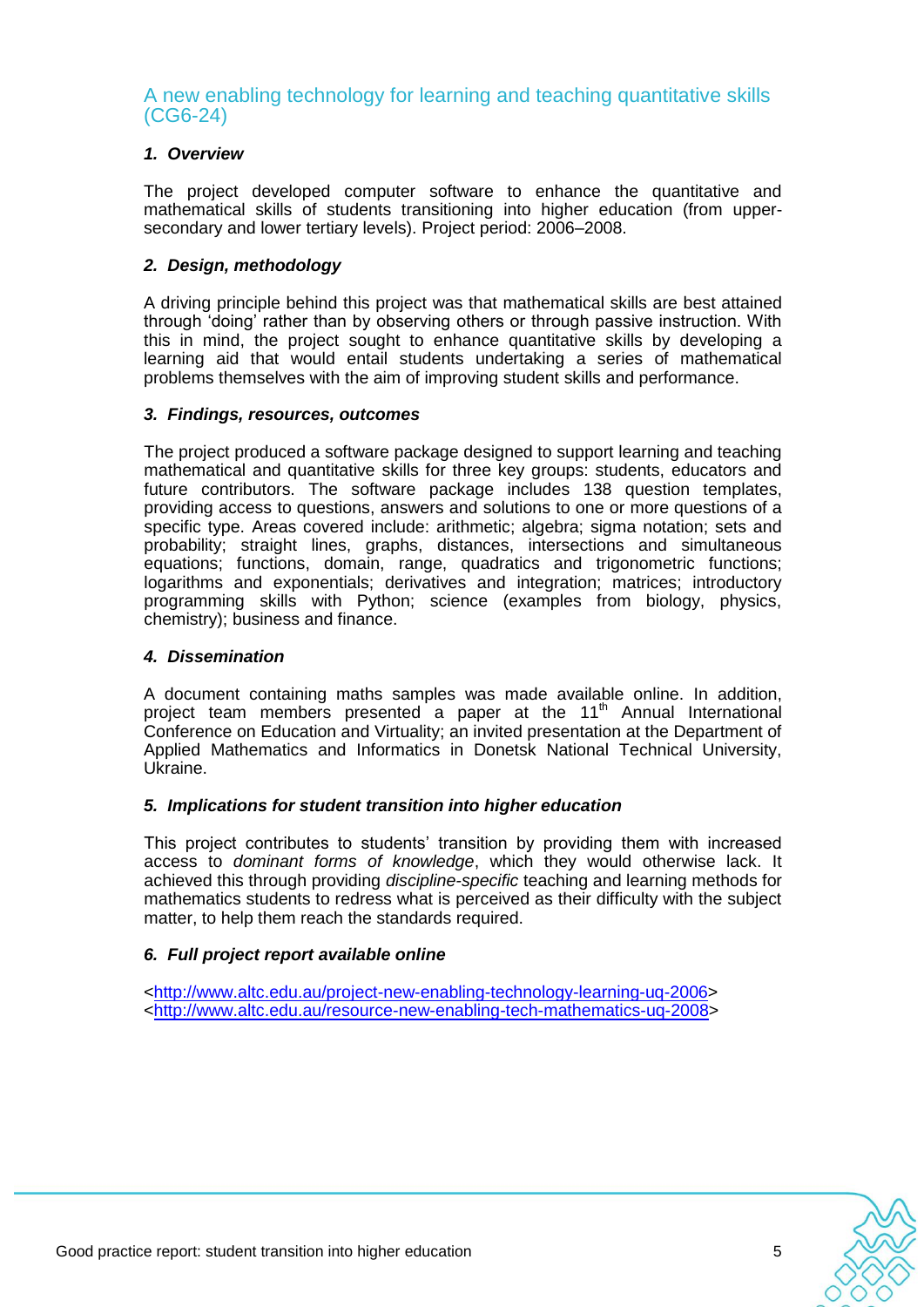## A new enabling technology for learning and teaching quantitative skills (CG6-24)

### *1. Overview*

The project developed computer software to enhance the quantitative and mathematical skills of students transitioning into higher education (from upper-secondary and lower tertiary levels). Project period: 2006–2008.

### *2. Design, methodology*

A driving principle behind this project was that mathematical skills are best attained through 'doing' rather than by observing others or through passive instruction. With this in mind, the project sought to enhance quantitative skills by developing a learning aid that would entail students undertaking a series of mathematical problems themselves with the aim of improving student skills and performance.

### *3. Findings, resources, outcomes*

The project produced a software package designed to support learning and teaching mathematical and quantitative skills for three key groups: students, educators and future contributors. The software package includes 138 question templates, providing access to questions, answers and solutions to one or more questions of a specific type. Areas covered include: arithmetic; algebra; sigma notation; sets and probability; straight lines, graphs, distances, intersections and simultaneous equations; functions, domain, range, quadratics and trigonometric functions; logarithms and exponentials; derivatives and integration; matrices; introductory programming skills with Python; science (examples from biology, physics, chemistry); business and finance.

### *4. Dissemination*

A document containing maths samples was made available online. In addition, project team members presented a paper at the 11th Annual International Conference on Education and Virtuality; an invited presentation at the Department of Applied Mathematics and Informatics in Donetsk National Technical University, Ukraine.

### *5. Implications for student transition into higher education*

This project contributes to students' transition by providing them with increased access to *dominant forms of knowledge*, which they would otherwise lack. It achieved this through providing *discipline-specific* teaching and learning methods for mathematics students to redress what is perceived as their difficulty with the subject matter, to help them reach the standards required.

### *6. Full project report available online*

<http://www.altc.edu.au/project-new-enabling-technology-learning-uq-2006>
<http://www.altc.edu.au/resource-new-enabling-tech-mathematics-uq-2008>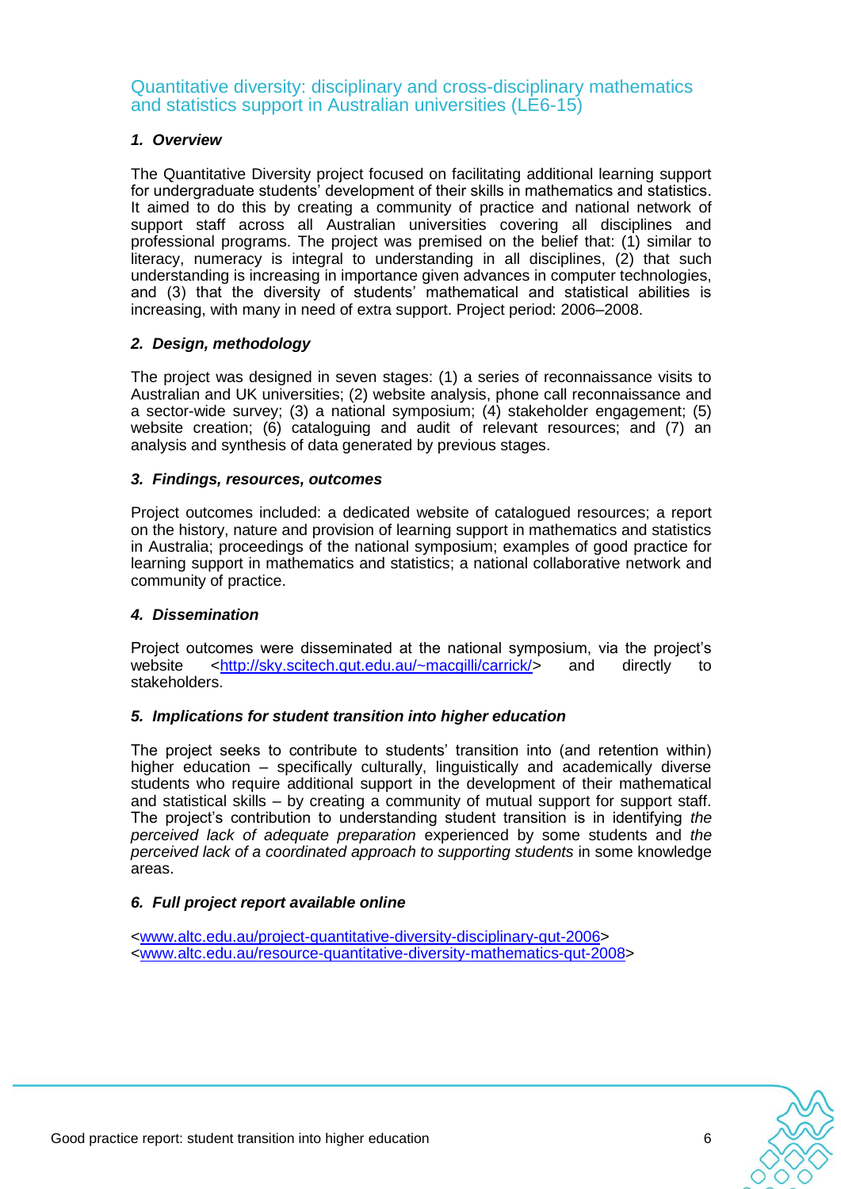## Quantitative diversity: disciplinary and cross-disciplinary mathematics and statistics support in Australian universities (LE6-15)

### *1. Overview*

The Quantitative Diversity project focused on facilitating additional learning support for undergraduate students' development of their skills in mathematics and statistics. It aimed to do this by creating a community of practice and national network of support staff across all Australian universities covering all disciplines and professional programs. The project was premised on the belief that: (1) similar to literacy, numeracy is integral to understanding in all disciplines, (2) that such understanding is increasing in importance given advances in computer technologies, and (3) that the diversity of students' mathematical and statistical abilities is increasing, with many in need of extra support. Project period: 2006–2008.

### *2. Design, methodology*

The project was designed in seven stages: (1) a series of reconnaissance visits to Australian and UK universities; (2) website analysis, phone call reconnaissance and a sector-wide survey; (3) a national symposium; (4) stakeholder engagement; (5) website creation; (6) cataloguing and audit of relevant resources; and (7) an analysis and synthesis of data generated by previous stages.

### *3. Findings, resources, outcomes*

Project outcomes included: a dedicated website of catalogued resources; a report on the history, nature and provision of learning support in mathematics and statistics in Australia; proceedings of the national symposium; examples of good practice for learning support in mathematics and statistics; a national collaborative network and community of practice.

### *4. Dissemination*

Project outcomes were disseminated at the national symposium, via the project's website <http://sky.scitech.qut.edu.au/~macgilli/carrick/> and directly to stakeholders.

### *5. Implications for student transition into higher education*

The project seeks to contribute to students' transition into (and retention within) higher education – specifically culturally, linguistically and academically diverse students who require additional support in the development of their mathematical and statistical skills – by creating a community of mutual support for support staff. The project's contribution to understanding student transition is in identifying *the perceived lack of adequate preparation* experienced by some students and *the perceived lack of a coordinated approach to supporting students* in some knowledge areas.

### *6. Full project report available online*

<www.altc.edu.au/project-quantitative-diversity-disciplinary-qut-2006>
<www.altc.edu.au/resource-quantitative-diversity-mathematics-qut-2008>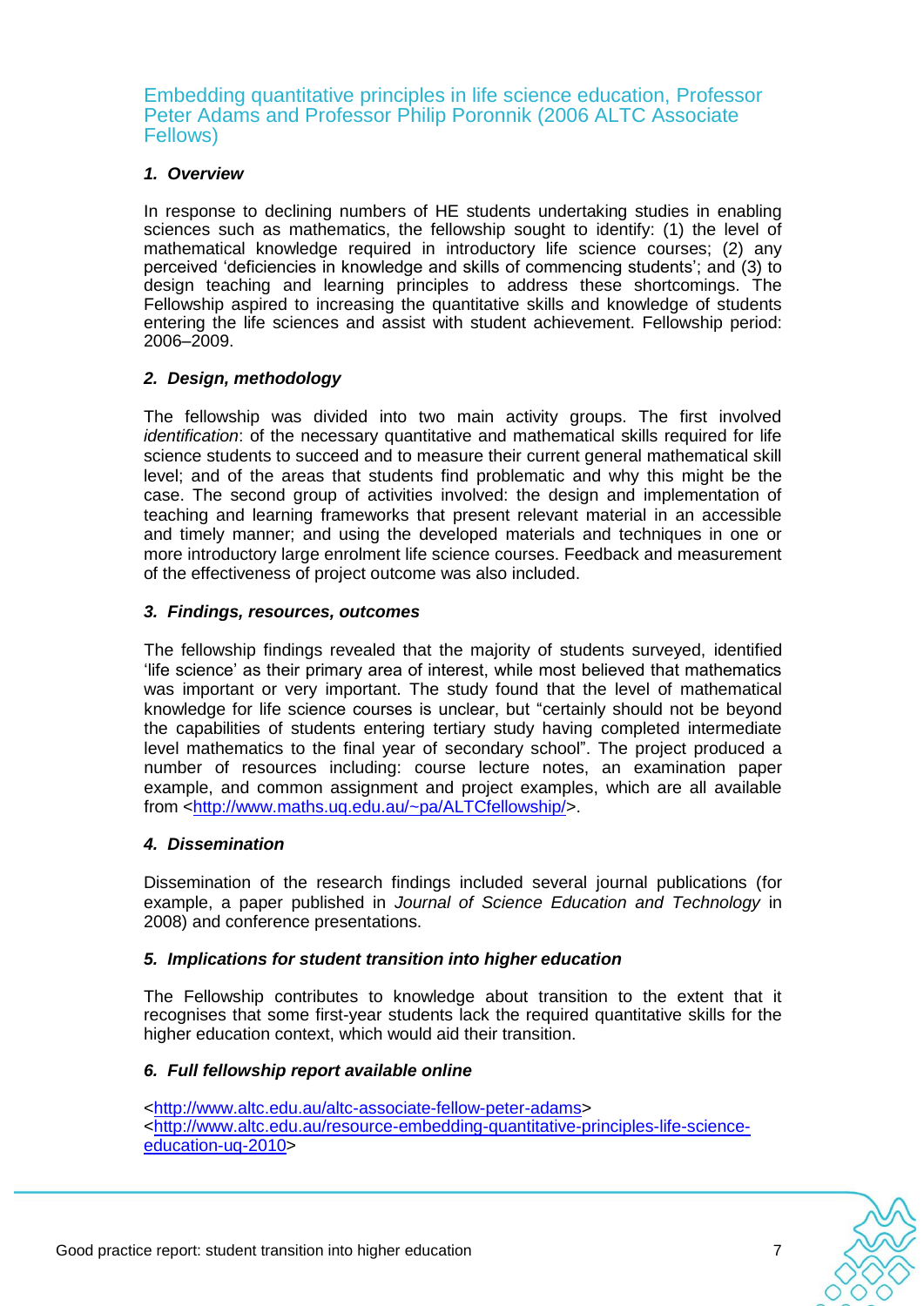## Embedding quantitative principles in life science education, Professor Peter Adams and Professor Philip Poronnik (2006 ALTC Associate Fellows)

### *1. Overview*

In response to declining numbers of HE students undertaking studies in enabling sciences such as mathematics, the fellowship sought to identify: (1) the level of mathematical knowledge required in introductory life science courses; (2) any perceived 'deficiencies in knowledge and skills of commencing students'; and (3) to design teaching and learning principles to address these shortcomings. The Fellowship aspired to increasing the quantitative skills and knowledge of students entering the life sciences and assist with student achievement. Fellowship period: 2006–2009.

### *2. Design, methodology*

The fellowship was divided into two main activity groups. The first involved *identification*: of the necessary quantitative and mathematical skills required for life science students to succeed and to measure their current general mathematical skill level; and of the areas that students find problematic and why this might be the case. The second group of activities involved: the design and implementation of teaching and learning frameworks that present relevant material in an accessible and timely manner; and using the developed materials and techniques in one or more introductory large enrolment life science courses. Feedback and measurement of the effectiveness of project outcome was also included.

### *3. Findings, resources, outcomes*

The fellowship findings revealed that the majority of students surveyed, identified 'life science' as their primary area of interest, while most believed that mathematics was important or very important. The study found that the level of mathematical knowledge for life science courses is unclear, but "certainly should not be beyond the capabilities of students entering tertiary study having completed intermediate level mathematics to the final year of secondary school". The project produced a number of resources including: course lecture notes, an examination paper example, and common assignment and project examples, which are all available from <http://www.maths.uq.edu.au/~pa/ALTCfellowship/>.

### *4. Dissemination*

Dissemination of the research findings included several journal publications (for example, a paper published in *Journal of Science Education and Technology* in 2008) and conference presentations.

### *5. Implications for student transition into higher education*

The Fellowship contributes to knowledge about transition to the extent that it recognises that some first-year students lack the required quantitative skills for the higher education context, which would aid their transition.

### *6. Full fellowship report available online*

<http://www.altc.edu.au/altc-associate-fellow-peter-adams>
<http://www.altc.edu.au/resource-embedding-quantitative-principles-life-science-education-uq-2010>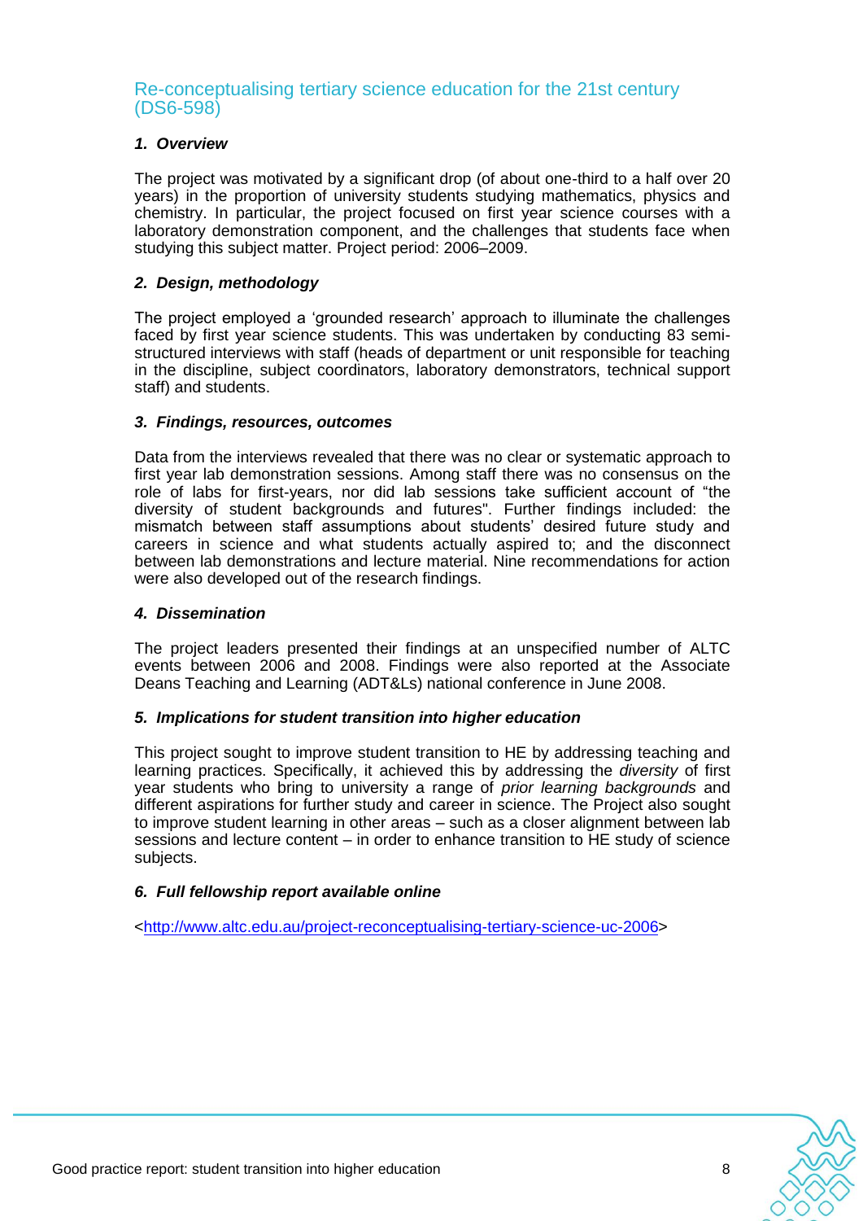## Re-conceptualising tertiary science education for the 21st century (DS6-598)

### *1. Overview*

The project was motivated by a significant drop (of about one-third to a half over 20 years) in the proportion of university students studying mathematics, physics and chemistry. In particular, the project focused on first year science courses with a laboratory demonstration component, and the challenges that students face when studying this subject matter. Project period: 2006–2009.

### *2. Design, methodology*

The project employed a 'grounded research' approach to illuminate the challenges faced by first year science students. This was undertaken by conducting 83 semi-structured interviews with staff (heads of department or unit responsible for teaching in the discipline, subject coordinators, laboratory demonstrators, technical support staff) and students.

### *3. Findings, resources, outcomes*

Data from the interviews revealed that there was no clear or systematic approach to first year lab demonstration sessions. Among staff there was no consensus on the role of labs for first-years, nor did lab sessions take sufficient account of "the diversity of student backgrounds and futures". Further findings included: the mismatch between staff assumptions about students' desired future study and careers in science and what students actually aspired to; and the disconnect between lab demonstrations and lecture material. Nine recommendations for action were also developed out of the research findings.

### *4. Dissemination*

The project leaders presented their findings at an unspecified number of ALTC events between 2006 and 2008. Findings were also reported at the Associate Deans Teaching and Learning (ADT&Ls) national conference in June 2008.

### *5. Implications for student transition into higher education*

This project sought to improve student transition to HE by addressing teaching and learning practices. Specifically, it achieved this by addressing the *diversity* of first year students who bring to university a range of *prior learning backgrounds* and different aspirations for further study and career in science. The Project also sought to improve student learning in other areas – such as a closer alignment between lab sessions and lecture content – in order to enhance transition to HE study of science subjects.

### *6. Full fellowship report available online*

<http://www.altc.edu.au/project-reconceptualising-tertiary-science-uc-2006>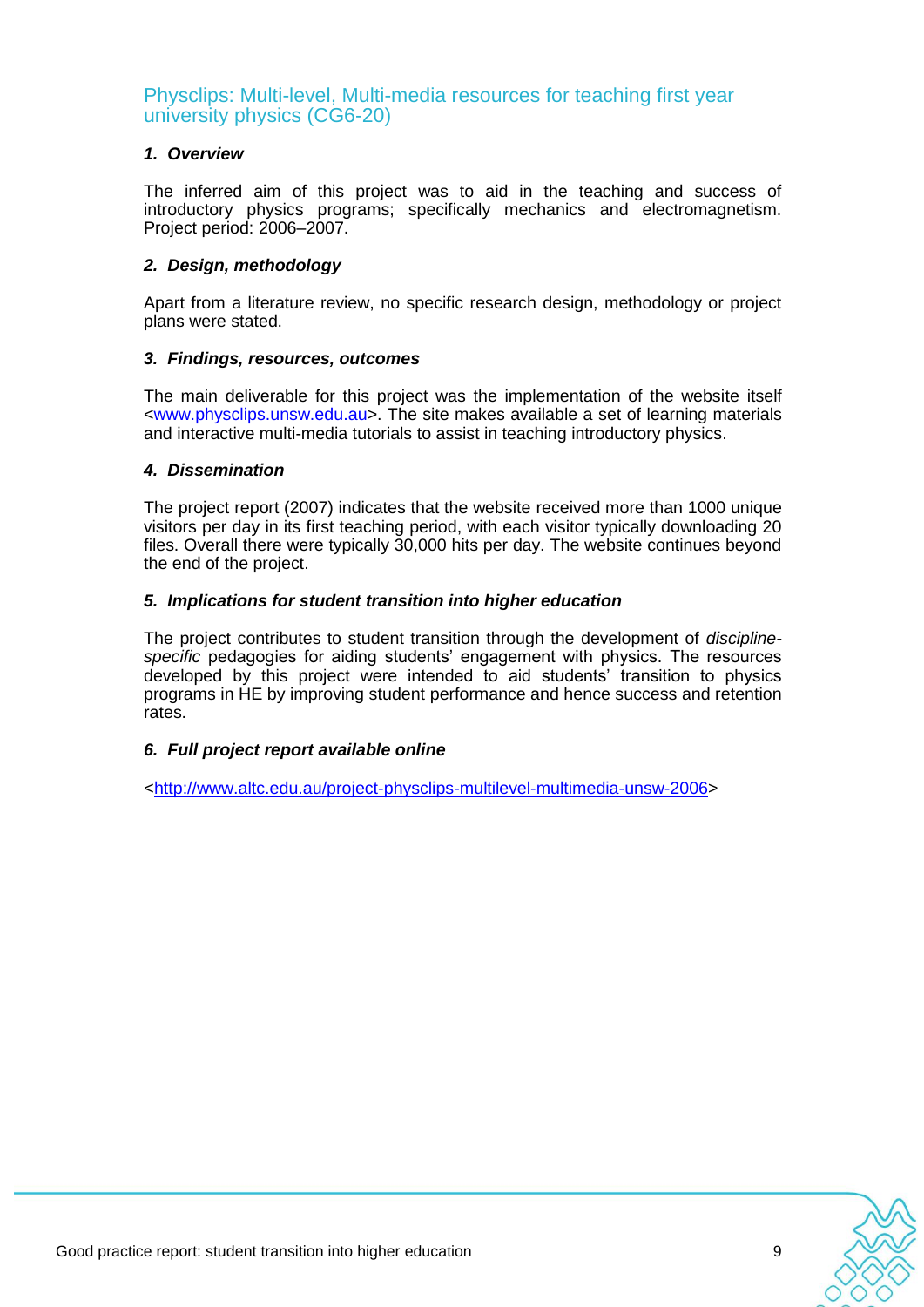## Physclips: Multi-level, Multi-media resources for teaching first year university physics (CG6-20)

### *1. Overview*

The inferred aim of this project was to aid in the teaching and success of introductory physics programs; specifically mechanics and electromagnetism. Project period: 2006–2007.

### *2. Design, methodology*

Apart from a literature review, no specific research design, methodology or project plans were stated.

### *3. Findings, resources, outcomes*

The main deliverable for this project was the implementation of the website itself <www.physclips.unsw.edu.au>. The site makes available a set of learning materials and interactive multi-media tutorials to assist in teaching introductory physics.

### *4. Dissemination*

The project report (2007) indicates that the website received more than 1000 unique visitors per day in its first teaching period, with each visitor typically downloading 20 files. Overall there were typically 30,000 hits per day. The website continues beyond the end of the project.

### *5. Implications for student transition into higher education*

The project contributes to student transition through the development of *discipline-specific* pedagogies for aiding students' engagement with physics. The resources developed by this project were intended to aid students' transition to physics programs in HE by improving student performance and hence success and retention rates.

### *6. Full project report available online*

<http://www.altc.edu.au/project-physclips-multilevel-multimedia-unsw-2006>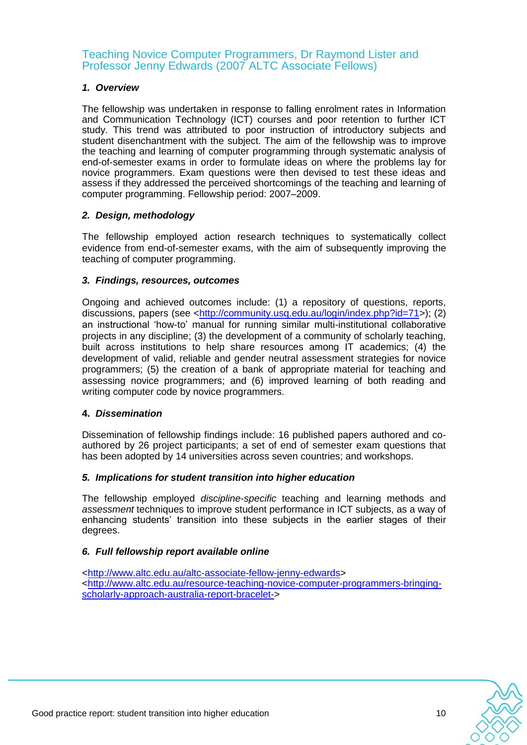## Teaching Novice Computer Programmers, Dr Raymond Lister and Professor Jenny Edwards (2007 ALTC Associate Fellows)

### *1. Overview*

The fellowship was undertaken in response to falling enrolment rates in Information and Communication Technology (ICT) courses and poor retention to further ICT study. This trend was attributed to poor instruction of introductory subjects and student disenchantment with the subject. The aim of the fellowship was to improve the teaching and learning of computer programming through systematic analysis of end-of-semester exams in order to formulate ideas on where the problems lay for novice programmers. Exam questions were then devised to test these ideas and assess if they addressed the perceived shortcomings of the teaching and learning of computer programming. Fellowship period: 2007–2009.

### *2. Design, methodology*

The fellowship employed action research techniques to systematically collect evidence from end-of-semester exams, with the aim of subsequently improving the teaching of computer programming.

### *3. Findings, resources, outcomes*

Ongoing and achieved outcomes include: (1) a repository of questions, reports, discussions, papers (see <http://community.usq.edu.au/login/index.php?id=71>); (2) an instructional 'how-to' manual for running similar multi-institutional collaborative projects in any discipline; (3) the development of a community of scholarly teaching, built across institutions to help share resources among IT academics; (4) the development of valid, reliable and gender neutral assessment strategies for novice programmers; (5) the creation of a bank of appropriate material for teaching and assessing novice programmers; and (6) improved learning of both reading and writing computer code by novice programmers.

### 4. *Dissemination*

Dissemination of fellowship findings include: 16 published papers authored and co-authored by 26 project participants; a set of end of semester exam questions that has been adopted by 14 universities across seven countries; and workshops.

### *5. Implications for student transition into higher education*

The fellowship employed *discipline-specific* teaching and learning methods and *assessment* techniques to improve student performance in ICT subjects, as a way of enhancing students' transition into these subjects in the earlier stages of their degrees.

### *6. Full fellowship report available online*

<http://www.altc.edu.au/altc-associate-fellow-jenny-edwards>
<http://www.altc.edu.au/resource-teaching-novice-computer-programmers-bringing-scholarly-approach-australia-report-bracelet->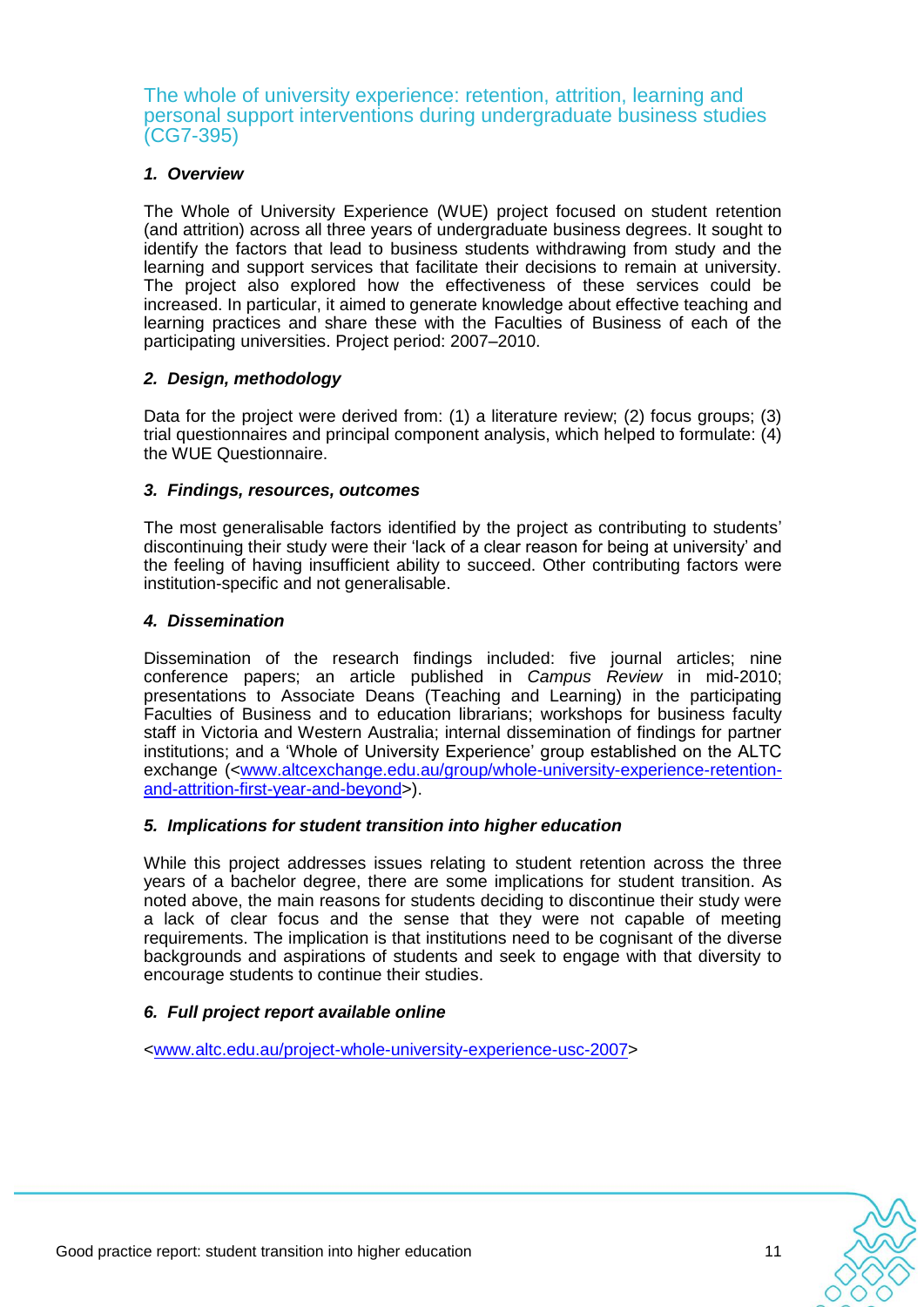## The whole of university experience: retention, attrition, learning and personal support interventions during undergraduate business studies (CG7-395)

### *1. Overview*

The Whole of University Experience (WUE) project focused on student retention (and attrition) across all three years of undergraduate business degrees. It sought to identify the factors that lead to business students withdrawing from study and the learning and support services that facilitate their decisions to remain at university. The project also explored how the effectiveness of these services could be increased. In particular, it aimed to generate knowledge about effective teaching and learning practices and share these with the Faculties of Business of each of the participating universities. Project period: 2007–2010.

### *2. Design, methodology*

Data for the project were derived from: (1) a literature review; (2) focus groups; (3) trial questionnaires and principal component analysis, which helped to formulate: (4) the WUE Questionnaire.

### *3. Findings, resources, outcomes*

The most generalisable factors identified by the project as contributing to students' discontinuing their study were their 'lack of a clear reason for being at university' and the feeling of having insufficient ability to succeed. Other contributing factors were institution-specific and not generalisable.

### *4. Dissemination*

Dissemination of the research findings included: five journal articles; nine conference papers; an article published in *Campus Review* in mid-2010; presentations to Associate Deans (Teaching and Learning) in the participating Faculties of Business and to education librarians; workshops for business faculty staff in Victoria and Western Australia; internal dissemination of findings for partner institutions; and a 'Whole of University Experience' group established on the ALTC exchange (<www.altcexchange.edu.au/group/whole-university-experience-retention-and-attrition-first-year-and-beyond>).

### *5. Implications for student transition into higher education*

While this project addresses issues relating to student retention across the three years of a bachelor degree, there are some implications for student transition. As noted above, the main reasons for students deciding to discontinue their study were a lack of clear focus and the sense that they were not capable of meeting requirements. The implication is that institutions need to be cognisant of the diverse backgrounds and aspirations of students and seek to engage with that diversity to encourage students to continue their studies.

### *6. Full project report available online*

<www.altc.edu.au/project-whole-university-experience-usc-2007>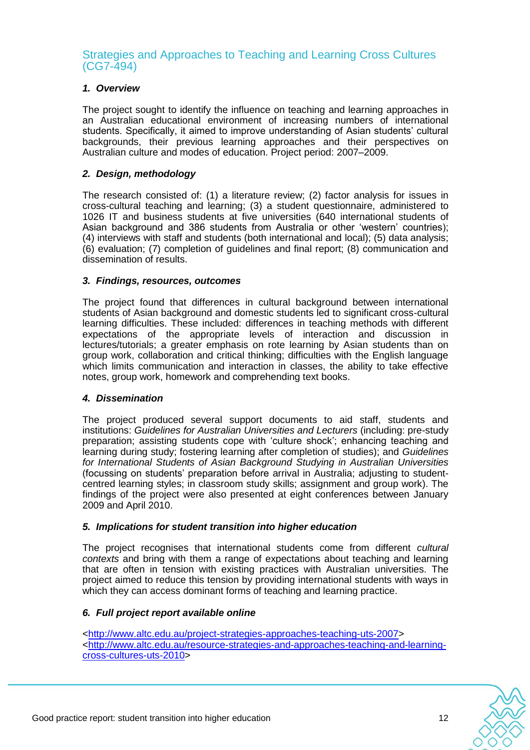## Strategies and Approaches to Teaching and Learning Cross Cultures (CG7-494)

### *1. Overview*

The project sought to identify the influence on teaching and learning approaches in an Australian educational environment of increasing numbers of international students. Specifically, it aimed to improve understanding of Asian students' cultural backgrounds, their previous learning approaches and their perspectives on Australian culture and modes of education. Project period: 2007–2009.

### *2. Design, methodology*

The research consisted of: (1) a literature review; (2) factor analysis for issues in cross-cultural teaching and learning; (3) a student questionnaire, administered to 1026 IT and business students at five universities (640 international students of Asian background and 386 students from Australia or other 'western' countries); (4) interviews with staff and students (both international and local); (5) data analysis; (6) evaluation; (7) completion of guidelines and final report; (8) communication and dissemination of results.

### *3. Findings, resources, outcomes*

The project found that differences in cultural background between international students of Asian background and domestic students led to significant cross-cultural learning difficulties. These included: differences in teaching methods with different expectations of the appropriate levels of interaction and discussion in lectures/tutorials; a greater emphasis on rote learning by Asian students than on group work, collaboration and critical thinking; difficulties with the English language which limits communication and interaction in classes, the ability to take effective notes, group work, homework and comprehending text books.

### *4. Dissemination*

The project produced several support documents to aid staff, students and institutions: *Guidelines for Australian Universities and Lecturers* (including: pre-study preparation; assisting students cope with 'culture shock'; enhancing teaching and learning during study; fostering learning after completion of studies); and *Guidelines for International Students of Asian Background Studying in Australian Universities* (focussing on students' preparation before arrival in Australia; adjusting to student-centred learning styles; in classroom study skills; assignment and group work). The findings of the project were also presented at eight conferences between January 2009 and April 2010.

### *5. Implications for student transition into higher education*

The project recognises that international students come from different *cultural contexts* and bring with them a range of expectations about teaching and learning that are often in tension with existing practices with Australian universities. The project aimed to reduce this tension by providing international students with ways in which they can access dominant forms of teaching and learning practice.

### *6. Full project report available online*

<http://www.altc.edu.au/project-strategies-approaches-teaching-uts-2007>
<http://www.altc.edu.au/resource-strategies-and-approaches-teaching-and-learning-cross-cultures-uts-2010>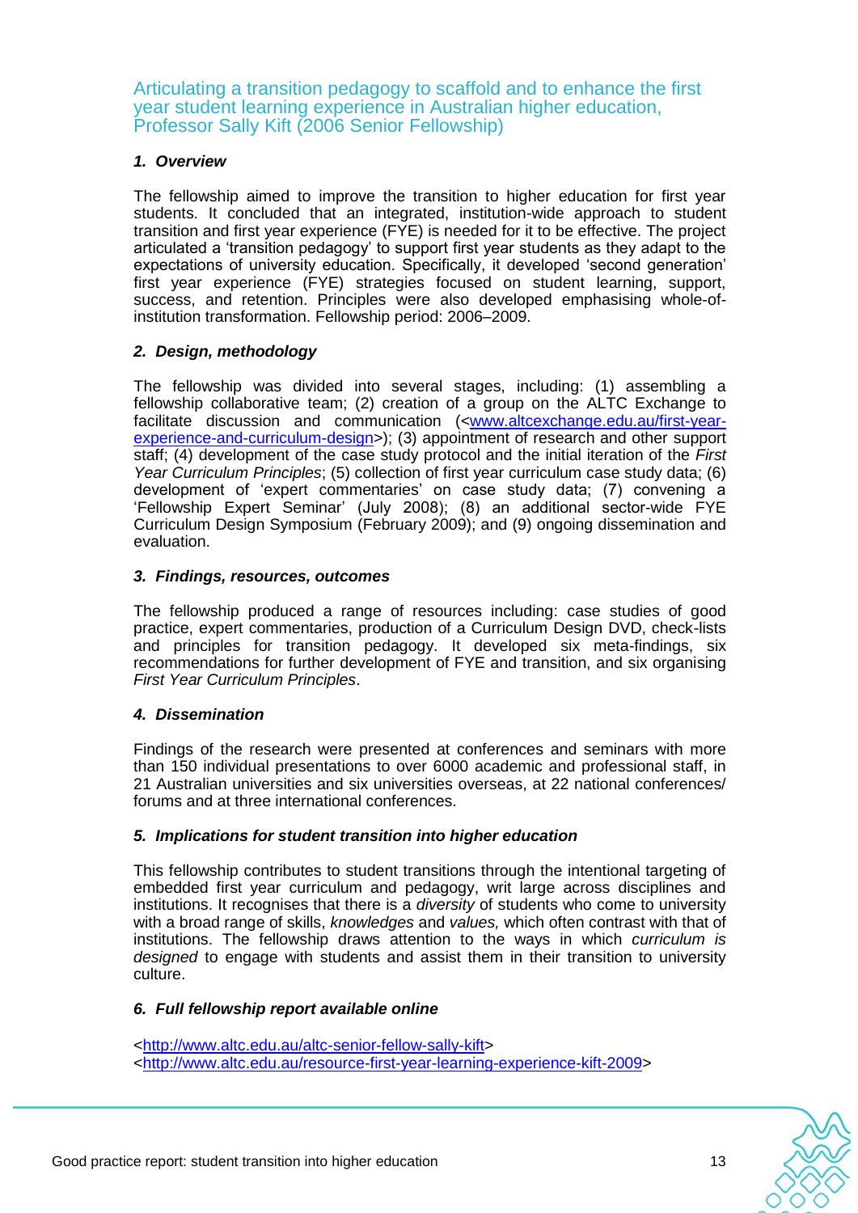## Articulating a transition pedagogy to scaffold and to enhance the first year student learning experience in Australian higher education, Professor Sally Kift (2006 Senior Fellowship)

### *1. Overview*

The fellowship aimed to improve the transition to higher education for first year students. It concluded that an integrated, institution-wide approach to student transition and first year experience (FYE) is needed for it to be effective. The project articulated a 'transition pedagogy' to support first year students as they adapt to the expectations of university education. Specifically, it developed 'second generation' first year experience (FYE) strategies focused on student learning, support, success, and retention. Principles were also developed emphasising whole-of-institution transformation. Fellowship period: 2006–2009.

### *2. Design, methodology*

The fellowship was divided into several stages, including: (1) assembling a fellowship collaborative team; (2) creation of a group on the ALTC Exchange to facilitate discussion and communication (<www.altcexchange.edu.au/first-year-experience-and-curriculum-design>); (3) appointment of research and other support staff; (4) development of the case study protocol and the initial iteration of the *First Year Curriculum Principles*; (5) collection of first year curriculum case study data; (6) development of 'expert commentaries' on case study data; (7) convening a 'Fellowship Expert Seminar' (July 2008); (8) an additional sector-wide FYE Curriculum Design Symposium (February 2009); and (9) ongoing dissemination and evaluation.

### *3. Findings, resources, outcomes*

The fellowship produced a range of resources including: case studies of good practice, expert commentaries, production of a Curriculum Design DVD, check-lists and principles for transition pedagogy. It developed six meta-findings, six recommendations for further development of FYE and transition, and six organising *First Year Curriculum Principles*.

### *4. Dissemination*

Findings of the research were presented at conferences and seminars with more than 150 individual presentations to over 6000 academic and professional staff, in 21 Australian universities and six universities overseas, at 22 national conferences/ forums and at three international conferences.

### *5. Implications for student transition into higher education*

This fellowship contributes to student transitions through the intentional targeting of embedded first year curriculum and pedagogy, writ large across disciplines and institutions. It recognises that there is a *diversity* of students who come to university with a broad range of skills, *knowledges* and *values,* which often contrast with that of institutions. The fellowship draws attention to the ways in which *curriculum is designed* to engage with students and assist them in their transition to university culture.

### *6. Full fellowship report available online*

<http://www.altc.edu.au/altc-senior-fellow-sally-kift>
<http://www.altc.edu.au/resource-first-year-learning-experience-kift-2009>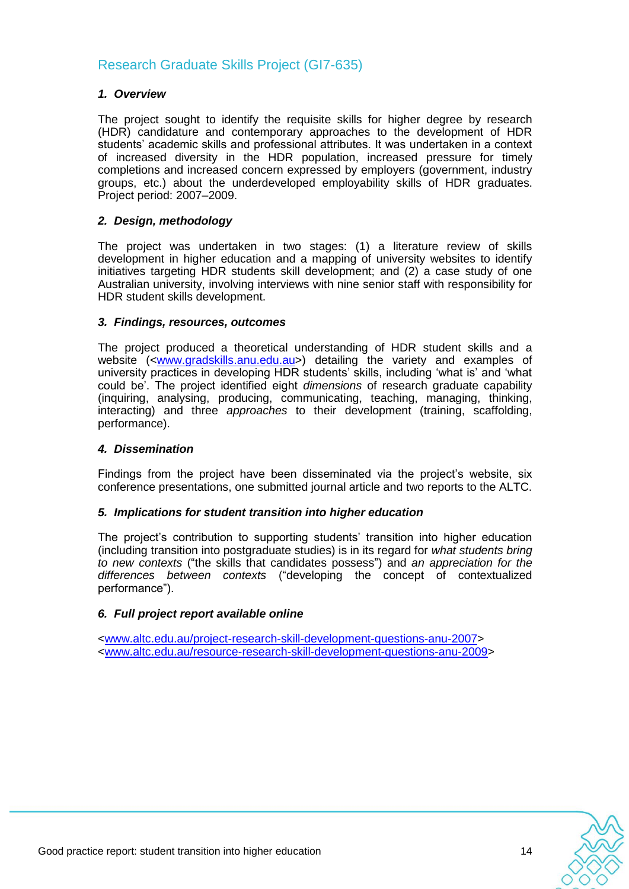## Research Graduate Skills Project (GI7-635)

### *1. Overview*

The project sought to identify the requisite skills for higher degree by research (HDR) candidature and contemporary approaches to the development of HDR students' academic skills and professional attributes. It was undertaken in a context of increased diversity in the HDR population, increased pressure for timely completions and increased concern expressed by employers (government, industry groups, etc.) about the underdeveloped employability skills of HDR graduates. Project period: 2007–2009.

### *2. Design, methodology*

The project was undertaken in two stages: (1) a literature review of skills development in higher education and a mapping of university websites to identify initiatives targeting HDR students skill development; and (2) a case study of one Australian university, involving interviews with nine senior staff with responsibility for HDR student skills development.

### *3. Findings, resources, outcomes*

The project produced a theoretical understanding of HDR student skills and a website (<www.gradskills.anu.edu.au>) detailing the variety and examples of university practices in developing HDR students' skills, including 'what is' and 'what could be'. The project identified eight *dimensions* of research graduate capability (inquiring, analysing, producing, communicating, teaching, managing, thinking, interacting) and three *approaches* to their development (training, scaffolding, performance).

### *4. Dissemination*

Findings from the project have been disseminated via the project's website, six conference presentations, one submitted journal article and two reports to the ALTC.

### *5. Implications for student transition into higher education*

The project's contribution to supporting students' transition into higher education (including transition into postgraduate studies) is in its regard for *what students bring to new contexts* ("the skills that candidates possess") and *an appreciation for the differences between contexts* ("developing the concept of contextualized performance").

### *6. Full project report available online*

<www.altc.edu.au/project-research-skill-development-questions-anu-2007>
<www.altc.edu.au/resource-research-skill-development-questions-anu-2009>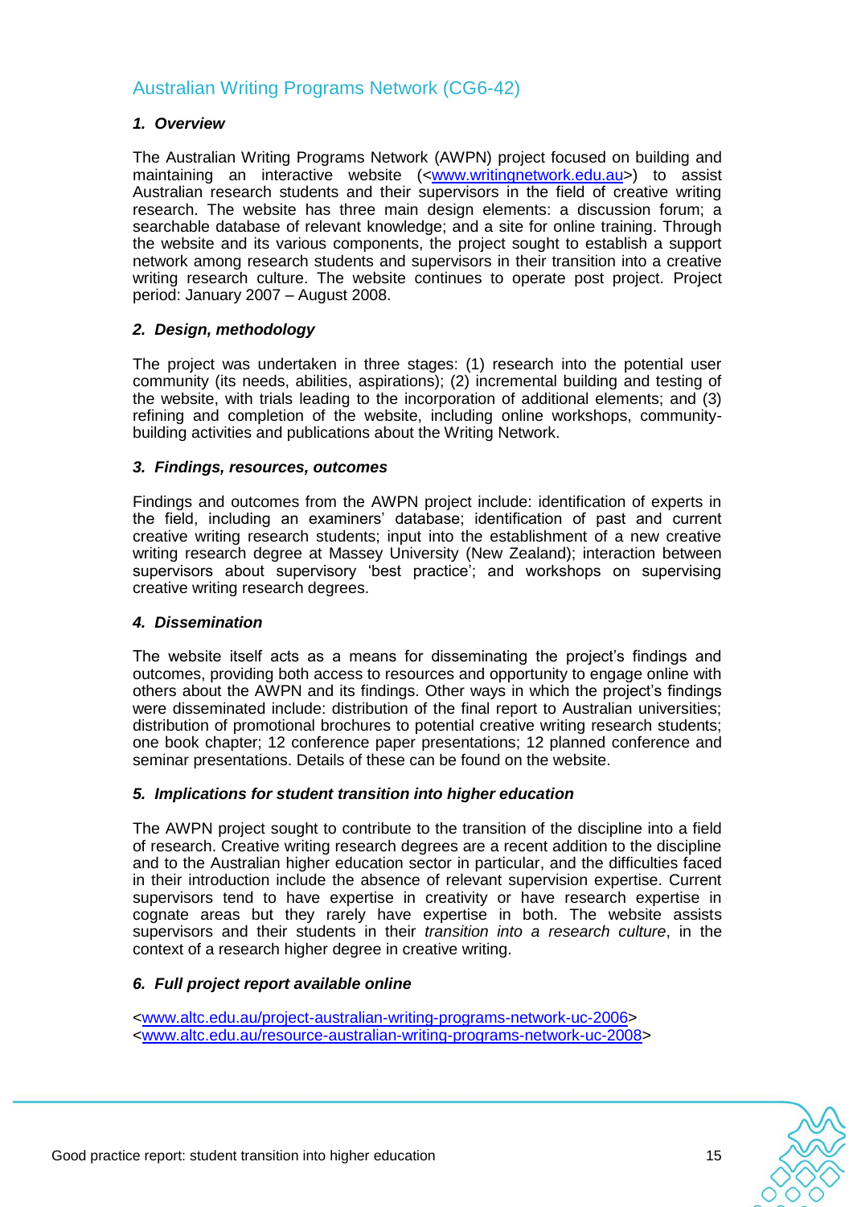## Australian Writing Programs Network (CG6-42)

### *1. Overview*

The Australian Writing Programs Network (AWPN) project focused on building and maintaining an interactive website (<www.writingnetwork.edu.au>) to assist Australian research students and their supervisors in the field of creative writing research. The website has three main design elements: a discussion forum; a searchable database of relevant knowledge; and a site for online training. Through the website and its various components, the project sought to establish a support network among research students and supervisors in their transition into a creative writing research culture. The website continues to operate post project. Project period: January 2007 – August 2008.

### *2. Design, methodology*

The project was undertaken in three stages: (1) research into the potential user community (its needs, abilities, aspirations); (2) incremental building and testing of the website, with trials leading to the incorporation of additional elements; and (3) refining and completion of the website, including online workshops, community-building activities and publications about the Writing Network.

### *3. Findings, resources, outcomes*

Findings and outcomes from the AWPN project include: identification of experts in the field, including an examiners' database; identification of past and current creative writing research students; input into the establishment of a new creative writing research degree at Massey University (New Zealand); interaction between supervisors about supervisory 'best practice'; and workshops on supervising creative writing research degrees.

### *4. Dissemination*

The website itself acts as a means for disseminating the project's findings and outcomes, providing both access to resources and opportunity to engage online with others about the AWPN and its findings. Other ways in which the project's findings were disseminated include: distribution of the final report to Australian universities; distribution of promotional brochures to potential creative writing research students; one book chapter; 12 conference paper presentations; 12 planned conference and seminar presentations. Details of these can be found on the website.

### *5. Implications for student transition into higher education*

The AWPN project sought to contribute to the transition of the discipline into a field of research. Creative writing research degrees are a recent addition to the discipline and to the Australian higher education sector in particular, and the difficulties faced in their introduction include the absence of relevant supervision expertise. Current supervisors tend to have expertise in creativity or have research expertise in cognate areas but they rarely have expertise in both. The website assists supervisors and their students in their *transition into a research culture*, in the context of a research higher degree in creative writing.

### *6. Full project report available online*

<www.altc.edu.au/project-australian-writing-programs-network-uc-2006>
<www.altc.edu.au/resource-australian-writing-programs-network-uc-2008>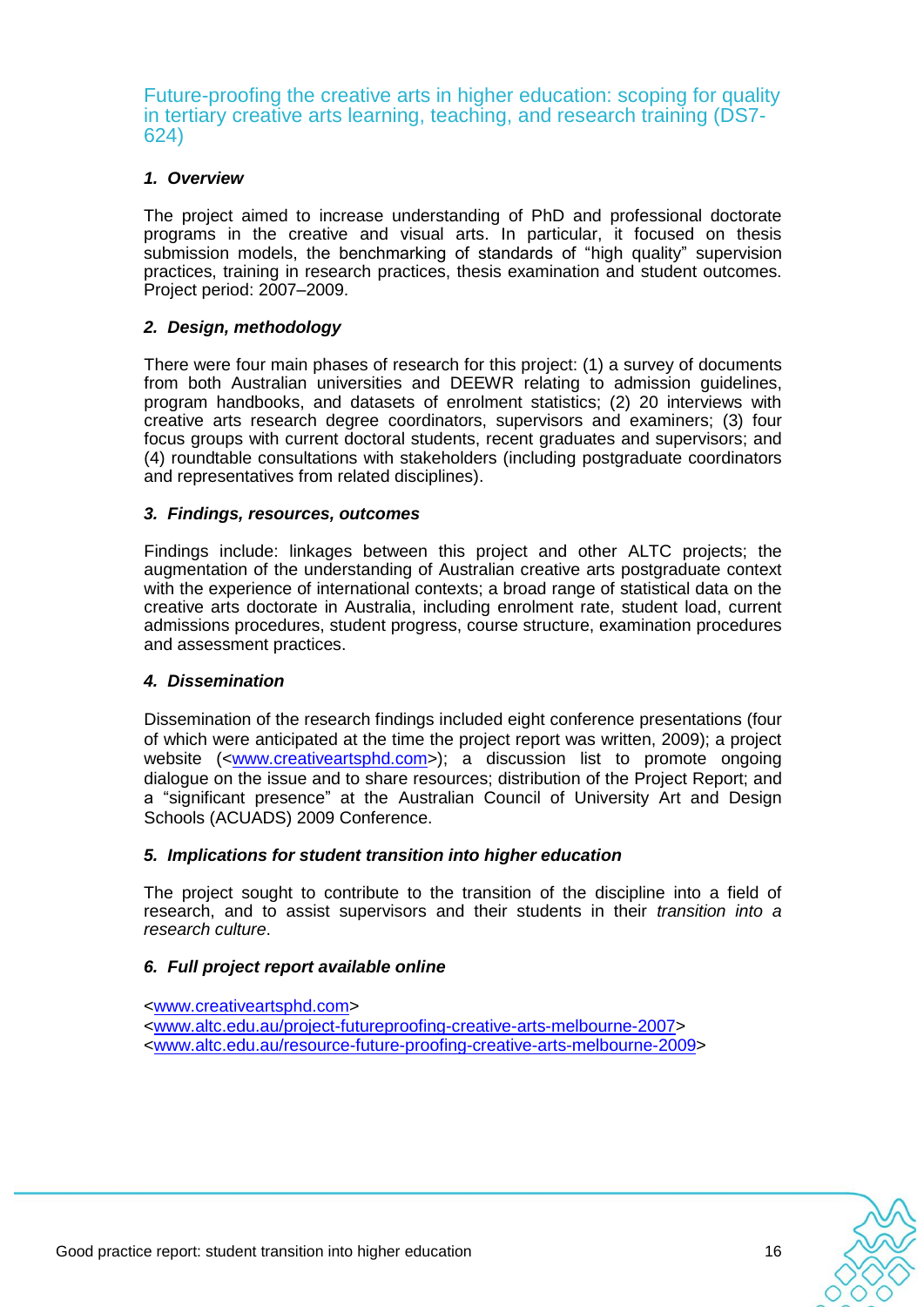## Future-proofing the creative arts in higher education: scoping for quality in tertiary creative arts learning, teaching, and research training (DS7-624)

### *1. Overview*

The project aimed to increase understanding of PhD and professional doctorate programs in the creative and visual arts. In particular, it focused on thesis submission models, the benchmarking of standards of "high quality" supervision practices, training in research practices, thesis examination and student outcomes. Project period: 2007–2009.

### *2. Design, methodology*

There were four main phases of research for this project: (1) a survey of documents from both Australian universities and DEEWR relating to admission guidelines, program handbooks, and datasets of enrolment statistics; (2) 20 interviews with creative arts research degree coordinators, supervisors and examiners; (3) four focus groups with current doctoral students, recent graduates and supervisors; and (4) roundtable consultations with stakeholders (including postgraduate coordinators and representatives from related disciplines).

### *3. Findings, resources, outcomes*

Findings include: linkages between this project and other ALTC projects; the augmentation of the understanding of Australian creative arts postgraduate context with the experience of international contexts; a broad range of statistical data on the creative arts doctorate in Australia, including enrolment rate, student load, current admissions procedures, student progress, course structure, examination procedures and assessment practices.

### *4. Dissemination*

Dissemination of the research findings included eight conference presentations (four of which were anticipated at the time the project report was written, 2009); a project website (<www.creativeartsphd.com>); a discussion list to promote ongoing dialogue on the issue and to share resources; distribution of the Project Report; and a "significant presence" at the Australian Council of University Art and Design Schools (ACUADS) 2009 Conference.

### *5. Implications for student transition into higher education*

The project sought to contribute to the transition of the discipline into a field of research, and to assist supervisors and their students in their *transition into a research culture*.

### *6. Full project report available online*

<www.creativeartsphd.com>
<www.altc.edu.au/project-futureproofing-creative-arts-melbourne-2007>
<www.altc.edu.au/resource-future-proofing-creative-arts-melbourne-2009>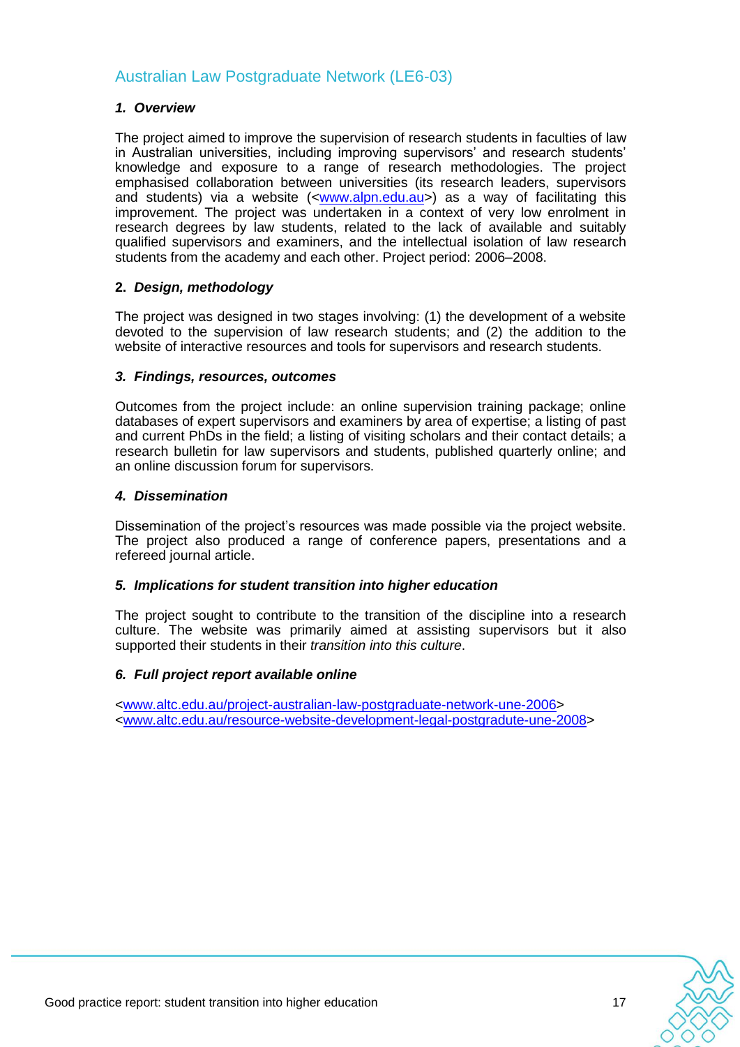## Australian Law Postgraduate Network (LE6-03)

### *1. Overview*

The project aimed to improve the supervision of research students in faculties of law in Australian universities, including improving supervisors' and research students' knowledge and exposure to a range of research methodologies. The project emphasised collaboration between universities (its research leaders, supervisors and students) via a website (<www.alpn.edu.au>) as a way of facilitating this improvement. The project was undertaken in a context of very low enrolment in research degrees by law students, related to the lack of available and suitably qualified supervisors and examiners, and the intellectual isolation of law research students from the academy and each other. Project period: 2006–2008.

### 2. *Design, methodology*

The project was designed in two stages involving: (1) the development of a website devoted to the supervision of law research students; and (2) the addition to the website of interactive resources and tools for supervisors and research students.

### *3. Findings, resources, outcomes*

Outcomes from the project include: an online supervision training package; online databases of expert supervisors and examiners by area of expertise; a listing of past and current PhDs in the field; a listing of visiting scholars and their contact details; a research bulletin for law supervisors and students, published quarterly online; and an online discussion forum for supervisors.

### *4. Dissemination*

Dissemination of the project's resources was made possible via the project website. The project also produced a range of conference papers, presentations and a refereed journal article.

### *5. Implications for student transition into higher education*

The project sought to contribute to the transition of the discipline into a research culture. The website was primarily aimed at assisting supervisors but it also supported their students in their *transition into this culture*.

### *6. Full project report available online*

<www.altc.edu.au/project-australian-law-postgraduate-network-une-2006>
<www.altc.edu.au/resource-website-development-legal-postgradute-une-2008>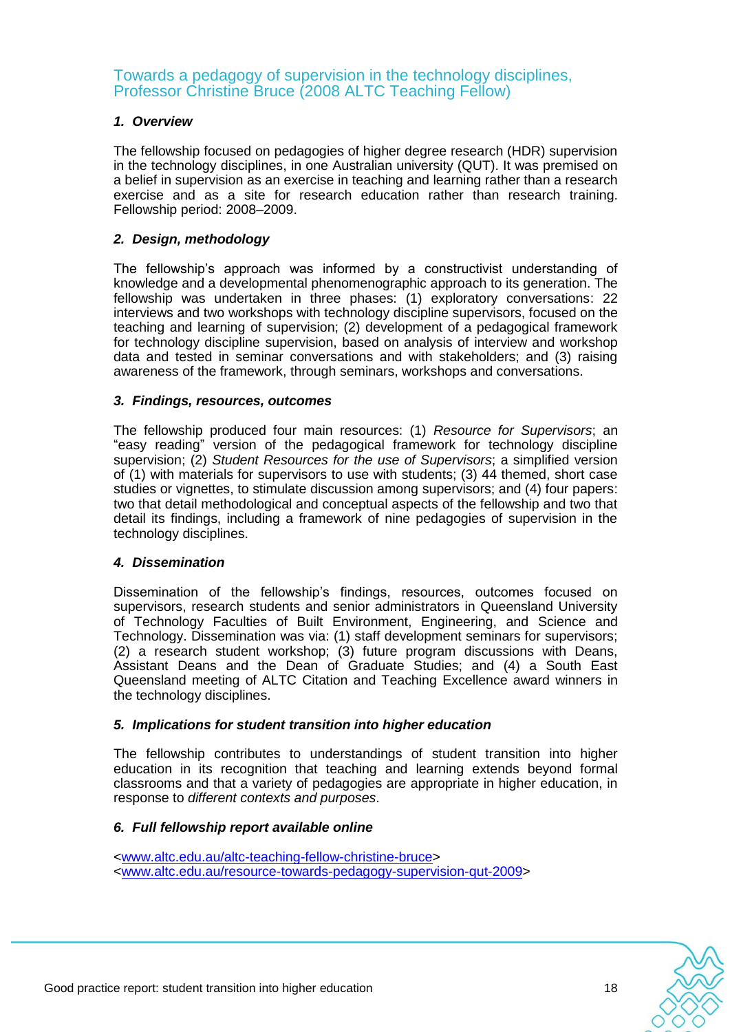## Towards a pedagogy of supervision in the technology disciplines, Professor Christine Bruce (2008 ALTC Teaching Fellow)

### *1. Overview*

The fellowship focused on pedagogies of higher degree research (HDR) supervision in the technology disciplines, in one Australian university (QUT). It was premised on a belief in supervision as an exercise in teaching and learning rather than a research exercise and as a site for research education rather than research training. Fellowship period: 2008–2009.

### *2. Design, methodology*

The fellowship's approach was informed by a constructivist understanding of knowledge and a developmental phenomenographic approach to its generation. The fellowship was undertaken in three phases: (1) exploratory conversations: 22 interviews and two workshops with technology discipline supervisors, focused on the teaching and learning of supervision; (2) development of a pedagogical framework for technology discipline supervision, based on analysis of interview and workshop data and tested in seminar conversations and with stakeholders; and (3) raising awareness of the framework, through seminars, workshops and conversations.

### *3. Findings, resources, outcomes*

The fellowship produced four main resources: (1) *Resource for Supervisors*; an "easy reading" version of the pedagogical framework for technology discipline supervision; (2) *Student Resources for the use of Supervisors*; a simplified version of (1) with materials for supervisors to use with students; (3) 44 themed, short case studies or vignettes, to stimulate discussion among supervisors; and (4) four papers: two that detail methodological and conceptual aspects of the fellowship and two that detail its findings, including a framework of nine pedagogies of supervision in the technology disciplines.

### *4. Dissemination*

Dissemination of the fellowship's findings, resources, outcomes focused on supervisors, research students and senior administrators in Queensland University of Technology Faculties of Built Environment, Engineering, and Science and Technology. Dissemination was via: (1) staff development seminars for supervisors; (2) a research student workshop; (3) future program discussions with Deans, Assistant Deans and the Dean of Graduate Studies; and (4) a South East Queensland meeting of ALTC Citation and Teaching Excellence award winners in the technology disciplines.

### *5. Implications for student transition into higher education*

The fellowship contributes to understandings of student transition into higher education in its recognition that teaching and learning extends beyond formal classrooms and that a variety of pedagogies are appropriate in higher education, in response to *different contexts and purposes*.

### *6. Full fellowship report available online*

<www.altc.edu.au/altc-teaching-fellow-christine-bruce>
<www.altc.edu.au/resource-towards-pedagogy-supervision-qut-2009>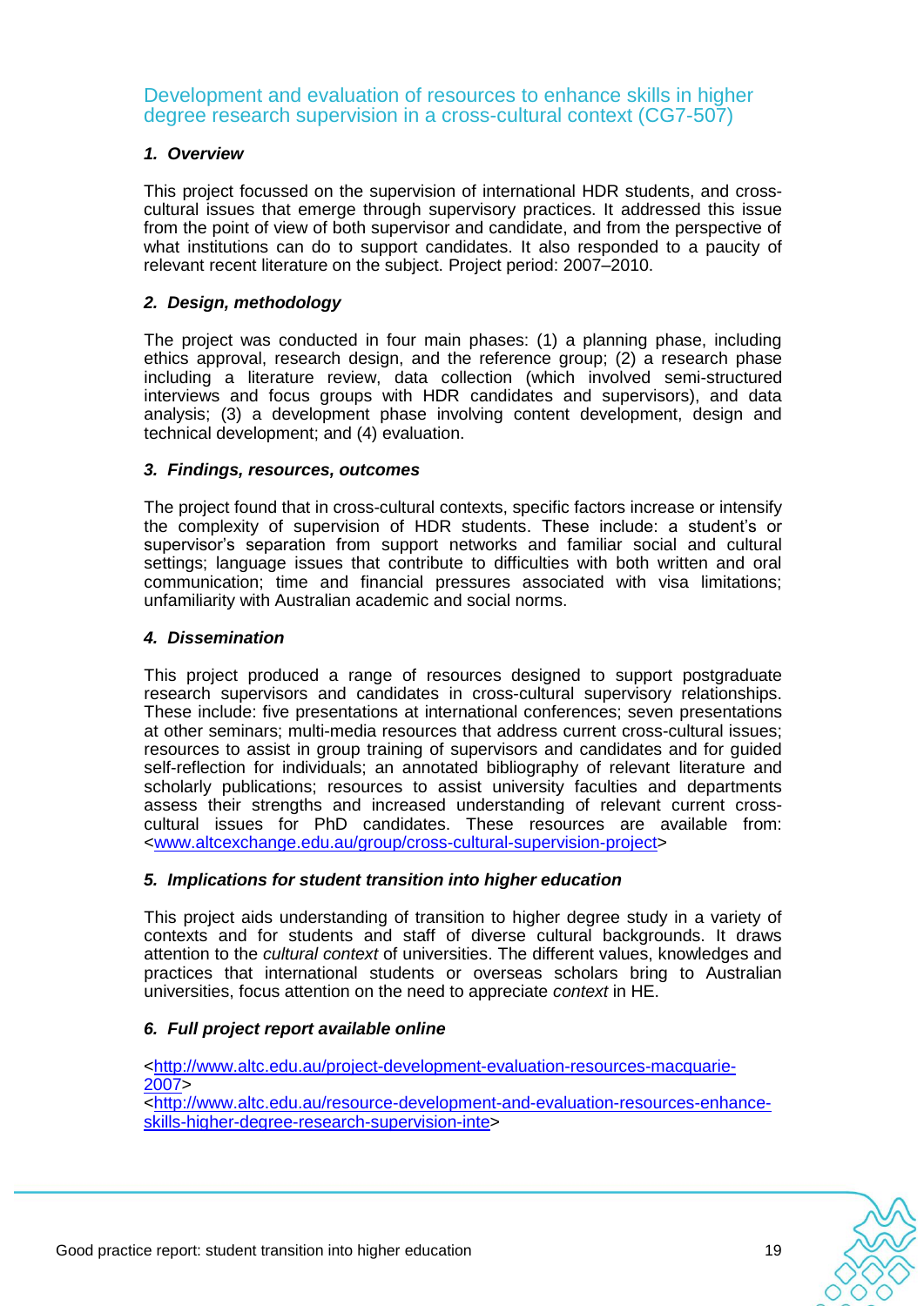## Development and evaluation of resources to enhance skills in higher degree research supervision in a cross-cultural context (CG7-507)

### *1. Overview*

This project focussed on the supervision of international HDR students, and cross-cultural issues that emerge through supervisory practices. It addressed this issue from the point of view of both supervisor and candidate, and from the perspective of what institutions can do to support candidates. It also responded to a paucity of relevant recent literature on the subject. Project period: 2007–2010.

### *2. Design, methodology*

The project was conducted in four main phases: (1) a planning phase, including ethics approval, research design, and the reference group; (2) a research phase including a literature review, data collection (which involved semi-structured interviews and focus groups with HDR candidates and supervisors), and data analysis; (3) a development phase involving content development, design and technical development; and (4) evaluation.

### *3. Findings, resources, outcomes*

The project found that in cross-cultural contexts, specific factors increase or intensify the complexity of supervision of HDR students. These include: a student's or supervisor's separation from support networks and familiar social and cultural settings; language issues that contribute to difficulties with both written and oral communication; time and financial pressures associated with visa limitations; unfamiliarity with Australian academic and social norms.

### *4. Dissemination*

This project produced a range of resources designed to support postgraduate research supervisors and candidates in cross-cultural supervisory relationships. These include: five presentations at international conferences; seven presentations at other seminars; multi-media resources that address current cross-cultural issues; resources to assist in group training of supervisors and candidates and for guided self-reflection for individuals; an annotated bibliography of relevant literature and scholarly publications; resources to assist university faculties and departments assess their strengths and increased understanding of relevant current cross-cultural issues for PhD candidates. These resources are available from: <www.altcexchange.edu.au/group/cross-cultural-supervision-project>

### *5. Implications for student transition into higher education*

This project aids understanding of transition to higher degree study in a variety of contexts and for students and staff of diverse cultural backgrounds. It draws attention to the *cultural context* of universities. The different values, knowledges and practices that international students or overseas scholars bring to Australian universities, focus attention on the need to appreciate *context* in HE.

### *6. Full project report available online*

<http://www.altc.edu.au/project-development-evaluation-resources-macquarie-2007>
<http://www.altc.edu.au/resource-development-and-evaluation-resources-enhance-skills-higher-degree-research-supervision-inte>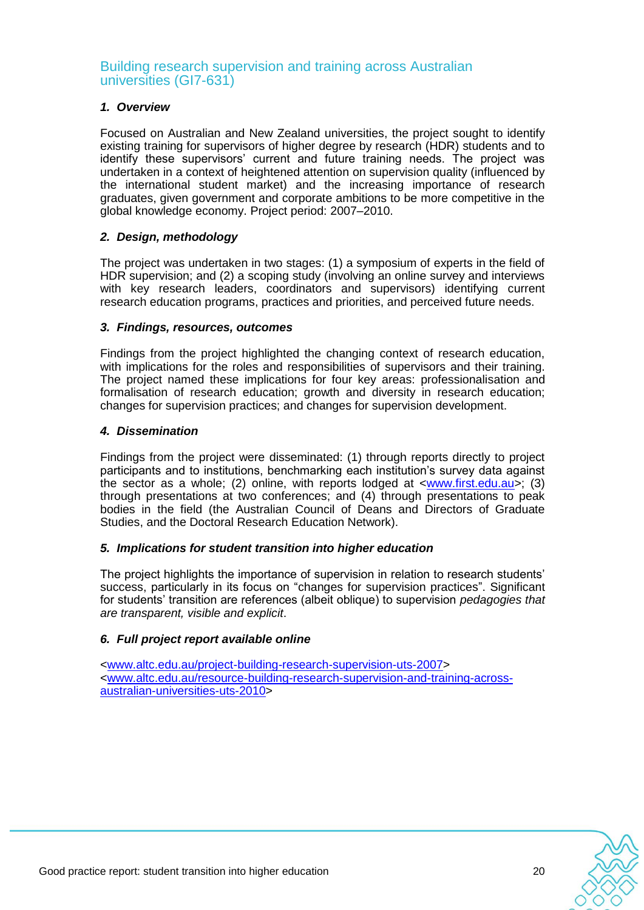## Building research supervision and training across Australian universities (GI7-631)

### *1. Overview*

Focused on Australian and New Zealand universities, the project sought to identify existing training for supervisors of higher degree by research (HDR) students and to identify these supervisors' current and future training needs. The project was undertaken in a context of heightened attention on supervision quality (influenced by the international student market) and the increasing importance of research graduates, given government and corporate ambitions to be more competitive in the global knowledge economy. Project period: 2007–2010.

### *2. Design, methodology*

The project was undertaken in two stages: (1) a symposium of experts in the field of HDR supervision; and (2) a scoping study (involving an online survey and interviews with key research leaders, coordinators and supervisors) identifying current research education programs, practices and priorities, and perceived future needs.

### *3. Findings, resources, outcomes*

Findings from the project highlighted the changing context of research education, with implications for the roles and responsibilities of supervisors and their training. The project named these implications for four key areas: professionalisation and formalisation of research education; growth and diversity in research education; changes for supervision practices; and changes for supervision development.

### *4. Dissemination*

Findings from the project were disseminated: (1) through reports directly to project participants and to institutions, benchmarking each institution's survey data against the sector as a whole; (2) online, with reports lodged at <www.first.edu.au>; (3) through presentations at two conferences; and (4) through presentations to peak bodies in the field (the Australian Council of Deans and Directors of Graduate Studies, and the Doctoral Research Education Network).

### *5. Implications for student transition into higher education*

The project highlights the importance of supervision in relation to research students' success, particularly in its focus on "changes for supervision practices". Significant for students' transition are references (albeit oblique) to supervision *pedagogies that are transparent, visible and explicit*.

### *6. Full project report available online*

<www.altc.edu.au/project-building-research-supervision-uts-2007>
<www.altc.edu.au/resource-building-research-supervision-and-training-across-australian-universities-uts-2010>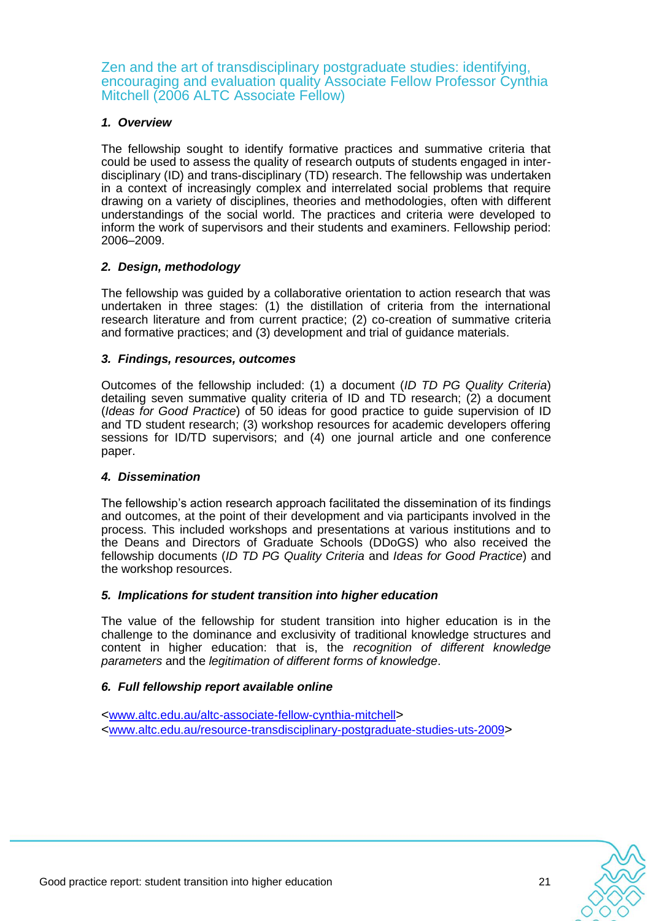## Zen and the art of transdisciplinary postgraduate studies: identifying, encouraging and evaluation quality Associate Fellow Professor Cynthia Mitchell (2006 ALTC Associate Fellow)

### *1. Overview*

The fellowship sought to identify formative practices and summative criteria that could be used to assess the quality of research outputs of students engaged in inter-disciplinary (ID) and trans-disciplinary (TD) research. The fellowship was undertaken in a context of increasingly complex and interrelated social problems that require drawing on a variety of disciplines, theories and methodologies, often with different understandings of the social world. The practices and criteria were developed to inform the work of supervisors and their students and examiners. Fellowship period: 2006–2009.

### *2. Design, methodology*

The fellowship was guided by a collaborative orientation to action research that was undertaken in three stages: (1) the distillation of criteria from the international research literature and from current practice; (2) co-creation of summative criteria and formative practices; and (3) development and trial of guidance materials.

### *3. Findings, resources, outcomes*

Outcomes of the fellowship included: (1) a document (*ID TD PG Quality Criteria*) detailing seven summative quality criteria of ID and TD research; (2) a document (*Ideas for Good Practice*) of 50 ideas for good practice to guide supervision of ID and TD student research; (3) workshop resources for academic developers offering sessions for ID/TD supervisors; and (4) one journal article and one conference paper.

### *4. Dissemination*

The fellowship's action research approach facilitated the dissemination of its findings and outcomes, at the point of their development and via participants involved in the process. This included workshops and presentations at various institutions and to the Deans and Directors of Graduate Schools (DDoGS) who also received the fellowship documents (*ID TD PG Quality Criteria* and *Ideas for Good Practice*) and the workshop resources.

### *5. Implications for student transition into higher education*

The value of the fellowship for student transition into higher education is in the challenge to the dominance and exclusivity of traditional knowledge structures and content in higher education: that is, the *recognition of different knowledge parameters* and the *legitimation of different forms of knowledge*.

### *6. Full fellowship report available online*

<www.altc.edu.au/altc-associate-fellow-cynthia-mitchell>
<www.altc.edu.au/resource-transdisciplinary-postgraduate-studies-uts-2009>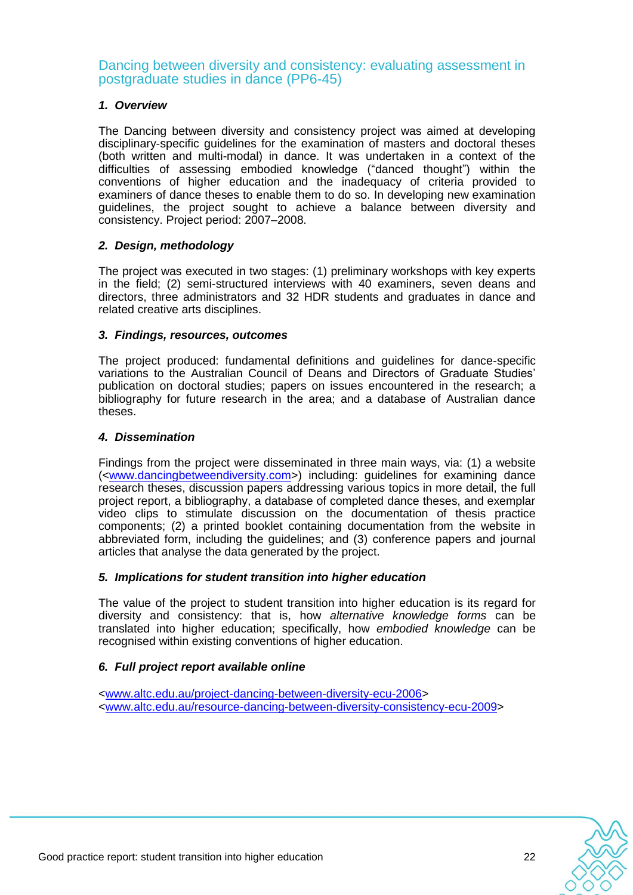## Dancing between diversity and consistency: evaluating assessment in postgraduate studies in dance (PP6-45)

### *1. Overview*

The Dancing between diversity and consistency project was aimed at developing disciplinary-specific guidelines for the examination of masters and doctoral theses (both written and multi-modal) in dance. It was undertaken in a context of the difficulties of assessing embodied knowledge ("danced thought") within the conventions of higher education and the inadequacy of criteria provided to examiners of dance theses to enable them to do so. In developing new examination guidelines, the project sought to achieve a balance between diversity and consistency. Project period: 2007–2008.

### *2. Design, methodology*

The project was executed in two stages: (1) preliminary workshops with key experts in the field; (2) semi-structured interviews with 40 examiners, seven deans and directors, three administrators and 32 HDR students and graduates in dance and related creative arts disciplines.

### *3. Findings, resources, outcomes*

The project produced: fundamental definitions and guidelines for dance-specific variations to the Australian Council of Deans and Directors of Graduate Studies' publication on doctoral studies; papers on issues encountered in the research; a bibliography for future research in the area; and a database of Australian dance theses.

### *4. Dissemination*

Findings from the project were disseminated in three main ways, via: (1) a website (<www.dancingbetweendiversity.com>) including: guidelines for examining dance research theses, discussion papers addressing various topics in more detail, the full project report, a bibliography, a database of completed dance theses, and exemplar video clips to stimulate discussion on the documentation of thesis practice components; (2) a printed booklet containing documentation from the website in abbreviated form, including the guidelines; and (3) conference papers and journal articles that analyse the data generated by the project.

### *5. Implications for student transition into higher education*

The value of the project to student transition into higher education is its regard for diversity and consistency: that is, how *alternative knowledge forms* can be translated into higher education; specifically, how *embodied knowledge* can be recognised within existing conventions of higher education.

### *6. Full project report available online*

<www.altc.edu.au/project-dancing-between-diversity-ecu-2006>
<www.altc.edu.au/resource-dancing-between-diversity-consistency-ecu-2009>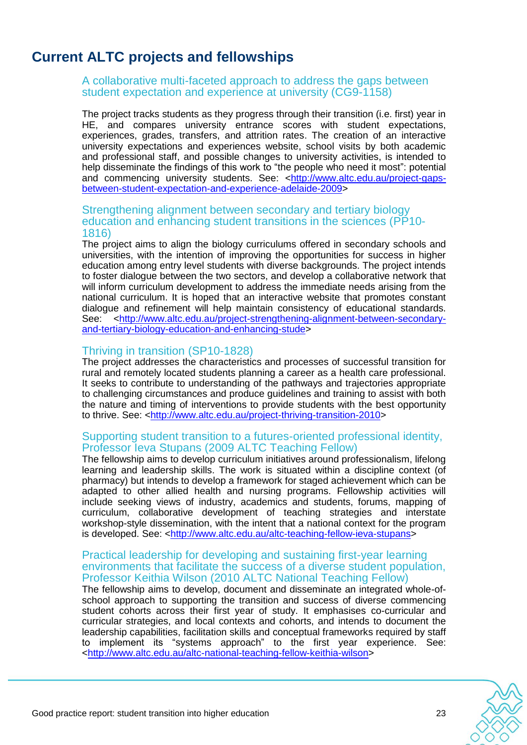## Current ALTC projects and fellowships

### A collaborative multi-faceted approach to address the gaps between student expectation and experience at university (CG9-1158)

The project tracks students as they progress through their transition (i.e. first) year in HE, and compares university entrance scores with student expectations, experiences, grades, transfers, and attrition rates. The creation of an interactive university expectations and experiences website, school visits by both academic and professional staff, and possible changes to university activities, is intended to help disseminate the findings of this work to "the people who need it most": potential and commencing university students. See: <http://www.altc.edu.au/project-gaps-between-student-expectation-and-experience-adelaide-2009>

### Strengthening alignment between secondary and tertiary biology education and enhancing student transitions in the sciences (PP10-1816)

The project aims to align the biology curriculums offered in secondary schools and universities, with the intention of improving the opportunities for success in higher education among entry level students with diverse backgrounds. The project intends to foster dialogue between the two sectors, and develop a collaborative network that will inform curriculum development to address the immediate needs arising from the national curriculum. It is hoped that an interactive website that promotes constant dialogue and refinement will help maintain consistency of educational standards. See: <http://www.altc.edu.au/project-strengthening-alignment-between-secondary-and-tertiary-biology-education-and-enhancing-stude>

### Thriving in transition (SP10-1828)

The project addresses the characteristics and processes of successful transition for rural and remotely located students planning a career as a health care professional. It seeks to contribute to understanding of the pathways and trajectories appropriate to challenging circumstances and produce guidelines and training to assist with both the nature and timing of interventions to provide students with the best opportunity to thrive. See: <http://www.altc.edu.au/project-thriving-transition-2010>

### Supporting student transition to a futures-oriented professional identity, Professor Ieva Stupans (2009 ALTC Teaching Fellow)

The fellowship aims to develop curriculum initiatives around professionalism, lifelong learning and leadership skills. The work is situated within a discipline context (of pharmacy) but intends to develop a framework for staged achievement which can be adapted to other allied health and nursing programs. Fellowship activities will include seeking views of industry, academics and students, forums, mapping of curriculum, collaborative development of teaching strategies and interstate workshop-style dissemination, with the intent that a national context for the program is developed. See: <http://www.altc.edu.au/altc-teaching-fellow-ieva-stupans>

### Practical leadership for developing and sustaining first-year learning environments that facilitate the success of a diverse student population, Professor Keithia Wilson (2010 ALTC National Teaching Fellow)

The fellowship aims to develop, document and disseminate an integrated whole-of-school approach to supporting the transition and success of diverse commencing student cohorts across their first year of study. It emphasises co-curricular and curricular strategies, and local contexts and cohorts, and intends to document the leadership capabilities, facilitation skills and conceptual frameworks required by staff to implement its "systems approach" to the first year experience. See: <http://www.altc.edu.au/altc-national-teaching-fellow-keithia-wilson>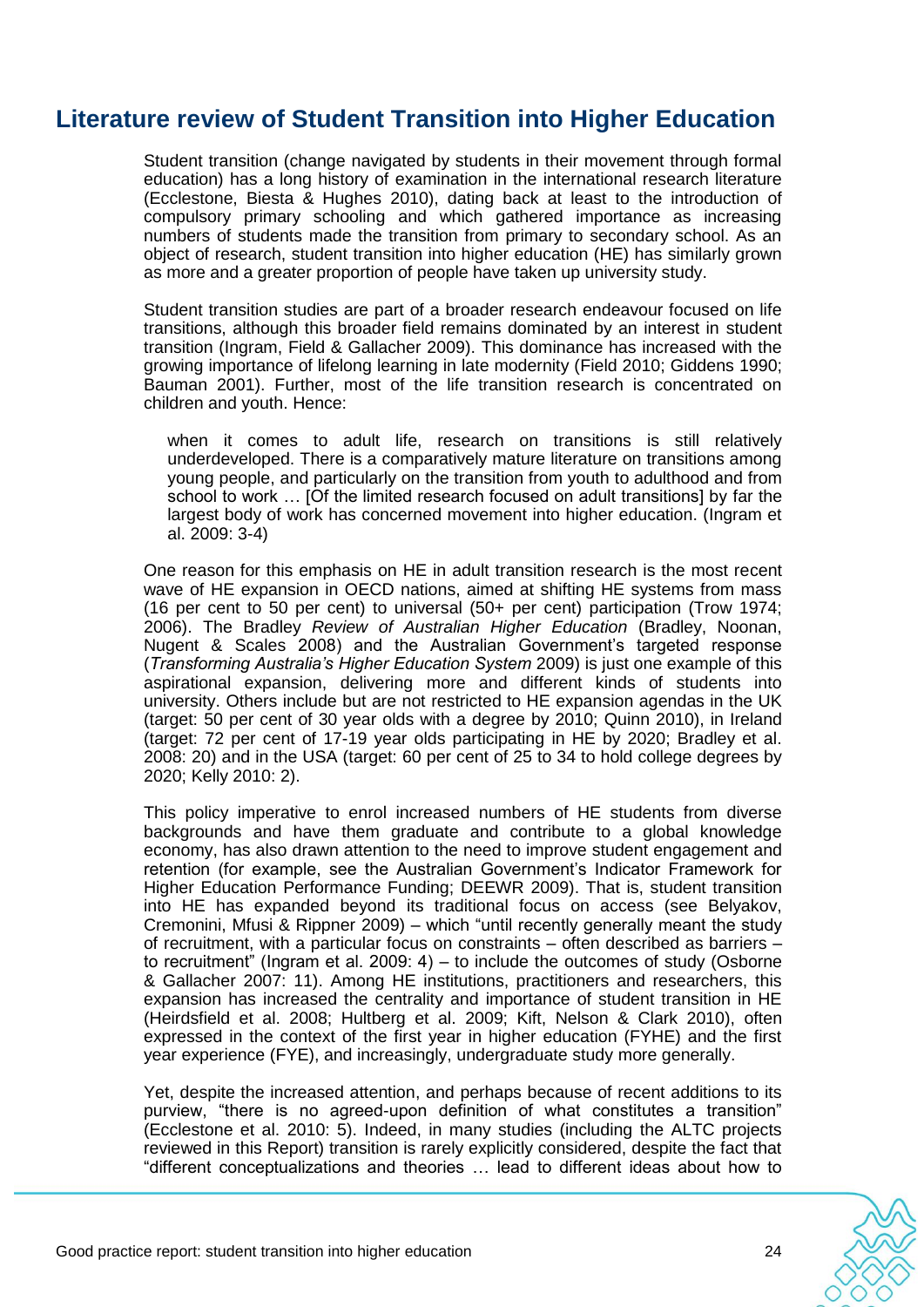# Literature review of Student Transition into Higher Education

Student transition (change navigated by students in their movement through formal education) has a long history of examination in the international research literature (Ecclestone, Biesta & Hughes 2010), dating back at least to the introduction of compulsory primary schooling and which gathered importance as increasing numbers of students made the transition from primary to secondary school. As an object of research, student transition into higher education (HE) has similarly grown as more and a greater proportion of people have taken up university study.

Student transition studies are part of a broader research endeavour focused on life transitions, although this broader field remains dominated by an interest in student transition (Ingram, Field & Gallacher 2009). This dominance has increased with the growing importance of lifelong learning in late modernity (Field 2010; Giddens 1990; Bauman 2001). Further, most of the life transition research is concentrated on children and youth. Hence:

> when it comes to adult life, research on transitions is still relatively underdeveloped. There is a comparatively mature literature on transitions among young people, and particularly on the transition from youth to adulthood and from school to work … [Of the limited research focused on adult transitions] by far the largest body of work has concerned movement into higher education. (Ingram et al. 2009: 3-4)

One reason for this emphasis on HE in adult transition research is the most recent wave of HE expansion in OECD nations, aimed at shifting HE systems from mass (16 per cent to 50 per cent) to universal (50+ per cent) participation (Trow 1974; 2006). The Bradley *Review of Australian Higher Education* (Bradley, Noonan, Nugent & Scales 2008) and the Australian Government's targeted response (*Transforming Australia's Higher Education System* 2009) is just one example of this aspirational expansion, delivering more and different kinds of students into university. Others include but are not restricted to HE expansion agendas in the UK (target: 50 per cent of 30 year olds with a degree by 2010; Quinn 2010), in Ireland (target: 72 per cent of 17-19 year olds participating in HE by 2020; Bradley et al. 2008: 20) and in the USA (target: 60 per cent of 25 to 34 to hold college degrees by 2020; Kelly 2010: 2).

This policy imperative to enrol increased numbers of HE students from diverse backgrounds and have them graduate and contribute to a global knowledge economy, has also drawn attention to the need to improve student engagement and retention (for example, see the Australian Government's Indicator Framework for Higher Education Performance Funding; DEEWR 2009). That is, student transition into HE has expanded beyond its traditional focus on access (see Belyakov, Cremonini, Mfusi & Rippner 2009) – which "until recently generally meant the study of recruitment, with a particular focus on constraints – often described as barriers – to recruitment" (Ingram et al. 2009: 4) – to include the outcomes of study (Osborne & Gallacher 2007: 11). Among HE institutions, practitioners and researchers, this expansion has increased the centrality and importance of student transition in HE (Heirdsfield et al. 2008; Hultberg et al. 2009; Kift, Nelson & Clark 2010), often expressed in the context of the first year in higher education (FYHE) and the first year experience (FYE), and increasingly, undergraduate study more generally.

Yet, despite the increased attention, and perhaps because of recent additions to its purview, "there is no agreed-upon definition of what constitutes a transition" (Ecclestone et al. 2010: 5). Indeed, in many studies (including the ALTC projects reviewed in this Report) transition is rarely explicitly considered, despite the fact that "different conceptualizations and theories … lead to different ideas about how to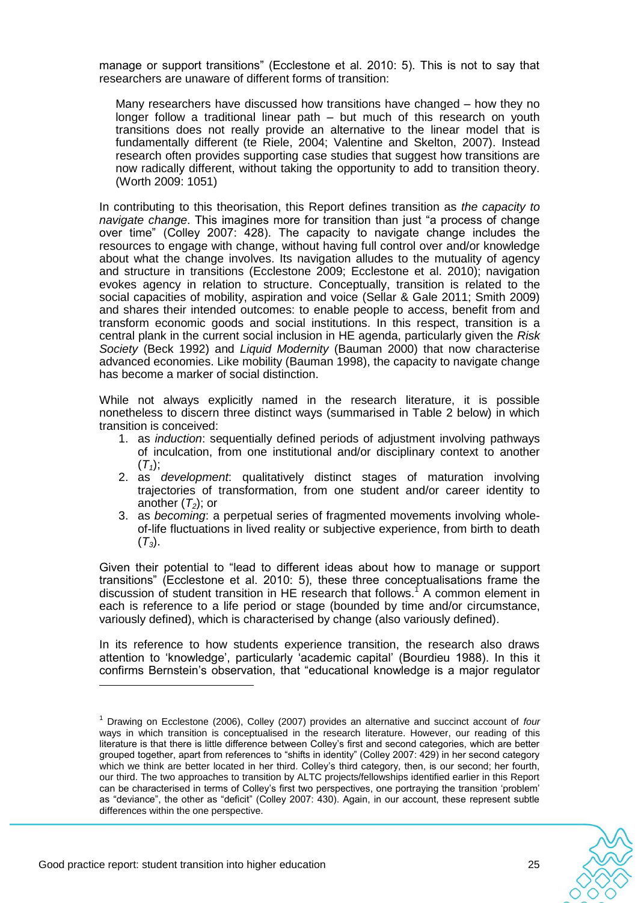manage or support transitions" (Ecclestone et al. 2010: 5). This is not to say that researchers are unaware of different forms of transition:

> Many researchers have discussed how transitions have changed – how they no longer follow a traditional linear path – but much of this research on youth transitions does not really provide an alternative to the linear model that is fundamentally different (te Riele, 2004; Valentine and Skelton, 2007). Instead research often provides supporting case studies that suggest how transitions are now radically different, without taking the opportunity to add to transition theory. (Worth 2009: 1051)

In contributing to this theorisation, this Report defines transition as *the capacity to navigate change*. This imagines more for transition than just "a process of change over time" (Colley 2007: 428). The capacity to navigate change includes the resources to engage with change, without having full control over and/or knowledge about what the change involves. Its navigation alludes to the mutuality of agency and structure in transitions (Ecclestone 2009; Ecclestone et al. 2010); navigation evokes agency in relation to structure. Conceptually, transition is related to the social capacities of mobility, aspiration and voice (Sellar & Gale 2011; Smith 2009) and shares their intended outcomes: to enable people to access, benefit from and transform economic goods and social institutions. In this respect, transition is a central plank in the current social inclusion in HE agenda, particularly given the *Risk Society* (Beck 1992) and *Liquid Modernity* (Bauman 2000) that now characterise advanced economies. Like mobility (Bauman 1998), the capacity to navigate change has become a marker of social distinction.

While not always explicitly named in the research literature, it is possible nonetheless to discern three distinct ways (summarised in Table 2 below) in which transition is conceived:

1. as *induction*: sequentially defined periods of adjustment involving pathways of inculcation, from one institutional and/or disciplinary context to another ($T_1$);
2. as *development*: qualitatively distinct stages of maturation involving trajectories of transformation, from one student and/or career identity to another ($T_2$); or
3. as *becoming*: a perpetual series of fragmented movements involving whole-of-life fluctuations in lived reality or subjective experience, from birth to death ($T_3$).

Given their potential to "lead to different ideas about how to manage or support transitions" (Ecclestone et al. 2010: 5), these three conceptualisations frame the discussion of student transition in HE research that follows.[1] A common element in each is reference to a life period or stage (bounded by time and/or circumstance, variously defined), which is characterised by change (also variously defined).

In its reference to how students experience transition, the research also draws attention to 'knowledge', particularly 'academic capital' (Bourdieu 1988). In this it confirms Bernstein's observation, that "educational knowledge is a major regulator

[1] Drawing on Ecclestone (2006), Colley (2007) provides an alternative and succinct account of *four* ways in which transition is conceptualised in the research literature. However, our reading of this literature is that there is little difference between Colley's first and second categories, which are better grouped together, apart from references to "shifts in identity" (Colley 2007: 429) in her second category which we think are better located in her third. Colley's third category, then, is our second; her fourth, our third. The two approaches to transition by ALTC projects/fellowships identified earlier in this Report can be characterised in terms of Colley's first two perspectives, one portraying the transition 'problem' as "deviance", the other as "deficit" (Colley 2007: 430). Again, in our account, these represent subtle differences within the one perspective.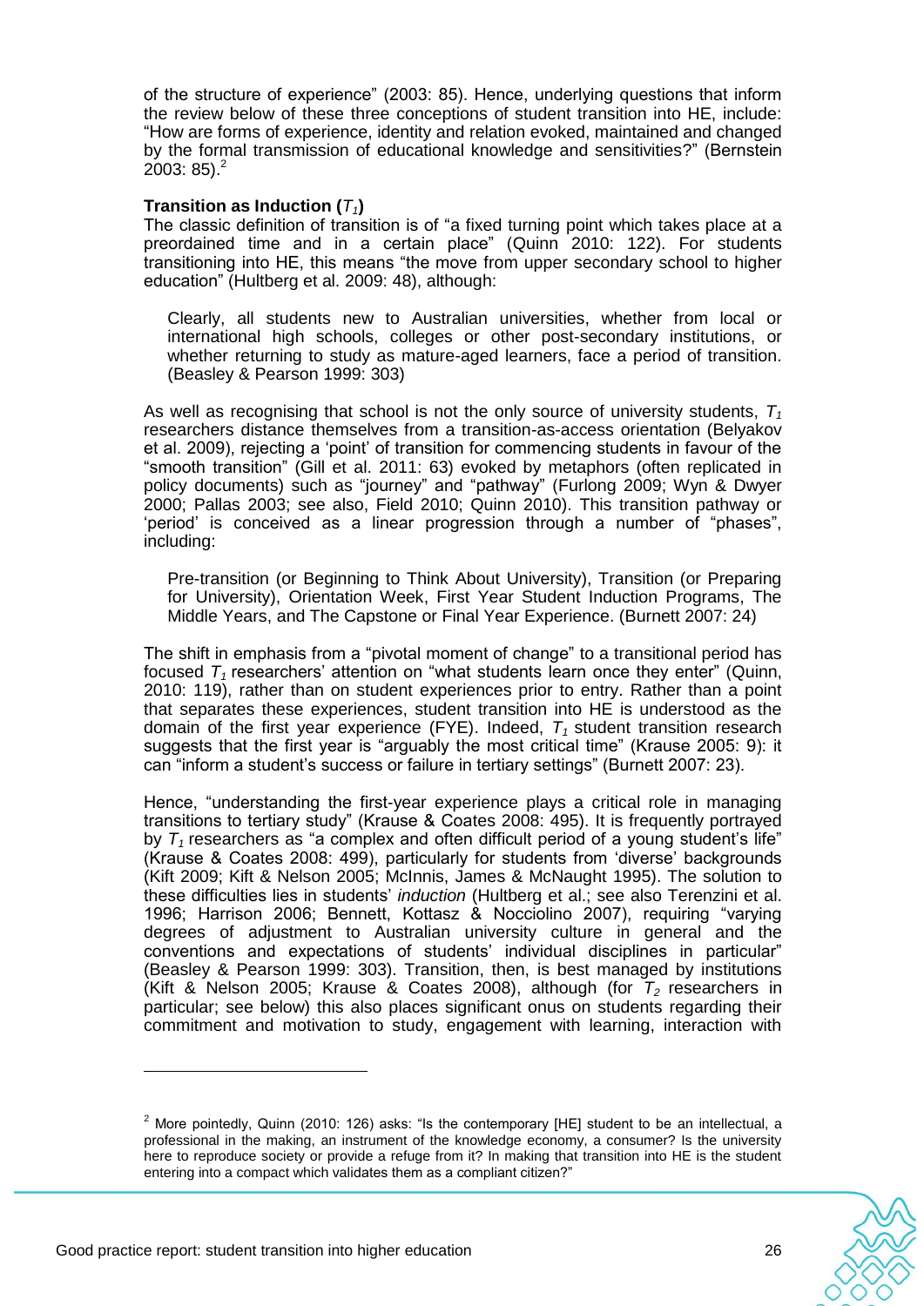of the structure of experience" (2003: 85). Hence, underlying questions that inform the review below of these three conceptions of student transition into HE, include: "How are forms of experience, identity and relation evoked, maintained and changed by the formal transmission of educational knowledge and sensitivities?" (Bernstein 2003: 85).[2]

**Transition as Induction ($T_1$)**

The classic definition of transition is of "a fixed turning point which takes place at a preordained time and in a certain place" (Quinn 2010: 122). For students transitioning into HE, this means "the move from upper secondary school to higher education" (Hultberg et al. 2009: 48), although:

> Clearly, all students new to Australian universities, whether from local or international high schools, colleges or other post-secondary institutions, or whether returning to study as mature-aged learners, face a period of transition. (Beasley & Pearson 1999: 303)

As well as recognising that school is not the only source of university students, $T_1$ researchers distance themselves from a transition-as-access orientation (Belyakov et al. 2009), rejecting a 'point' of transition for commencing students in favour of the "smooth transition" (Gill et al. 2011: 63) evoked by metaphors (often replicated in policy documents) such as "journey" and "pathway" (Furlong 2009; Wyn & Dwyer 2000; Pallas 2003; see also, Field 2010; Quinn 2010). This transition pathway or 'period' is conceived as a linear progression through a number of "phases", including:

> Pre-transition (or Beginning to Think About University), Transition (or Preparing for University), Orientation Week, First Year Student Induction Programs, The Middle Years, and The Capstone or Final Year Experience. (Burnett 2007: 24)

The shift in emphasis from a "pivotal moment of change" to a transitional period has focused $T_1$ researchers' attention on "what students learn once they enter" (Quinn, 2010: 119), rather than on student experiences prior to entry. Rather than a point that separates these experiences, student transition into HE is understood as the domain of the first year experience (FYE). Indeed, $T_1$ student transition research suggests that the first year is "arguably the most critical time" (Krause 2005: 9): it can "inform a student's success or failure in tertiary settings" (Burnett 2007: 23).

Hence, "understanding the first-year experience plays a critical role in managing transitions to tertiary study" (Krause & Coates 2008: 495). It is frequently portrayed by $T_1$ researchers as "a complex and often difficult period of a young student's life" (Krause & Coates 2008: 499), particularly for students from 'diverse' backgrounds (Kift 2009; Kift & Nelson 2005; McInnis, James & McNaught 1995). The solution to these difficulties lies in students' *induction* (Hultberg et al.; see also Terenzini et al. 1996; Harrison 2006; Bennett, Kottasz & Nocciolino 2007), requiring "varying degrees of adjustment to Australian university culture in general and the conventions and expectations of students' individual disciplines in particular" (Beasley & Pearson 1999: 303). Transition, then, is best managed by institutions (Kift & Nelson 2005; Krause & Coates 2008), although (for $T_2$ researchers in particular; see below) this also places significant onus on students regarding their commitment and motivation to study, engagement with learning, interaction with

---

[2] More pointedly, Quinn (2010: 126) asks: "Is the contemporary [HE] student to be an intellectual, a professional in the making, an instrument of the knowledge economy, a consumer? Is the university here to reproduce society or provide a refuge from it? In making that transition into HE is the student entering into a compact which validates them as a compliant citizen?"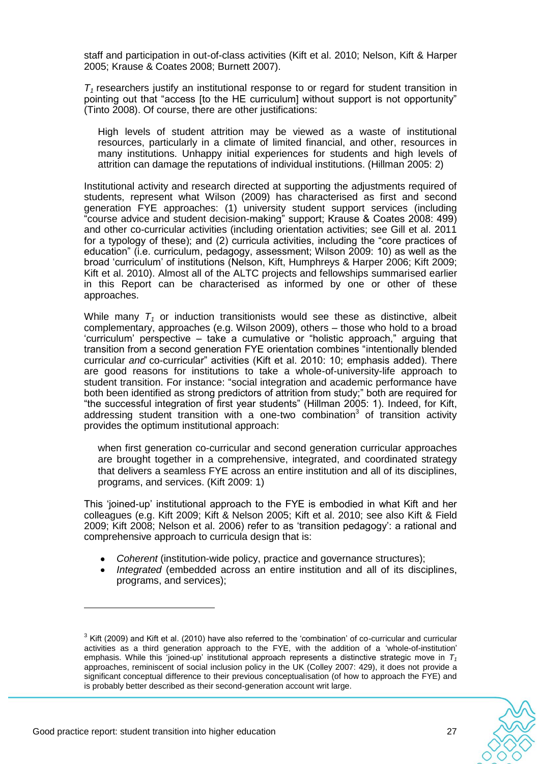staff and participation in out-of-class activities (Kift et al. 2010; Nelson, Kift & Harper 2005; Krause & Coates 2008; Burnett 2007).

$T_1$ researchers justify an institutional response to or regard for student transition in pointing out that "access [to the HE curriculum] without support is not opportunity" (Tinto 2008). Of course, there are other justifications:

> High levels of student attrition may be viewed as a waste of institutional resources, particularly in a climate of limited financial, and other, resources in many institutions. Unhappy initial experiences for students and high levels of attrition can damage the reputations of individual institutions. (Hillman 2005: 2)

Institutional activity and research directed at supporting the adjustments required of students, represent what Wilson (2009) has characterised as first and second generation FYE approaches: (1) university student support services (including "course advice and student decision-making" support; Krause & Coates 2008: 499) and other co-curricular activities (including orientation activities; see Gill et al. 2011 for a typology of these); and (2) curricula activities, including the "core practices of education" (i.e. curriculum, pedagogy, assessment; Wilson 2009: 10) as well as the broad 'curriculum' of institutions (Nelson, Kift, Humphreys & Harper 2006; Kift 2009; Kift et al. 2010). Almost all of the ALTC projects and fellowships summarised earlier in this Report can be characterised as informed by one or other of these approaches.

While many $T_1$ or induction transitionists would see these as distinctive, albeit complementary, approaches (e.g. Wilson 2009), others – those who hold to a broad 'curriculum' perspective – take a cumulative or "holistic approach," arguing that transition from a second generation FYE orientation combines "intentionally blended curricular *and* co-curricular" activities (Kift et al. 2010: 10; emphasis added). There are good reasons for institutions to take a whole-of-university-life approach to student transition. For instance: "social integration and academic performance have both been identified as strong predictors of attrition from study;" both are required for "the successful integration of first year students" (Hillman 2005: 1). Indeed, for Kift, addressing student transition with a one-two combination[3] of transition activity provides the optimum institutional approach:

> when first generation co-curricular and second generation curricular approaches are brought together in a comprehensive, integrated, and coordinated strategy that delivers a seamless FYE across an entire institution and all of its disciplines, programs, and services. (Kift 2009: 1)

This 'joined-up' institutional approach to the FYE is embodied in what Kift and her colleagues (e.g. Kift 2009; Kift & Nelson 2005; Kift et al. 2010; see also Kift & Field 2009; Kift 2008; Nelson et al. 2006) refer to as 'transition pedagogy': a rational and comprehensive approach to curricula design that is:

- *Coherent* (institution-wide policy, practice and governance structures);
- *Integrated* (embedded across an entire institution and all of its disciplines, programs, and services);

[3] Kift (2009) and Kift et al. (2010) have also referred to the 'combination' of co-curricular and curricular activities as a third generation approach to the FYE, with the addition of a 'whole-of-institution' emphasis. While this 'joined-up' institutional approach represents a distinctive strategic move in $T_1$ approaches, reminiscent of social inclusion policy in the UK (Colley 2007: 429), it does not provide a significant conceptual difference to their previous conceptualisation (of how to approach the FYE) and is probably better described as their second-generation account writ large.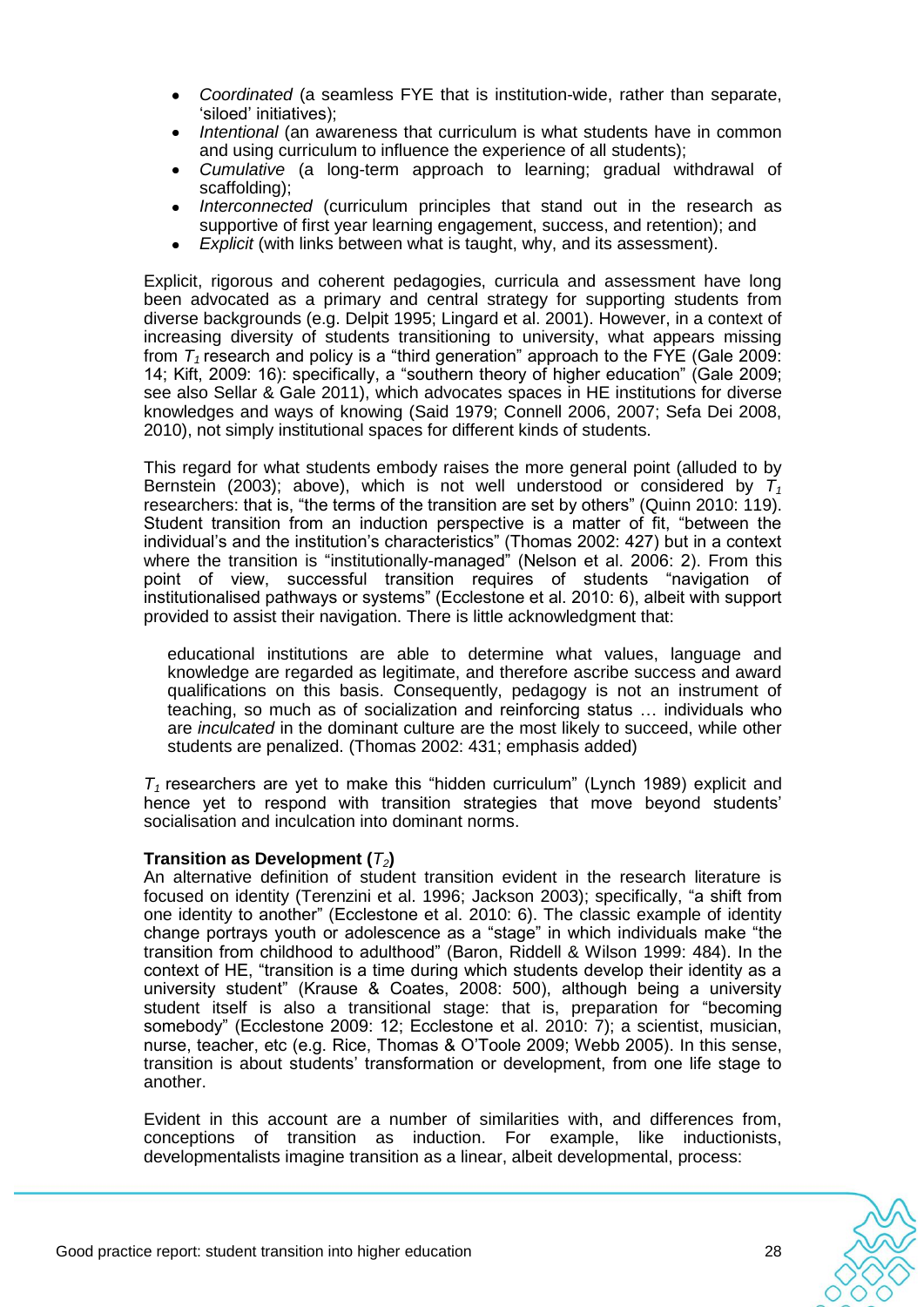- *Coordinated* (a seamless FYE that is institution-wide, rather than separate, 'siloed' initiatives);
- *Intentional* (an awareness that curriculum is what students have in common and using curriculum to influence the experience of all students);
- *Cumulative* (a long-term approach to learning; gradual withdrawal of scaffolding);
- *Interconnected* (curriculum principles that stand out in the research as supportive of first year learning engagement, success, and retention); and
- *Explicit* (with links between what is taught, why, and its assessment).

Explicit, rigorous and coherent pedagogies, curricula and assessment have long been advocated as a primary and central strategy for supporting students from diverse backgrounds (e.g. Delpit 1995; Lingard et al. 2001). However, in a context of increasing diversity of students transitioning to university, what appears missing from $T_1$ research and policy is a "third generation" approach to the FYE (Gale 2009: 14; Kift, 2009: 16): specifically, a "southern theory of higher education" (Gale 2009; see also Sellar & Gale 2011), which advocates spaces in HE institutions for diverse knowledges and ways of knowing (Said 1979; Connell 2006, 2007; Sefa Dei 2008, 2010), not simply institutional spaces for different kinds of students.

This regard for what students embody raises the more general point (alluded to by Bernstein (2003); above), which is not well understood or considered by $T_1$ researchers: that is, "the terms of the transition are set by others" (Quinn 2010: 119). Student transition from an induction perspective is a matter of fit, "between the individual's and the institution's characteristics" (Thomas 2002: 427) but in a context where the transition is "institutionally-managed" (Nelson et al. 2006: 2). From this point of view, successful transition requires of students "navigation of institutionalised pathways or systems" (Ecclestone et al. 2010: 6), albeit with support provided to assist their navigation. There is little acknowledgment that:

> educational institutions are able to determine what values, language and knowledge are regarded as legitimate, and therefore ascribe success and award qualifications on this basis. Consequently, pedagogy is not an instrument of teaching, so much as of socialization and reinforcing status … individuals who are *inculcated* in the dominant culture are the most likely to succeed, while other students are penalized. (Thomas 2002: 431; emphasis added)

$T_1$ researchers are yet to make this "hidden curriculum" (Lynch 1989) explicit and hence yet to respond with transition strategies that move beyond students' socialisation and inculcation into dominant norms.

**Transition as Development ($T_2$)**

An alternative definition of student transition evident in the research literature is focused on identity (Terenzini et al. 1996; Jackson 2003); specifically, "a shift from one identity to another" (Ecclestone et al. 2010: 6). The classic example of identity change portrays youth or adolescence as a "stage" in which individuals make "the transition from childhood to adulthood" (Baron, Riddell & Wilson 1999: 484). In the context of HE, "transition is a time during which students develop their identity as a university student" (Krause & Coates, 2008: 500), although being a university student itself is also a transitional stage: that is, preparation for "becoming somebody" (Ecclestone 2009: 12; Ecclestone et al. 2010: 7); a scientist, musician, nurse, teacher, etc (e.g. Rice, Thomas & O'Toole 2009; Webb 2005). In this sense, transition is about students' transformation or development, from one life stage to another.

Evident in this account are a number of similarities with, and differences from, conceptions of transition as induction. For example, like inductionists, developmentalists imagine transition as a linear, albeit developmental, process: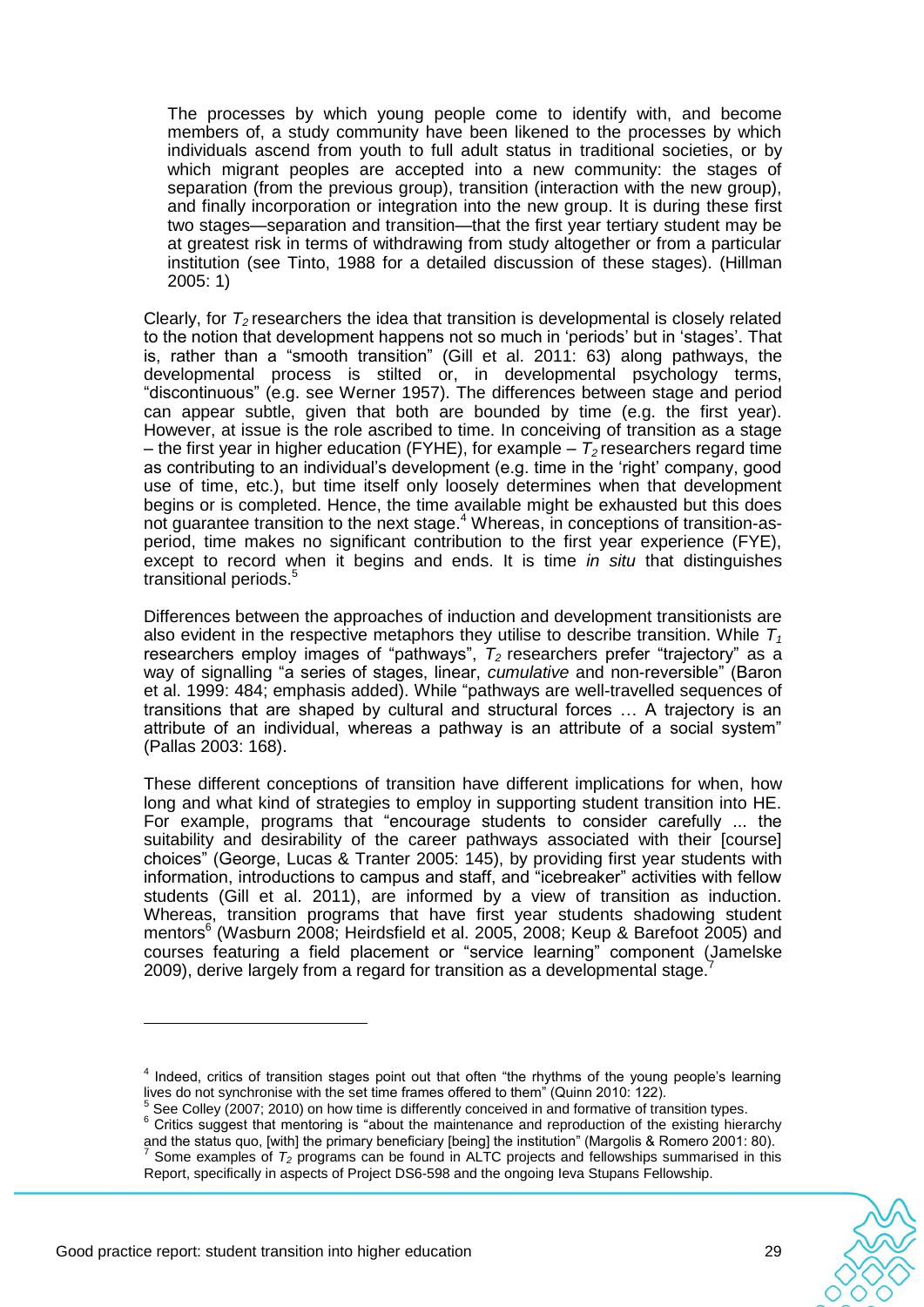> The processes by which young people come to identify with, and become members of, a study community have been likened to the processes by which individuals ascend from youth to full adult status in traditional societies, or by which migrant peoples are accepted into a new community: the stages of separation (from the previous group), transition (interaction with the new group), and finally incorporation or integration into the new group. It is during these first two stages—separation and transition—that the first year tertiary student may be at greatest risk in terms of withdrawing from study altogether or from a particular institution (see Tinto, 1988 for a detailed discussion of these stages). (Hillman 2005: 1)

Clearly, for $T_2$ researchers the idea that transition is developmental is closely related to the notion that development happens not so much in 'periods' but in 'stages'. That is, rather than a "smooth transition" (Gill et al. 2011: 63) along pathways, the developmental process is stilted or, in developmental psychology terms, "discontinuous" (e.g. see Werner 1957). The differences between stage and period can appear subtle, given that both are bounded by time (e.g. the first year). However, at issue is the role ascribed to time. In conceiving of transition as a stage – the first year in higher education (FYHE), for example – $T_2$ researchers regard time as contributing to an individual's development (e.g. time in the 'right' company, good use of time, etc.), but time itself only loosely determines when that development begins or is completed. Hence, the time available might be exhausted but this does not guarantee transition to the next stage.[4] Whereas, in conceptions of transition-as-period, time makes no significant contribution to the first year experience (FYE), except to record when it begins and ends. It is time *in situ* that distinguishes transitional periods.[5]

Differences between the approaches of induction and development transitionists are also evident in the respective metaphors they utilise to describe transition. While $T_1$ researchers employ images of "pathways", $T_2$ researchers prefer "trajectory" as a way of signalling "a series of stages, linear, *cumulative* and non-reversible" (Baron et al. 1999: 484; emphasis added). While "pathways are well-travelled sequences of transitions that are shaped by cultural and structural forces … A trajectory is an attribute of an individual, whereas a pathway is an attribute of a social system" (Pallas 2003: 168).

These different conceptions of transition have different implications for when, how long and what kind of strategies to employ in supporting student transition into HE. For example, programs that "encourage students to consider carefully ... the suitability and desirability of the career pathways associated with their [course] choices" (George, Lucas & Tranter 2005: 145), by providing first year students with information, introductions to campus and staff, and "icebreaker" activities with fellow students (Gill et al. 2011), are informed by a view of transition as induction. Whereas, transition programs that have first year students shadowing student mentors[6] (Wasburn 2008; Heirdsfield et al. 2005, 2008; Keup & Barefoot 2005) and courses featuring a field placement or "service learning" component (Jamelske 2009), derive largely from a regard for transition as a developmental stage.[7]

---

[4] Indeed, critics of transition stages point out that often "the rhythms of the young people's learning lives do not synchronise with the set time frames offered to them" (Quinn 2010: 122).

[5] See Colley (2007; 2010) on how time is differently conceived in and formative of transition types.

[6] Critics suggest that mentoring is "about the maintenance and reproduction of the existing hierarchy and the status quo, [with] the primary beneficiary [being] the institution" (Margolis & Romero 2001: 80).

[7] Some examples of $T_2$ programs can be found in ALTC projects and fellowships summarised in this Report, specifically in aspects of Project DS6-598 and the ongoing Ieva Stupans Fellowship.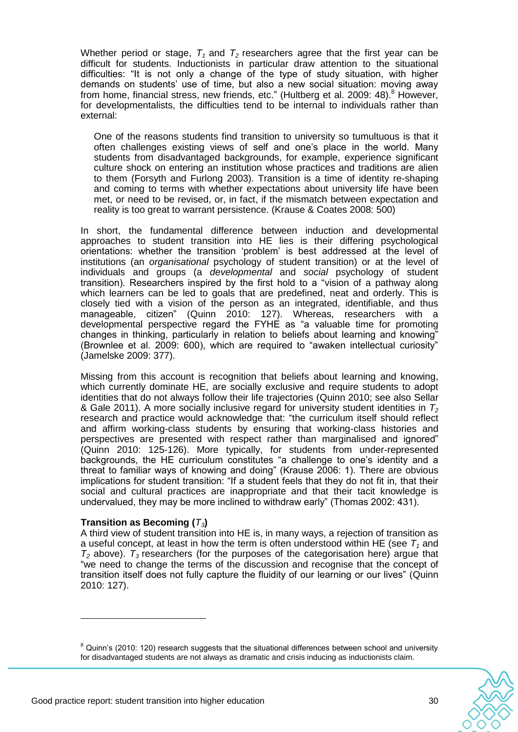Whether period or stage, $T_1$ and $T_2$ researchers agree that the first year can be difficult for students. Inductionists in particular draw attention to the situational difficulties: "It is not only a change of the type of study situation, with higher demands on students' use of time, but also a new social situation: moving away from home, financial stress, new friends, etc." (Hultberg et al. 2009: 48).[8] However, for developmentalists, the difficulties tend to be internal to individuals rather than external:

> One of the reasons students find transition to university so tumultuous is that it often challenges existing views of self and one's place in the world. Many students from disadvantaged backgrounds, for example, experience significant culture shock on entering an institution whose practices and traditions are alien to them (Forsyth and Furlong 2003). Transition is a time of identity re-shaping and coming to terms with whether expectations about university life have been met, or need to be revised, or, in fact, if the mismatch between expectation and reality is too great to warrant persistence. (Krause & Coates 2008: 500)

In short, the fundamental difference between induction and developmental approaches to student transition into HE lies is their differing psychological orientations: whether the transition 'problem' is best addressed at the level of institutions (an *organisational* psychology of student transition) or at the level of individuals and groups (a *developmental* and *social* psychology of student transition). Researchers inspired by the first hold to a "vision of a pathway along which learners can be led to goals that are predefined, neat and orderly. This is closely tied with a vision of the person as an integrated, identifiable, and thus manageable, citizen" (Quinn 2010: 127). Whereas, researchers with a developmental perspective regard the FYHE as "a valuable time for promoting changes in thinking, particularly in relation to beliefs about learning and knowing" (Brownlee et al. 2009: 600), which are required to "awaken intellectual curiosity" (Jamelske 2009: 377).

Missing from this account is recognition that beliefs about learning and knowing, which currently dominate HE, are socially exclusive and require students to adopt identities that do not always follow their life trajectories (Quinn 2010; see also Sellar & Gale 2011). A more socially inclusive regard for university student identities in $T_2$ research and practice would acknowledge that: "the curriculum itself should reflect and affirm working-class students by ensuring that working-class histories and perspectives are presented with respect rather than marginalised and ignored" (Quinn 2010: 125-126). More typically, for students from under-represented backgrounds, the HE curriculum constitutes "a challenge to one's identity and a threat to familiar ways of knowing and doing" (Krause 2006: 1). There are obvious implications for student transition: "If a student feels that they do not fit in, that their social and cultural practices are inappropriate and that their tacit knowledge is undervalued, they may be more inclined to withdraw early" (Thomas 2002: 431).

**Transition as Becoming ($T_3$)**

A third view of student transition into HE is, in many ways, a rejection of transition as a useful concept, at least in how the term is often understood within HE (see $T_1$ and $T_2$ above). $T_3$ researchers (for the purposes of the categorisation here) argue that "we need to change the terms of the discussion and recognise that the concept of transition itself does not fully capture the fluidity of our learning or our lives" (Quinn 2010: 127).

---

[8] Quinn's (2010: 120) research suggests that the situational differences between school and university for disadvantaged students are not always as dramatic and crisis inducing as inductionists claim.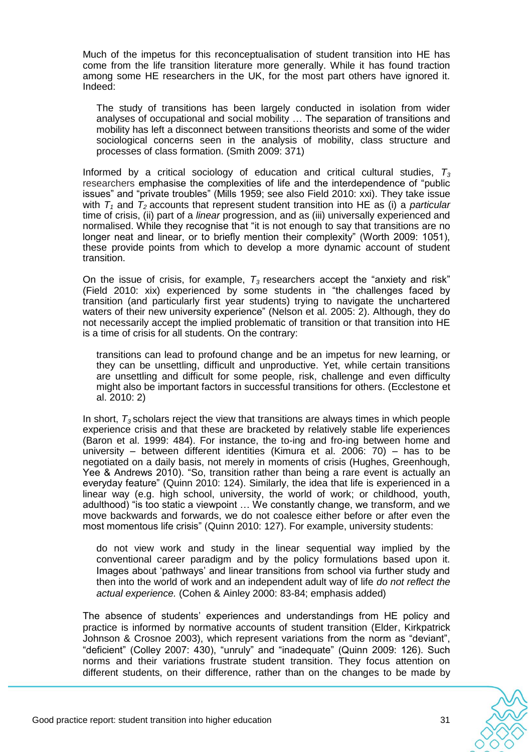Much of the impetus for this reconceptualisation of student transition into HE has come from the life transition literature more generally. While it has found traction among some HE researchers in the UK, for the most part others have ignored it. Indeed:

> The study of transitions has been largely conducted in isolation from wider analyses of occupational and social mobility … The separation of transitions and mobility has left a disconnect between transitions theorists and some of the wider sociological concerns seen in the analysis of mobility, class structure and processes of class formation. (Smith 2009: 371)

Informed by a critical sociology of education and critical cultural studies, $T_3$ researchers emphasise the complexities of life and the interdependence of "public issues" and "private troubles" (Mills 1959; see also Field 2010: xxi). They take issue with $T_1$ and $T_2$ accounts that represent student transition into HE as (i) a *particular* time of crisis, (ii) part of a *linear* progression, and as (iii) universally experienced and normalised. While they recognise that "it is not enough to say that transitions are no longer neat and linear, or to briefly mention their complexity" (Worth 2009: 1051), these provide points from which to develop a more dynamic account of student transition.

On the issue of crisis, for example, $T_3$ researchers accept the "anxiety and risk" (Field 2010: xix) experienced by some students in "the challenges faced by transition (and particularly first year students) trying to navigate the unchartered waters of their new university experience" (Nelson et al. 2005: 2). Although, they do not necessarily accept the implied problematic of transition or that transition into HE is a time of crisis for all students. On the contrary:

> transitions can lead to profound change and be an impetus for new learning, or they can be unsettling, difficult and unproductive. Yet, while certain transitions are unsettling and difficult for some people, risk, challenge and even difficulty might also be important factors in successful transitions for others. (Ecclestone et al. 2010: 2)

In short, $T_3$ scholars reject the view that transitions are always times in which people experience crisis and that these are bracketed by relatively stable life experiences (Baron et al. 1999: 484). For instance, the to-ing and fro-ing between home and university – between different identities (Kimura et al. 2006: 70) – has to be negotiated on a daily basis, not merely in moments of crisis (Hughes, Greenhough, Yee & Andrews 2010). "So, transition rather than being a rare event is actually an everyday feature" (Quinn 2010: 124). Similarly, the idea that life is experienced in a linear way (e.g. high school, university, the world of work; or childhood, youth, adulthood) "is too static a viewpoint … We constantly change, we transform, and we move backwards and forwards, we do not coalesce either before or after even the most momentous life crisis" (Quinn 2010: 127). For example, university students:

> do not view work and study in the linear sequential way implied by the conventional career paradigm and by the policy formulations based upon it. Images about 'pathways' and linear transitions from school via further study and then into the world of work and an independent adult way of life *do not reflect the actual experience.* (Cohen & Ainley 2000: 83-84; emphasis added)

The absence of students' experiences and understandings from HE policy and practice is informed by normative accounts of student transition (Elder, Kirkpatrick Johnson & Crosnoe 2003), which represent variations from the norm as "deviant", "deficient" (Colley 2007: 430), "unruly" and "inadequate" (Quinn 2009: 126). Such norms and their variations frustrate student transition. They focus attention on different students, on their difference, rather than on the changes to be made by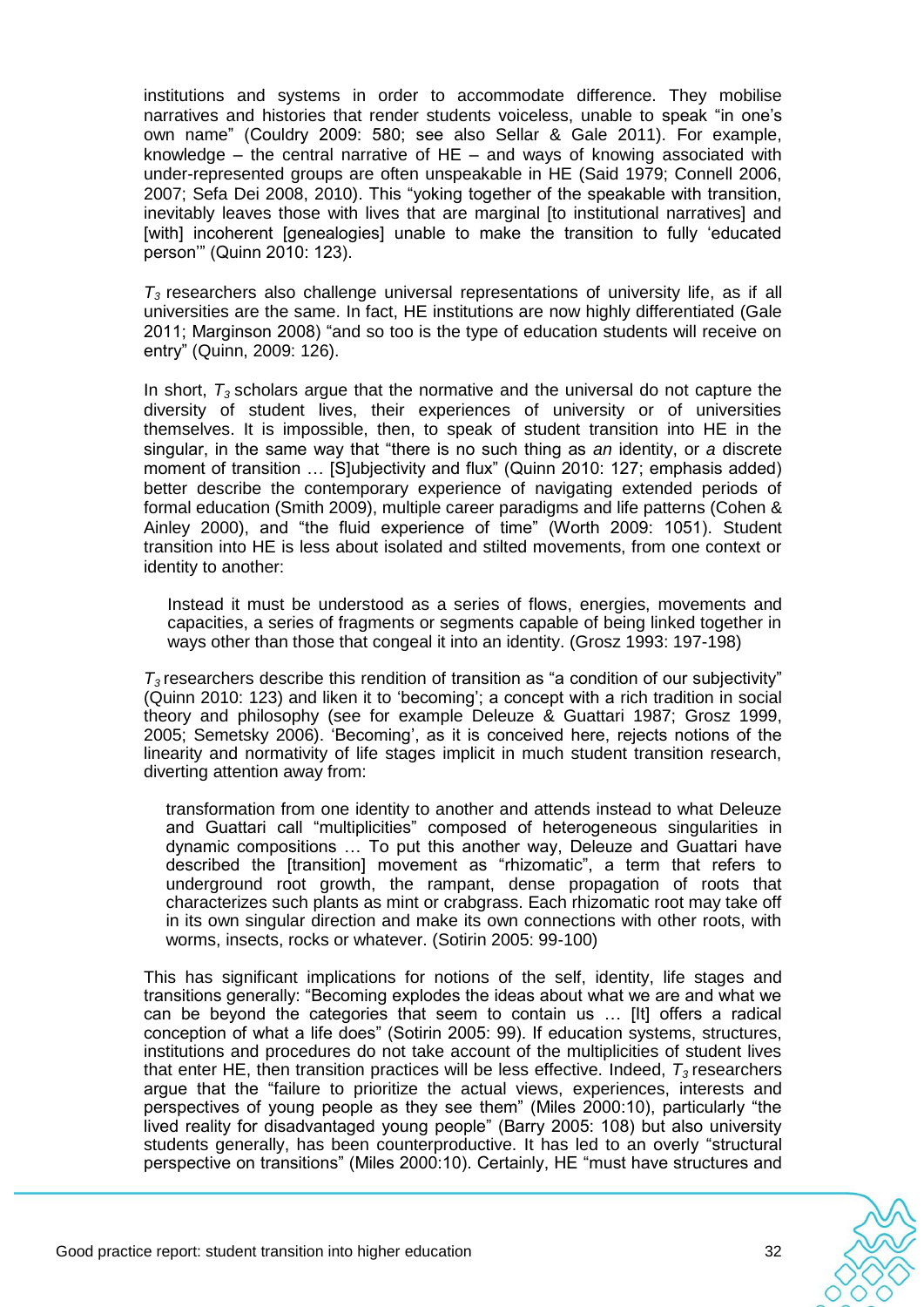institutions and systems in order to accommodate difference. They mobilise narratives and histories that render students voiceless, unable to speak "in one's own name" (Couldry 2009: 580; see also Sellar & Gale 2011). For example, knowledge – the central narrative of HE – and ways of knowing associated with under-represented groups are often unspeakable in HE (Said 1979; Connell 2006, 2007; Sefa Dei 2008, 2010). This "yoking together of the speakable with transition, inevitably leaves those with lives that are marginal [to institutional narratives] and [with] incoherent [genealogies] unable to make the transition to fully 'educated person'" (Quinn 2010: 123).

$T_3$ researchers also challenge universal representations of university life, as if all universities are the same. In fact, HE institutions are now highly differentiated (Gale 2011; Marginson 2008) "and so too is the type of education students will receive on entry" (Quinn, 2009: 126).

In short, $T_3$ scholars argue that the normative and the universal do not capture the diversity of student lives, their experiences of university or of universities themselves. It is impossible, then, to speak of student transition into HE in the singular, in the same way that "there is no such thing as *an* identity, or *a* discrete moment of transition … [S]ubjectivity and flux" (Quinn 2010: 127; emphasis added) better describe the contemporary experience of navigating extended periods of formal education (Smith 2009), multiple career paradigms and life patterns (Cohen & Ainley 2000), and "the fluid experience of time" (Worth 2009: 1051). Student transition into HE is less about isolated and stilted movements, from one context or identity to another:

> Instead it must be understood as a series of flows, energies, movements and capacities, a series of fragments or segments capable of being linked together in ways other than those that congeal it into an identity. (Grosz 1993: 197-198)

$T_3$ researchers describe this rendition of transition as "a condition of our subjectivity" (Quinn 2010: 123) and liken it to 'becoming'; a concept with a rich tradition in social theory and philosophy (see for example Deleuze & Guattari 1987; Grosz 1999, 2005; Semetsky 2006). 'Becoming', as it is conceived here, rejects notions of the linearity and normativity of life stages implicit in much student transition research, diverting attention away from:

> transformation from one identity to another and attends instead to what Deleuze and Guattari call "multiplicities" composed of heterogeneous singularities in dynamic compositions … To put this another way, Deleuze and Guattari have described the [transition] movement as "rhizomatic", a term that refers to underground root growth, the rampant, dense propagation of roots that characterizes such plants as mint or crabgrass. Each rhizomatic root may take off in its own singular direction and make its own connections with other roots, with worms, insects, rocks or whatever. (Sotirin 2005: 99-100)

This has significant implications for notions of the self, identity, life stages and transitions generally: "Becoming explodes the ideas about what we are and what we can be beyond the categories that seem to contain us … [It] offers a radical conception of what a life does" (Sotirin 2005: 99). If education systems, structures, institutions and procedures do not take account of the multiplicities of student lives that enter HE, then transition practices will be less effective. Indeed, $T_3$ researchers argue that the "failure to prioritize the actual views, experiences, interests and perspectives of young people as they see them" (Miles 2000:10), particularly "the lived reality for disadvantaged young people" (Barry 2005: 108) but also university students generally, has been counterproductive. It has led to an overly "structural perspective on transitions" (Miles 2000:10). Certainly, HE "must have structures and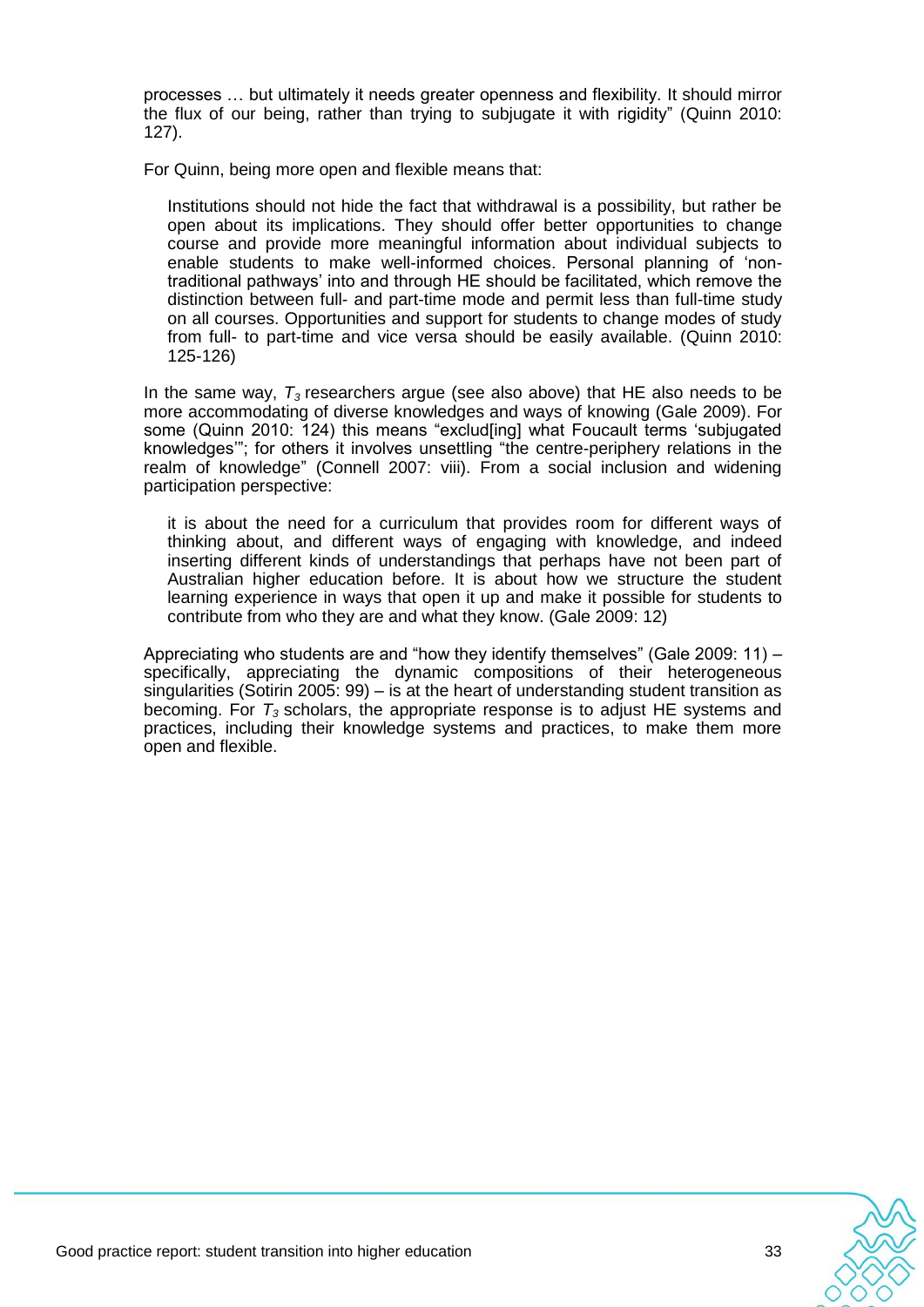processes … but ultimately it needs greater openness and flexibility. It should mirror the flux of our being, rather than trying to subjugate it with rigidity" (Quinn 2010: 127).

For Quinn, being more open and flexible means that:

> Institutions should not hide the fact that withdrawal is a possibility, but rather be open about its implications. They should offer better opportunities to change course and provide more meaningful information about individual subjects to enable students to make well-informed choices. Personal planning of 'non-traditional pathways' into and through HE should be facilitated, which remove the distinction between full- and part-time mode and permit less than full-time study on all courses. Opportunities and support for students to change modes of study from full- to part-time and vice versa should be easily available. (Quinn 2010: 125-126)

In the same way, $T_3$ researchers argue (see also above) that HE also needs to be more accommodating of diverse knowledges and ways of knowing (Gale 2009). For some (Quinn 2010: 124) this means "exclud[ing] what Foucault terms 'subjugated knowledges'"; for others it involves unsettling "the centre-periphery relations in the realm of knowledge" (Connell 2007: viii). From a social inclusion and widening participation perspective:

> it is about the need for a curriculum that provides room for different ways of thinking about, and different ways of engaging with knowledge, and indeed inserting different kinds of understandings that perhaps have not been part of Australian higher education before. It is about how we structure the student learning experience in ways that open it up and make it possible for students to contribute from who they are and what they know. (Gale 2009: 12)

Appreciating who students are and "how they identify themselves" (Gale 2009: 11) – specifically, appreciating the dynamic compositions of their heterogeneous singularities (Sotirin 2005: 99) – is at the heart of understanding student transition as becoming. For $T_3$ scholars, the appropriate response is to adjust HE systems and practices, including their knowledge systems and practices, to make them more open and flexible.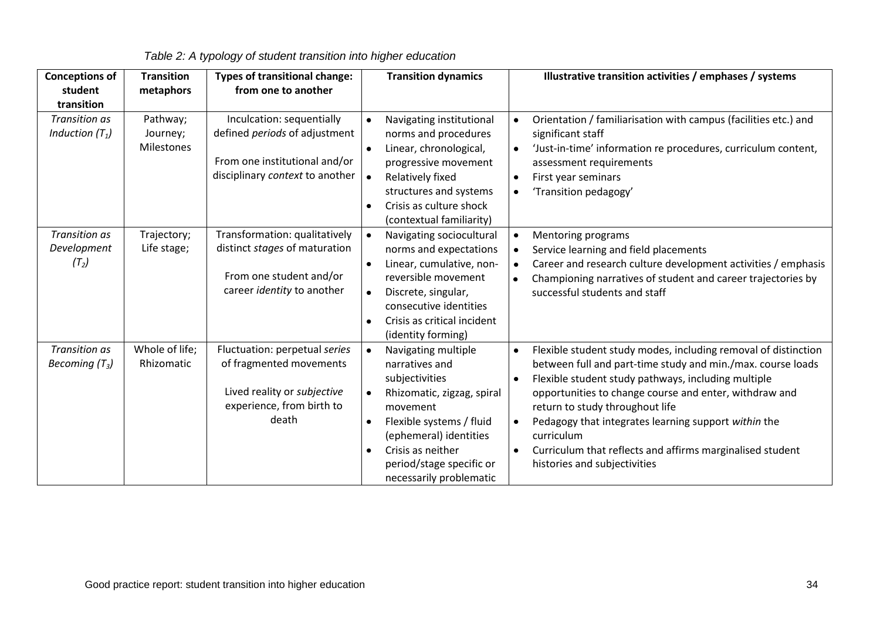*Table 2: A typology of student transition into higher education*

| Conceptions of student transition | Transition metaphors | Types of transitional change: from one to another | Transition dynamics | Illustrative transition activities / emphases / systems |
|---|---|---|---|---|
| *Transition as Induction* ($T_1$) | Pathway; Journey; Milestones | Inculcation: sequentially defined *periods* of adjustment<br><br>From one institutional and/or disciplinary *context* to another | • Navigating institutional norms and procedures<br>• Linear, chronological, progressive movement<br>• Relatively fixed structures and systems<br>• Crisis as culture shock (contextual familiarity) | • Orientation / familiarisation with campus (facilities etc.) and significant staff<br>• 'Just-in-time' information re procedures, curriculum content, assessment requirements<br>• First year seminars<br>• 'Transition pedagogy' |
| *Transition as Development* ($T_2$) | Trajectory; Life stage; | Transformation: qualitatively distinct *stages* of maturation<br><br>From one student and/or career *identity* to another | • Navigating sociocultural norms and expectations<br>• Linear, cumulative, non-reversible movement<br>• Discrete, singular, consecutive identities<br>• Crisis as critical incident (identity forming) | • Mentoring programs<br>• Service learning and field placements<br>• Career and research culture development activities / emphasis<br>• Championing narratives of student and career trajectories by successful students and staff |
| *Transition as Becoming* ($T_3$) | Whole of life; Rhizomatic | Fluctuation: perpetual *series* of fragmented movements<br><br>Lived reality or *subjective* experience, from birth to death | • Navigating multiple narratives and subjectivities<br>• Rhizomatic, zigzag, spiral movement<br>• Flexible systems / fluid (ephemeral) identities<br>• Crisis as neither period/stage specific or necessarily problematic | • Flexible student study modes, including removal of distinction between full and part-time study and min./max. course loads<br>• Flexible student study pathways, including multiple opportunities to change course and enter, withdraw and return to study throughout life<br>• Pedagogy that integrates learning support *within* the curriculum<br>• Curriculum that reflects and affirms marginalised student histories and subjectivities |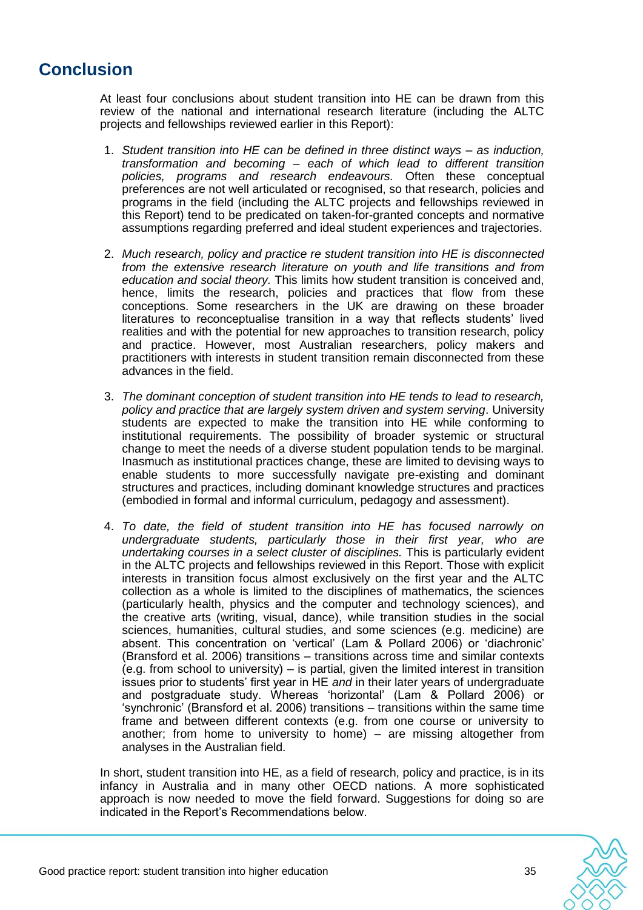## Conclusion

At least four conclusions about student transition into HE can be drawn from this review of the national and international research literature (including the ALTC projects and fellowships reviewed earlier in this Report):

1. *Student transition into HE can be defined in three distinct ways – as induction, transformation and becoming – each of which lead to different transition policies, programs and research endeavours.* Often these conceptual preferences are not well articulated or recognised, so that research, policies and programs in the field (including the ALTC projects and fellowships reviewed in this Report) tend to be predicated on taken-for-granted concepts and normative assumptions regarding preferred and ideal student experiences and trajectories.

2. *Much research, policy and practice re student transition into HE is disconnected from the extensive research literature on youth and life transitions and from education and social theory.* This limits how student transition is conceived and, hence, limits the research, policies and practices that flow from these conceptions. Some researchers in the UK are drawing on these broader literatures to reconceptualise transition in a way that reflects students' lived realities and with the potential for new approaches to transition research, policy and practice. However, most Australian researchers, policy makers and practitioners with interests in student transition remain disconnected from these advances in the field.

3. *The dominant conception of student transition into HE tends to lead to research, policy and practice that are largely system driven and system serving*. University students are expected to make the transition into HE while conforming to institutional requirements. The possibility of broader systemic or structural change to meet the needs of a diverse student population tends to be marginal. Inasmuch as institutional practices change, these are limited to devising ways to enable students to more successfully navigate pre-existing and dominant structures and practices, including dominant knowledge structures and practices (embodied in formal and informal curriculum, pedagogy and assessment).

4. *To date, the field of student transition into HE has focused narrowly on undergraduate students, particularly those in their first year, who are undertaking courses in a select cluster of disciplines.* This is particularly evident in the ALTC projects and fellowships reviewed in this Report. Those with explicit interests in transition focus almost exclusively on the first year and the ALTC collection as a whole is limited to the disciplines of mathematics, the sciences (particularly health, physics and the computer and technology sciences), and the creative arts (writing, visual, dance), while transition studies in the social sciences, humanities, cultural studies, and some sciences (e.g. medicine) are absent. This concentration on 'vertical' (Lam & Pollard 2006) or 'diachronic' (Bransford et al. 2006) transitions – transitions across time and similar contexts (e.g. from school to university) – is partial, given the limited interest in transition issues prior to students' first year in HE *and* in their later years of undergraduate and postgraduate study. Whereas 'horizontal' (Lam & Pollard 2006) or 'synchronic' (Bransford et al. 2006) transitions – transitions within the same time frame and between different contexts (e.g. from one course or university to another; from home to university to home) – are missing altogether from analyses in the Australian field.

In short, student transition into HE, as a field of research, policy and practice, is in its infancy in Australia and in many other OECD nations. A more sophisticated approach is now needed to move the field forward. Suggestions for doing so are indicated in the Report's Recommendations below.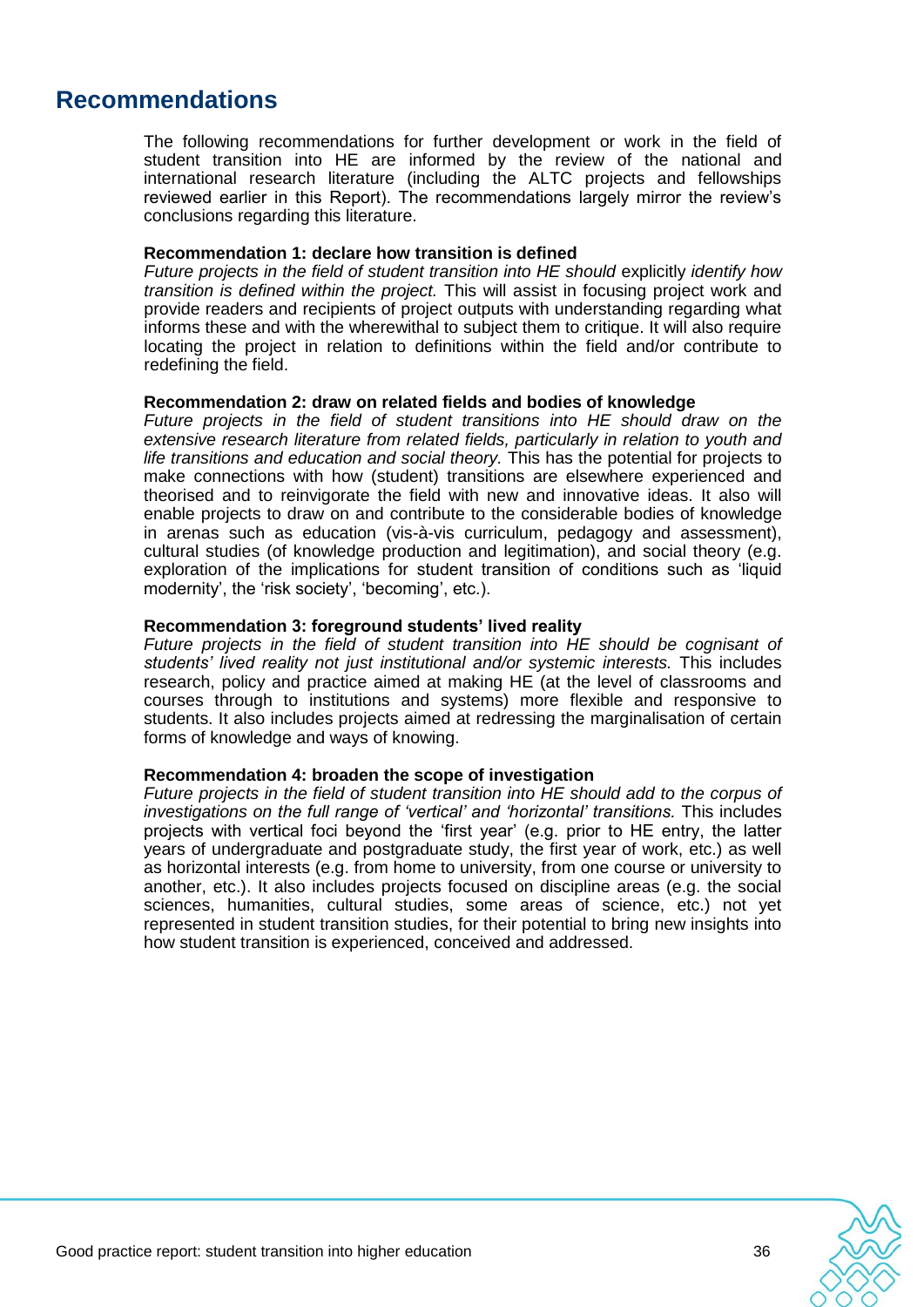# Recommendations

The following recommendations for further development or work in the field of student transition into HE are informed by the review of the national and international research literature (including the ALTC projects and fellowships reviewed earlier in this Report). The recommendations largely mirror the review's conclusions regarding this literature.

**Recommendation 1: declare how transition is defined**

*Future projects in the field of student transition into HE should* explicitly *identify how transition is defined within the project.* This will assist in focusing project work and provide readers and recipients of project outputs with understanding regarding what informs these and with the wherewithal to subject them to critique. It will also require locating the project in relation to definitions within the field and/or contribute to redefining the field.

**Recommendation 2: draw on related fields and bodies of knowledge**

*Future projects in the field of student transitions into HE should draw on the extensive research literature from related fields, particularly in relation to youth and life transitions and education and social theory.* This has the potential for projects to make connections with how (student) transitions are elsewhere experienced and theorised and to reinvigorate the field with new and innovative ideas. It also will enable projects to draw on and contribute to the considerable bodies of knowledge in arenas such as education (vis-à-vis curriculum, pedagogy and assessment), cultural studies (of knowledge production and legitimation), and social theory (e.g. exploration of the implications for student transition of conditions such as 'liquid modernity', the 'risk society', 'becoming', etc.).

**Recommendation 3: foreground students' lived reality**

*Future projects in the field of student transition into HE should be cognisant of students' lived reality not just institutional and/or systemic interests.* This includes research, policy and practice aimed at making HE (at the level of classrooms and courses through to institutions and systems) more flexible and responsive to students. It also includes projects aimed at redressing the marginalisation of certain forms of knowledge and ways of knowing.

**Recommendation 4: broaden the scope of investigation**

*Future projects in the field of student transition into HE should add to the corpus of investigations on the full range of 'vertical' and 'horizontal' transitions.* This includes projects with vertical foci beyond the 'first year' (e.g. prior to HE entry, the latter years of undergraduate and postgraduate study, the first year of work, etc.) as well as horizontal interests (e.g. from home to university, from one course or university to another, etc.). It also includes projects focused on discipline areas (e.g. the social sciences, humanities, cultural studies, some areas of science, etc.) not yet represented in student transition studies, for their potential to bring new insights into how student transition is experienced, conceived and addressed.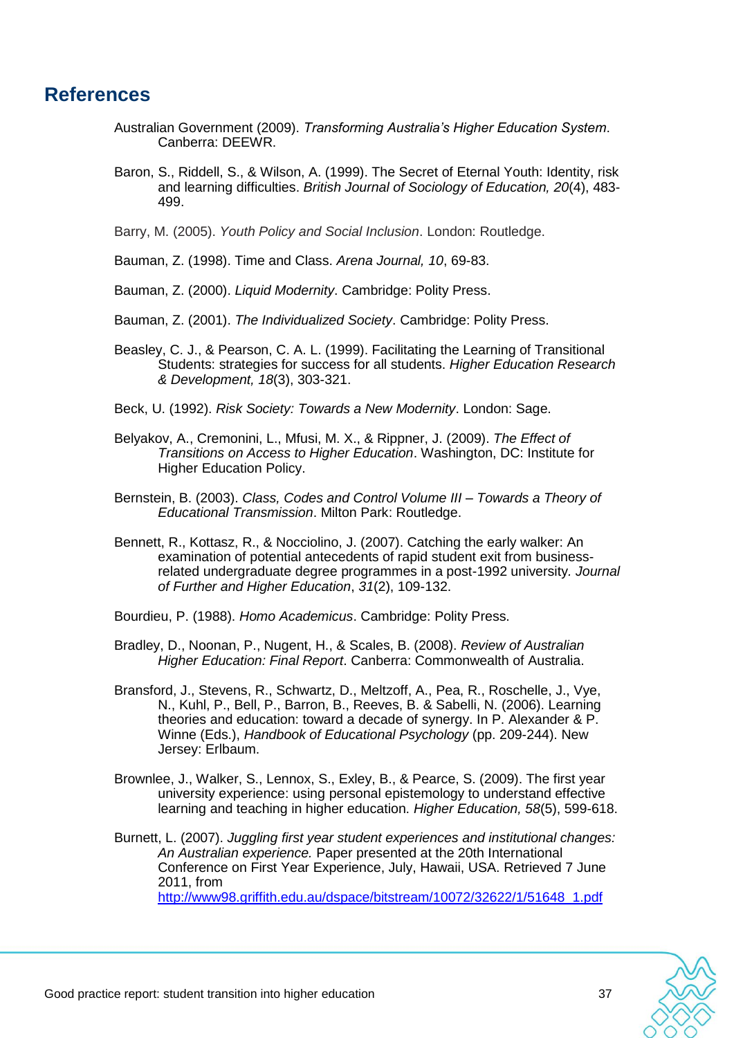## References

Australian Government (2009). *Transforming Australia's Higher Education System*. Canberra: DEEWR.

Baron, S., Riddell, S., & Wilson, A. (1999). The Secret of Eternal Youth: Identity, risk and learning difficulties. *British Journal of Sociology of Education, 20*(4), 483-499.

Barry, M. (2005). *Youth Policy and Social Inclusion*. London: Routledge.

Bauman, Z. (1998). Time and Class. *Arena Journal, 10*, 69-83.

Bauman, Z. (2000). *Liquid Modernity*. Cambridge: Polity Press.

Bauman, Z. (2001). *The Individualized Society*. Cambridge: Polity Press.

Beasley, C. J., & Pearson, C. A. L. (1999). Facilitating the Learning of Transitional Students: strategies for success for all students. *Higher Education Research & Development, 18*(3), 303-321.

Beck, U. (1992). *Risk Society: Towards a New Modernity*. London: Sage.

Belyakov, A., Cremonini, L., Mfusi, M. X., & Rippner, J. (2009). *The Effect of Transitions on Access to Higher Education*. Washington, DC: Institute for Higher Education Policy.

Bernstein, B. (2003). *Class, Codes and Control Volume III – Towards a Theory of Educational Transmission*. Milton Park: Routledge.

Bennett, R., Kottasz, R., & Nocciolino, J. (2007). Catching the early walker: An examination of potential antecedents of rapid student exit from business-related undergraduate degree programmes in a post-1992 university. *Journal of Further and Higher Education*, *31*(2), 109-132.

Bourdieu, P. (1988). *Homo Academicus*. Cambridge: Polity Press.

Bradley, D., Noonan, P., Nugent, H., & Scales, B. (2008). *Review of Australian Higher Education: Final Report*. Canberra: Commonwealth of Australia.

Bransford, J., Stevens, R., Schwartz, D., Meltzoff, A., Pea, R., Roschelle, J., Vye, N., Kuhl, P., Bell, P., Barron, B., Reeves, B. & Sabelli, N. (2006). Learning theories and education: toward a decade of synergy. In P. Alexander & P. Winne (Eds.), *Handbook of Educational Psychology* (pp. 209-244). New Jersey: Erlbaum.

Brownlee, J., Walker, S., Lennox, S., Exley, B., & Pearce, S. (2009). The first year university experience: using personal epistemology to understand effective learning and teaching in higher education. *Higher Education, 58*(5), 599-618.

Burnett, L. (2007). *Juggling first year student experiences and institutional changes: An Australian experience.* Paper presented at the 20th International Conference on First Year Experience, July, Hawaii, USA. Retrieved 7 June 2011, from http://www98.griffith.edu.au/dspace/bitstream/10072/32622/1/51648_1.pdf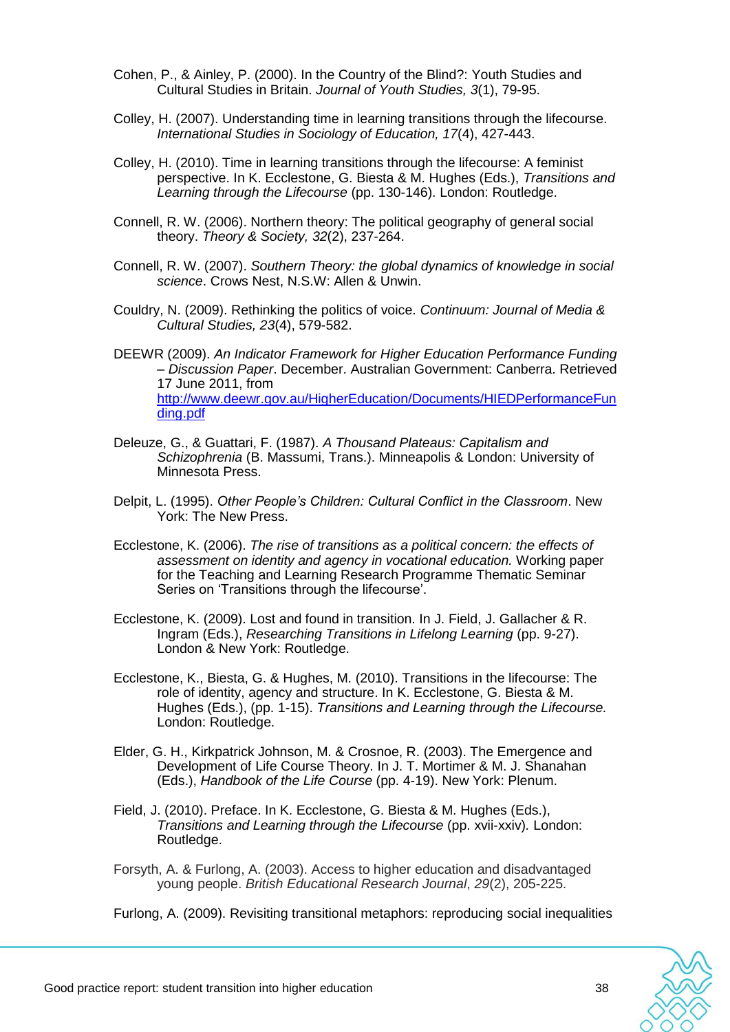Cohen, P., & Ainley, P. (2000). In the Country of the Blind?: Youth Studies and Cultural Studies in Britain. *Journal of Youth Studies, 3*(1), 79-95.

Colley, H. (2007). Understanding time in learning transitions through the lifecourse. *International Studies in Sociology of Education, 17*(4), 427-443.

Colley, H. (2010). Time in learning transitions through the lifecourse: A feminist perspective. In K. Ecclestone, G. Biesta & M. Hughes (Eds.), *Transitions and Learning through the Lifecourse* (pp. 130-146). London: Routledge.

Connell, R. W. (2006). Northern theory: The political geography of general social theory. *Theory & Society, 32*(2), 237-264.

Connell, R. W. (2007). *Southern Theory: the global dynamics of knowledge in social science*. Crows Nest, N.S.W: Allen & Unwin.

Couldry, N. (2009). Rethinking the politics of voice. *Continuum: Journal of Media & Cultural Studies, 23*(4), 579-582.

DEEWR (2009). *An Indicator Framework for Higher Education Performance Funding – Discussion Paper*. December. Australian Government: Canberra. Retrieved 17 June 2011, from http://www.deewr.gov.au/HigherEducation/Documents/HIEDPerformanceFunding.pdf

Deleuze, G., & Guattari, F. (1987). *A Thousand Plateaus: Capitalism and Schizophrenia* (B. Massumi, Trans.). Minneapolis & London: University of Minnesota Press.

Delpit, L. (1995). *Other People's Children: Cultural Conflict in the Classroom*. New York: The New Press.

Ecclestone, K. (2006). *The rise of transitions as a political concern: the effects of assessment on identity and agency in vocational education.* Working paper for the Teaching and Learning Research Programme Thematic Seminar Series on 'Transitions through the lifecourse'.

Ecclestone, K. (2009). Lost and found in transition. In J. Field, J. Gallacher & R. Ingram (Eds.), *Researching Transitions in Lifelong Learning* (pp. 9-27). London & New York: Routledge.

Ecclestone, K., Biesta, G. & Hughes, M. (2010). Transitions in the lifecourse: The role of identity, agency and structure. In K. Ecclestone, G. Biesta & M. Hughes (Eds.), (pp. 1-15). *Transitions and Learning through the Lifecourse.* London: Routledge.

Elder, G. H., Kirkpatrick Johnson, M. & Crosnoe, R. (2003). The Emergence and Development of Life Course Theory. In J. T. Mortimer & M. J. Shanahan (Eds.), *Handbook of the Life Course* (pp. 4-19). New York: Plenum.

Field, J. (2010). Preface. In K. Ecclestone, G. Biesta & M. Hughes (Eds.), *Transitions and Learning through the Lifecourse* (pp. xvii-xxiv). London: Routledge.

Forsyth, A. & Furlong, A. (2003). Access to higher education and disadvantaged young people. *British Educational Research Journal*, *29*(2), 205-225.

Furlong, A. (2009). Revisiting transitional metaphors: reproducing social inequalities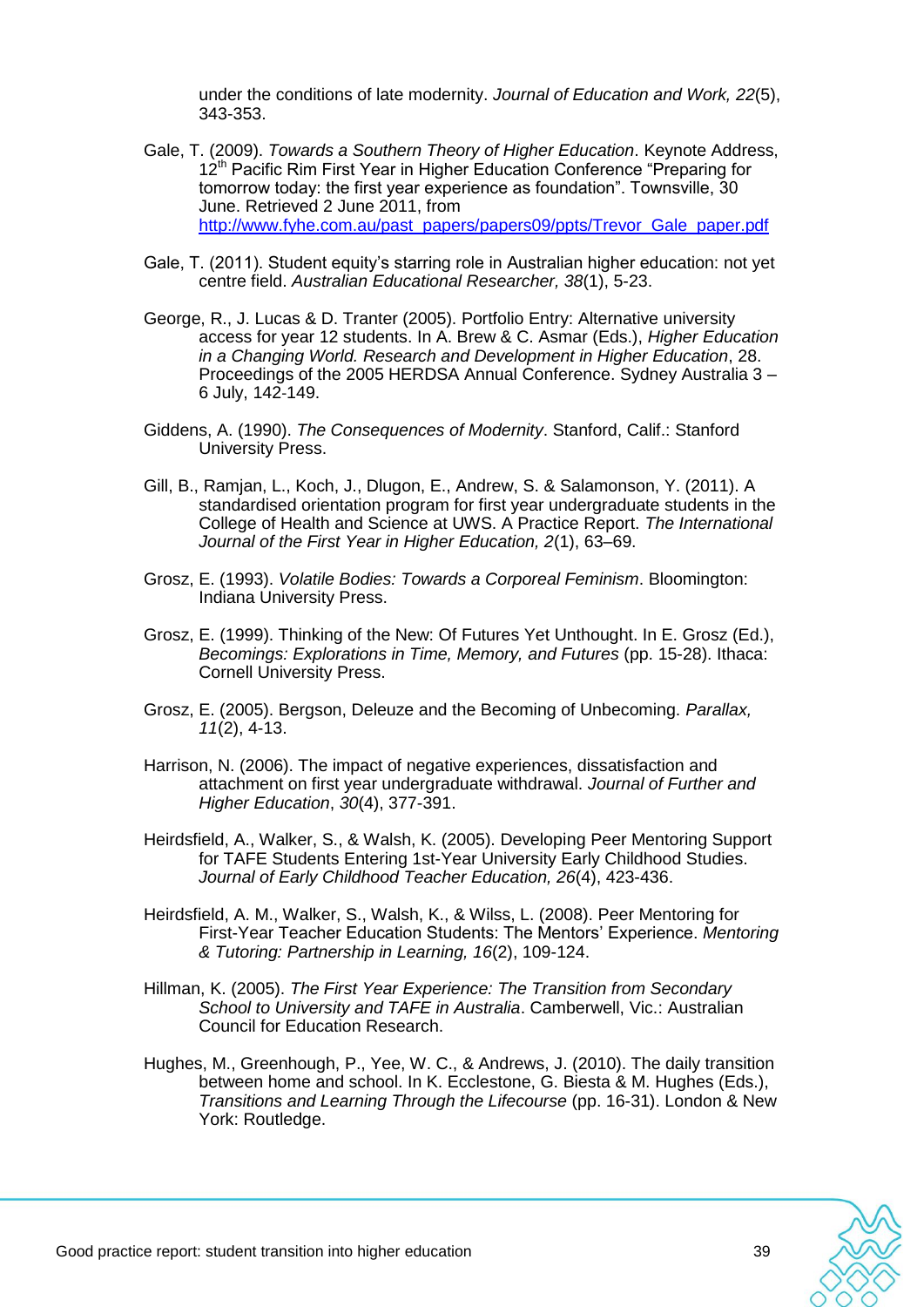under the conditions of late modernity. *Journal of Education and Work, 22*(5), 343-353.

Gale, T. (2009). *Towards a Southern Theory of Higher Education*. Keynote Address, 12th Pacific Rim First Year in Higher Education Conference "Preparing for tomorrow today: the first year experience as foundation". Townsville, 30 June. Retrieved 2 June 2011, from http://www.fyhe.com.au/past_papers/papers09/ppts/Trevor_Gale_paper.pdf

Gale, T. (2011). Student equity's starring role in Australian higher education: not yet centre field. *Australian Educational Researcher, 38*(1), 5-23.

George, R., J. Lucas & D. Tranter (2005). Portfolio Entry: Alternative university access for year 12 students. In A. Brew & C. Asmar (Eds.), *Higher Education in a Changing World. Research and Development in Higher Education*, 28. Proceedings of the 2005 HERDSA Annual Conference. Sydney Australia 3 – 6 July, 142-149.

Giddens, A. (1990). *The Consequences of Modernity*. Stanford, Calif.: Stanford University Press.

Gill, B., Ramjan, L., Koch, J., Dlugon, E., Andrew, S. & Salamonson, Y. (2011). A standardised orientation program for first year undergraduate students in the College of Health and Science at UWS. A Practice Report. *The International Journal of the First Year in Higher Education, 2*(1), 63–69.

Grosz, E. (1993). *Volatile Bodies: Towards a Corporeal Feminism*. Bloomington: Indiana University Press.

Grosz, E. (1999). Thinking of the New: Of Futures Yet Unthought. In E. Grosz (Ed.), *Becomings: Explorations in Time, Memory, and Futures* (pp. 15-28). Ithaca: Cornell University Press.

Grosz, E. (2005). Bergson, Deleuze and the Becoming of Unbecoming. *Parallax, 11*(2), 4-13.

Harrison, N. (2006). The impact of negative experiences, dissatisfaction and attachment on first year undergraduate withdrawal. *Journal of Further and Higher Education*, *30*(4), 377-391.

Heirdsfield, A., Walker, S., & Walsh, K. (2005). Developing Peer Mentoring Support for TAFE Students Entering 1st-Year University Early Childhood Studies. *Journal of Early Childhood Teacher Education, 26*(4), 423-436.

Heirdsfield, A. M., Walker, S., Walsh, K., & Wilss, L. (2008). Peer Mentoring for First-Year Teacher Education Students: The Mentors' Experience. *Mentoring & Tutoring: Partnership in Learning, 16*(2), 109-124.

Hillman, K. (2005). *The First Year Experience: The Transition from Secondary School to University and TAFE in Australia*. Camberwell, Vic.: Australian Council for Education Research.

Hughes, M., Greenhough, P., Yee, W. C., & Andrews, J. (2010). The daily transition between home and school. In K. Ecclestone, G. Biesta & M. Hughes (Eds.), *Transitions and Learning Through the Lifecourse* (pp. 16-31). London & New York: Routledge.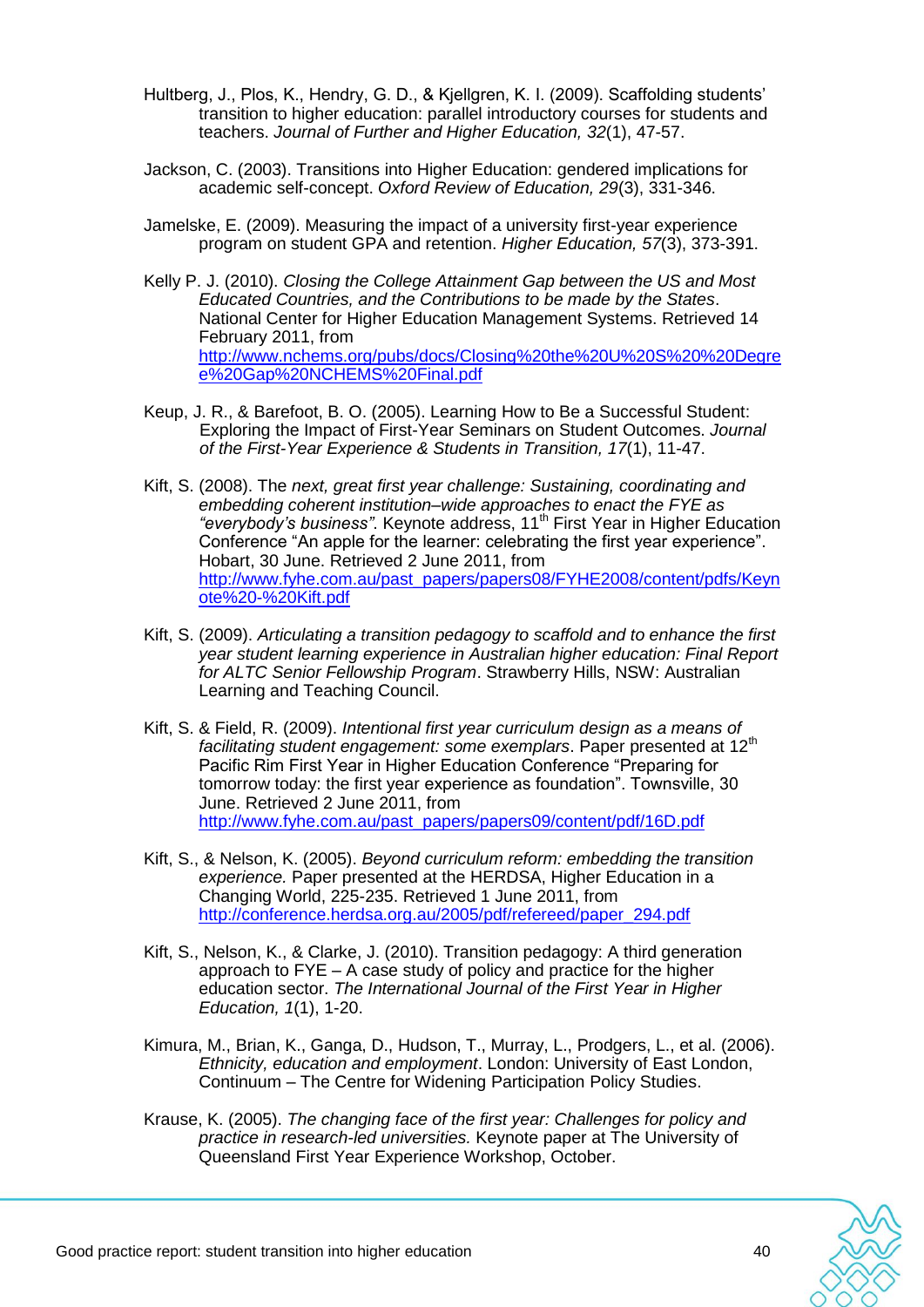Hultberg, J., Plos, K., Hendry, G. D., & Kjellgren, K. I. (2009). Scaffolding students' transition to higher education: parallel introductory courses for students and teachers. *Journal of Further and Higher Education, 32*(1), 47-57.

Jackson, C. (2003). Transitions into Higher Education: gendered implications for academic self-concept. *Oxford Review of Education, 29*(3), 331-346.

Jamelske, E. (2009). Measuring the impact of a university first-year experience program on student GPA and retention. *Higher Education, 57*(3), 373-391.

Kelly P. J. (2010). *Closing the College Attainment Gap between the US and Most Educated Countries, and the Contributions to be made by the States*. National Center for Higher Education Management Systems. Retrieved 14 February 2011, from http://www.nchems.org/pubs/docs/Closing%20the%20U%20S%20Degree%20Gap%20NCHEMS%20Final.pdf

Keup, J. R., & Barefoot, B. O. (2005). Learning How to Be a Successful Student: Exploring the Impact of First-Year Seminars on Student Outcomes. *Journal of the First-Year Experience & Students in Transition, 17*(1), 11-47.

Kift, S. (2008). The *next, great first year challenge: Sustaining, coordinating and embedding coherent institution–wide approaches to enact the FYE as "everybody's business"*. Keynote address, 11th First Year in Higher Education Conference "An apple for the learner: celebrating the first year experience". Hobart, 30 June. Retrieved 2 June 2011, from http://www.fyhe.com.au/past_papers/papers08/FYHE2008/content/pdfs/Keynote%20-%20Kift.pdf

Kift, S. (2009). *Articulating a transition pedagogy to scaffold and to enhance the first year student learning experience in Australian higher education: Final Report for ALTC Senior Fellowship Program*. Strawberry Hills, NSW: Australian Learning and Teaching Council.

Kift, S. & Field, R. (2009). *Intentional first year curriculum design as a means of facilitating student engagement: some exemplars*. Paper presented at 12th Pacific Rim First Year in Higher Education Conference "Preparing for tomorrow today: the first year experience as foundation". Townsville, 30 June. Retrieved 2 June 2011, from http://www.fyhe.com.au/past_papers/papers09/content/pdf/16D.pdf

Kift, S., & Nelson, K. (2005). *Beyond curriculum reform: embedding the transition experience.* Paper presented at the HERDSA, Higher Education in a Changing World, 225-235. Retrieved 1 June 2011, from http://conference.herdsa.org.au/2005/pdf/refereed/paper_294.pdf

Kift, S., Nelson, K., & Clarke, J. (2010). Transition pedagogy: A third generation approach to FYE – A case study of policy and practice for the higher education sector. *The International Journal of the First Year in Higher Education, 1*(1), 1-20.

Kimura, M., Brian, K., Ganga, D., Hudson, T., Murray, L., Prodgers, L., et al. (2006). *Ethnicity, education and employment*. London: University of East London, Continuum – The Centre for Widening Participation Policy Studies.

Krause, K. (2005). *The changing face of the first year: Challenges for policy and practice in research-led universities.* Keynote paper at The University of Queensland First Year Experience Workshop, October.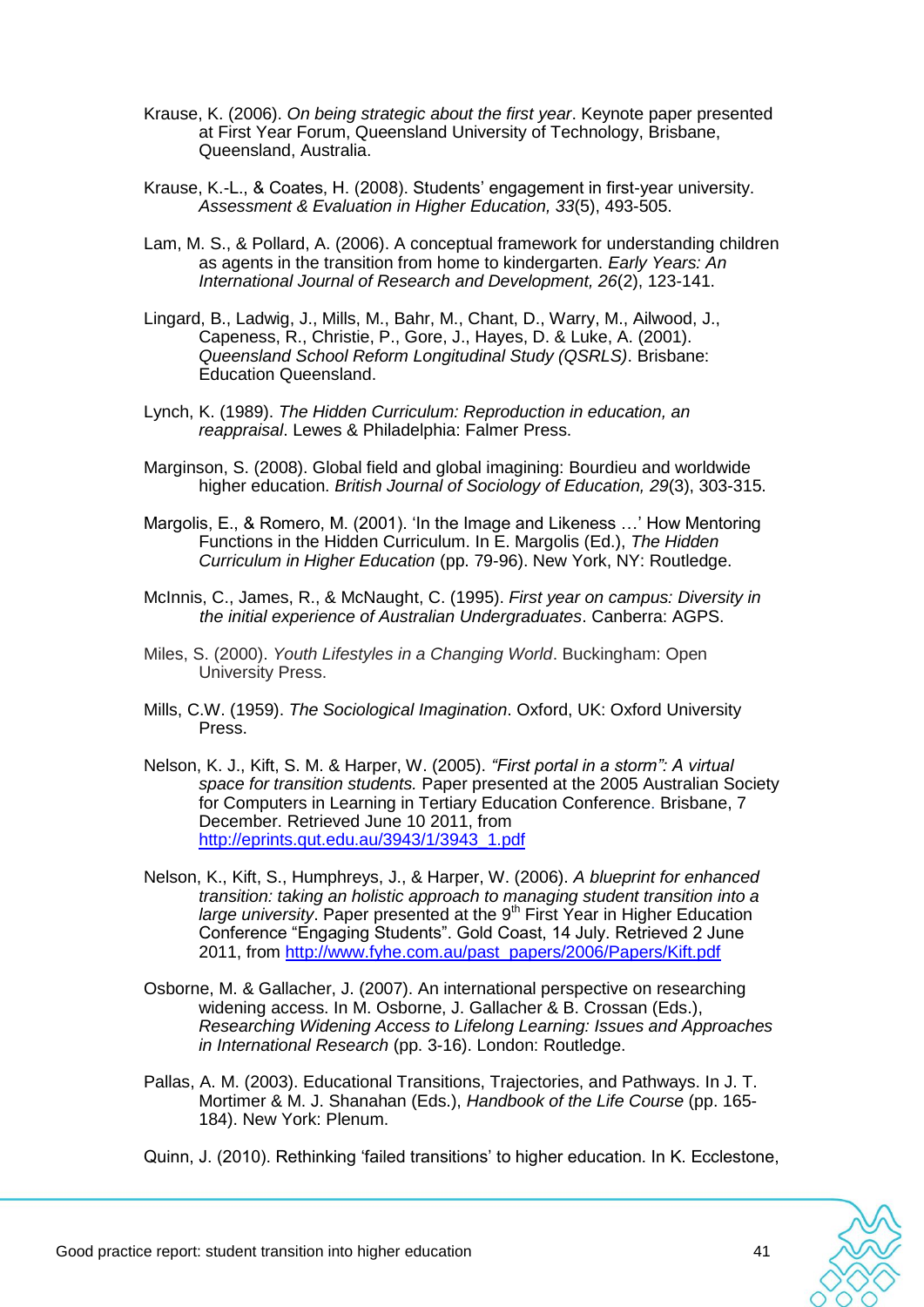Krause, K. (2006). *On being strategic about the first year*. Keynote paper presented at First Year Forum, Queensland University of Technology, Brisbane, Queensland, Australia.

Krause, K.-L., & Coates, H. (2008). Students' engagement in first-year university. *Assessment & Evaluation in Higher Education, 33*(5), 493-505.

Lam, M. S., & Pollard, A. (2006). A conceptual framework for understanding children as agents in the transition from home to kindergarten. *Early Years: An International Journal of Research and Development, 26*(2), 123-141.

Lingard, B., Ladwig, J., Mills, M., Bahr, M., Chant, D., Warry, M., Ailwood, J., Capeness, R., Christie, P., Gore, J., Hayes, D. & Luke, A. (2001). *Queensland School Reform Longitudinal Study (QSRLS)*. Brisbane: Education Queensland.

Lynch, K. (1989). *The Hidden Curriculum: Reproduction in education, an reappraisal*. Lewes & Philadelphia: Falmer Press.

Marginson, S. (2008). Global field and global imagining: Bourdieu and worldwide higher education. *British Journal of Sociology of Education, 29*(3), 303-315.

Margolis, E., & Romero, M. (2001). 'In the Image and Likeness …' How Mentoring Functions in the Hidden Curriculum. In E. Margolis (Ed.), *The Hidden Curriculum in Higher Education* (pp. 79-96). New York, NY: Routledge.

McInnis, C., James, R., & McNaught, C. (1995). *First year on campus: Diversity in the initial experience of Australian Undergraduates*. Canberra: AGPS.

Miles, S. (2000). *Youth Lifestyles in a Changing World*. Buckingham: Open University Press.

Mills, C.W. (1959). *The Sociological Imagination*. Oxford, UK: Oxford University Press.

Nelson, K. J., Kift, S. M. & Harper, W. (2005). *"First portal in a storm": A virtual space for transition students.* Paper presented at the 2005 Australian Society for Computers in Learning in Tertiary Education Conference. Brisbane, 7 December. Retrieved June 10 2011, from http://eprints.qut.edu.au/3943/1/3943_1.pdf

Nelson, K., Kift, S., Humphreys, J., & Harper, W. (2006). *A blueprint for enhanced transition: taking an holistic approach to managing student transition into a large university*. Paper presented at the 9th First Year in Higher Education Conference "Engaging Students". Gold Coast, 14 July. Retrieved 2 June 2011, from http://www.fyhe.com.au/past_papers/2006/Papers/Kift.pdf

Osborne, M. & Gallacher, J. (2007). An international perspective on researching widening access. In M. Osborne, J. Gallacher & B. Crossan (Eds.), *Researching Widening Access to Lifelong Learning: Issues and Approaches in International Research* (pp. 3-16). London: Routledge.

Pallas, A. M. (2003). Educational Transitions, Trajectories, and Pathways. In J. T. Mortimer & M. J. Shanahan (Eds.), *Handbook of the Life Course* (pp. 165-184). New York: Plenum.

Quinn, J. (2010). Rethinking 'failed transitions' to higher education. In K. Ecclestone,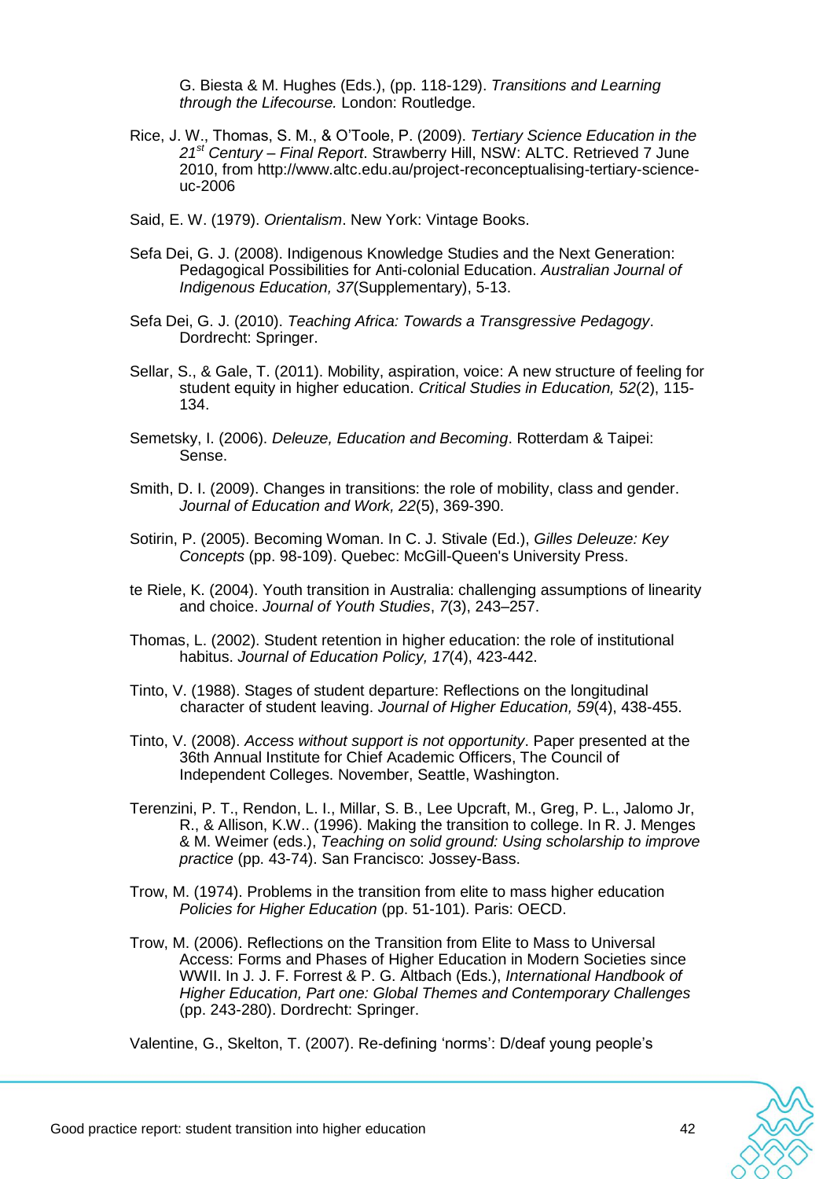G. Biesta & M. Hughes (Eds.), (pp. 118-129). *Transitions and Learning through the Lifecourse.* London: Routledge.

Rice, J. W., Thomas, S. M., & O'Toole, P. (2009). *Tertiary Science Education in the 21st Century – Final Report*. Strawberry Hill, NSW: ALTC. Retrieved 7 June 2010, from http://www.altc.edu.au/project-reconceptualising-tertiary-science-uc-2006

Said, E. W. (1979). *Orientalism*. New York: Vintage Books.

Sefa Dei, G. J. (2008). Indigenous Knowledge Studies and the Next Generation: Pedagogical Possibilities for Anti-colonial Education. *Australian Journal of Indigenous Education, 37*(Supplementary), 5-13.

Sefa Dei, G. J. (2010). *Teaching Africa: Towards a Transgressive Pedagogy*. Dordrecht: Springer.

Sellar, S., & Gale, T. (2011). Mobility, aspiration, voice: A new structure of feeling for student equity in higher education. *Critical Studies in Education, 52*(2), 115-134.

Semetsky, I. (2006). *Deleuze, Education and Becoming*. Rotterdam & Taipei: Sense.

Smith, D. I. (2009). Changes in transitions: the role of mobility, class and gender. *Journal of Education and Work, 22*(5), 369-390.

Sotirin, P. (2005). Becoming Woman. In C. J. Stivale (Ed.), *Gilles Deleuze: Key Concepts* (pp. 98-109). Quebec: McGill-Queen's University Press.

te Riele, K. (2004). Youth transition in Australia: challenging assumptions of linearity and choice. *Journal of Youth Studies*, *7*(3), 243–257.

Thomas, L. (2002). Student retention in higher education: the role of institutional habitus. *Journal of Education Policy, 17*(4), 423-442.

Tinto, V. (1988). Stages of student departure: Reflections on the longitudinal character of student leaving. *Journal of Higher Education, 59*(4), 438-455.

Tinto, V. (2008). *Access without support is not opportunity*. Paper presented at the 36th Annual Institute for Chief Academic Officers, The Council of Independent Colleges. November, Seattle, Washington.

Terenzini, P. T., Rendon, L. I., Millar, S. B., Lee Upcraft, M., Greg, P. L., Jalomo Jr, R., & Allison, K.W.. (1996). Making the transition to college. In R. J. Menges & M. Weimer (eds.), *Teaching on solid ground: Using scholarship to improve practice* (pp. 43-74). San Francisco: Jossey-Bass.

Trow, M. (1974). Problems in the transition from elite to mass higher education *Policies for Higher Education* (pp. 51-101). Paris: OECD.

Trow, M. (2006). Reflections on the Transition from Elite to Mass to Universal Access: Forms and Phases of Higher Education in Modern Societies since WWII. In J. J. F. Forrest & P. G. Altbach (Eds.), *International Handbook of Higher Education, Part one: Global Themes and Contemporary Challenges* (pp. 243-280). Dordrecht: Springer.

Valentine, G., Skelton, T. (2007). Re-defining 'norms': D/deaf young people's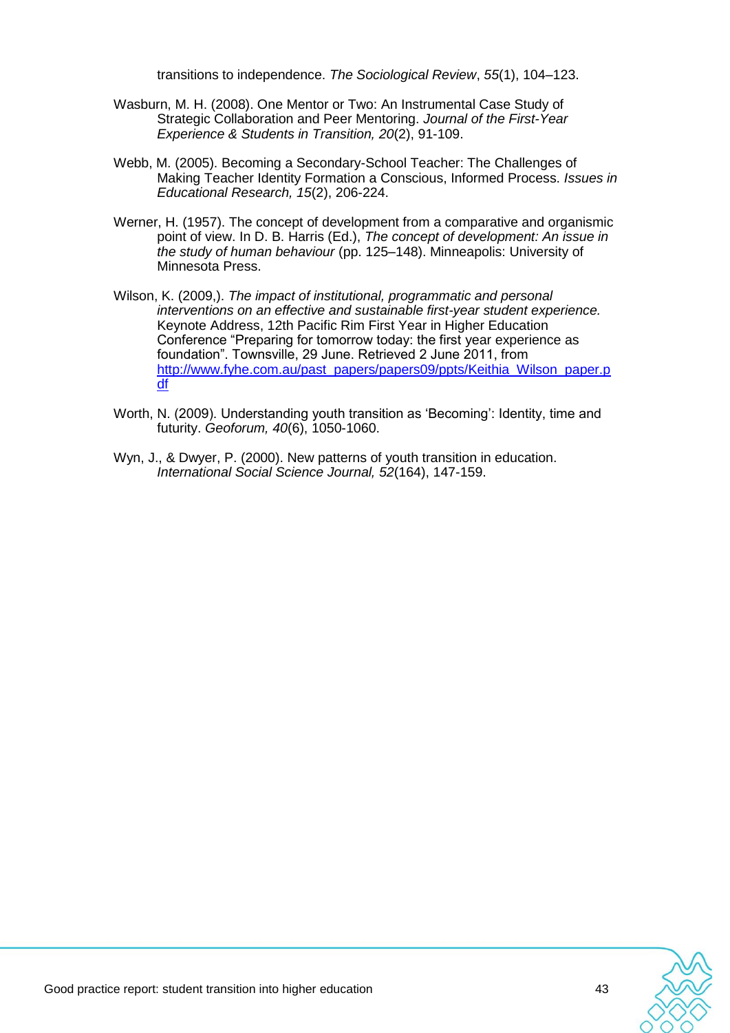transitions to independence. *The Sociological Review*, *55*(1), 104–123.

Wasburn, M. H. (2008). One Mentor or Two: An Instrumental Case Study of Strategic Collaboration and Peer Mentoring. *Journal of the First-Year Experience & Students in Transition, 20*(2), 91-109.

Webb, M. (2005). Becoming a Secondary-School Teacher: The Challenges of Making Teacher Identity Formation a Conscious, Informed Process. *Issues in Educational Research, 15*(2), 206-224.

Werner, H. (1957). The concept of development from a comparative and organismic point of view. In D. B. Harris (Ed.), *The concept of development: An issue in the study of human behaviour* (pp. 125–148). Minneapolis: University of Minnesota Press.

Wilson, K. (2009,). *The impact of institutional, programmatic and personal interventions on an effective and sustainable first-year student experience.* Keynote Address, 12th Pacific Rim First Year in Higher Education Conference "Preparing for tomorrow today: the first year experience as foundation". Townsville, 29 June. Retrieved 2 June 2011, from http://www.fyhe.com.au/past_papers/papers09/ppts/Keithia_Wilson_paper.pdf

Worth, N. (2009). Understanding youth transition as 'Becoming': Identity, time and futurity. *Geoforum, 40*(6), 1050-1060.

Wyn, J., & Dwyer, P. (2000). New patterns of youth transition in education. *International Social Science Journal, 52*(164), 147-159.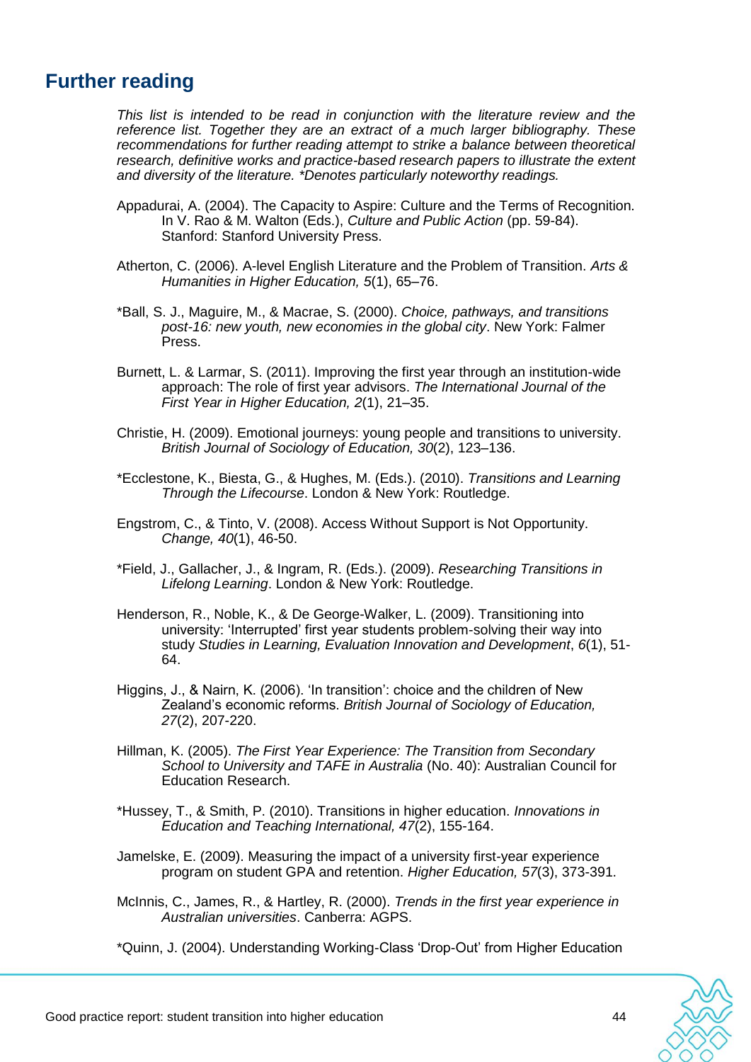## Further reading

*This list is intended to be read in conjunction with the literature review and the reference list. Together they are an extract of a much larger bibliography. These recommendations for further reading attempt to strike a balance between theoretical research, definitive works and practice-based research papers to illustrate the extent and diversity of the literature. *Denotes particularly noteworthy readings.*

Appadurai, A. (2004). The Capacity to Aspire: Culture and the Terms of Recognition. In V. Rao & M. Walton (Eds.), *Culture and Public Action* (pp. 59-84). Stanford: Stanford University Press.

Atherton, C. (2006). A-level English Literature and the Problem of Transition. *Arts & Humanities in Higher Education, 5*(1), 65–76.

*Ball, S. J., Maguire, M., & Macrae, S. (2000). *Choice, pathways, and transitions post-16: new youth, new economies in the global city*. New York: Falmer Press.

Burnett, L. & Larmar, S. (2011). Improving the first year through an institution-wide approach: The role of first year advisors. *The International Journal of the First Year in Higher Education, 2*(1), 21–35.

Christie, H. (2009). Emotional journeys: young people and transitions to university. *British Journal of Sociology of Education, 30*(2), 123–136.

*Ecclestone, K., Biesta, G., & Hughes, M. (Eds.). (2010). *Transitions and Learning Through the Lifecourse*. London & New York: Routledge.

Engstrom, C., & Tinto, V. (2008). Access Without Support is Not Opportunity. *Change, 40*(1), 46-50.

*Field, J., Gallacher, J., & Ingram, R. (Eds.). (2009). *Researching Transitions in Lifelong Learning*. London & New York: Routledge.

Henderson, R., Noble, K., & De George-Walker, L. (2009). Transitioning into university: 'Interrupted' first year students problem-solving their way into study *Studies in Learning, Evaluation Innovation and Development*, *6*(1), 51-64.

Higgins, J., & Nairn, K. (2006). 'In transition': choice and the children of New Zealand's economic reforms. *British Journal of Sociology of Education, 27*(2), 207-220.

Hillman, K. (2005). *The First Year Experience: The Transition from Secondary School to University and TAFE in Australia* (No. 40): Australian Council for Education Research.

*Hussey, T., & Smith, P. (2010). Transitions in higher education. *Innovations in Education and Teaching International, 47*(2), 155-164.

Jamelske, E. (2009). Measuring the impact of a university first-year experience program on student GPA and retention. *Higher Education, 57*(3), 373-391.

McInnis, C., James, R., & Hartley, R. (2000). *Trends in the first year experience in Australian universities*. Canberra: AGPS.

*Quinn, J. (2004). Understanding Working-Class 'Drop-Out' from Higher Education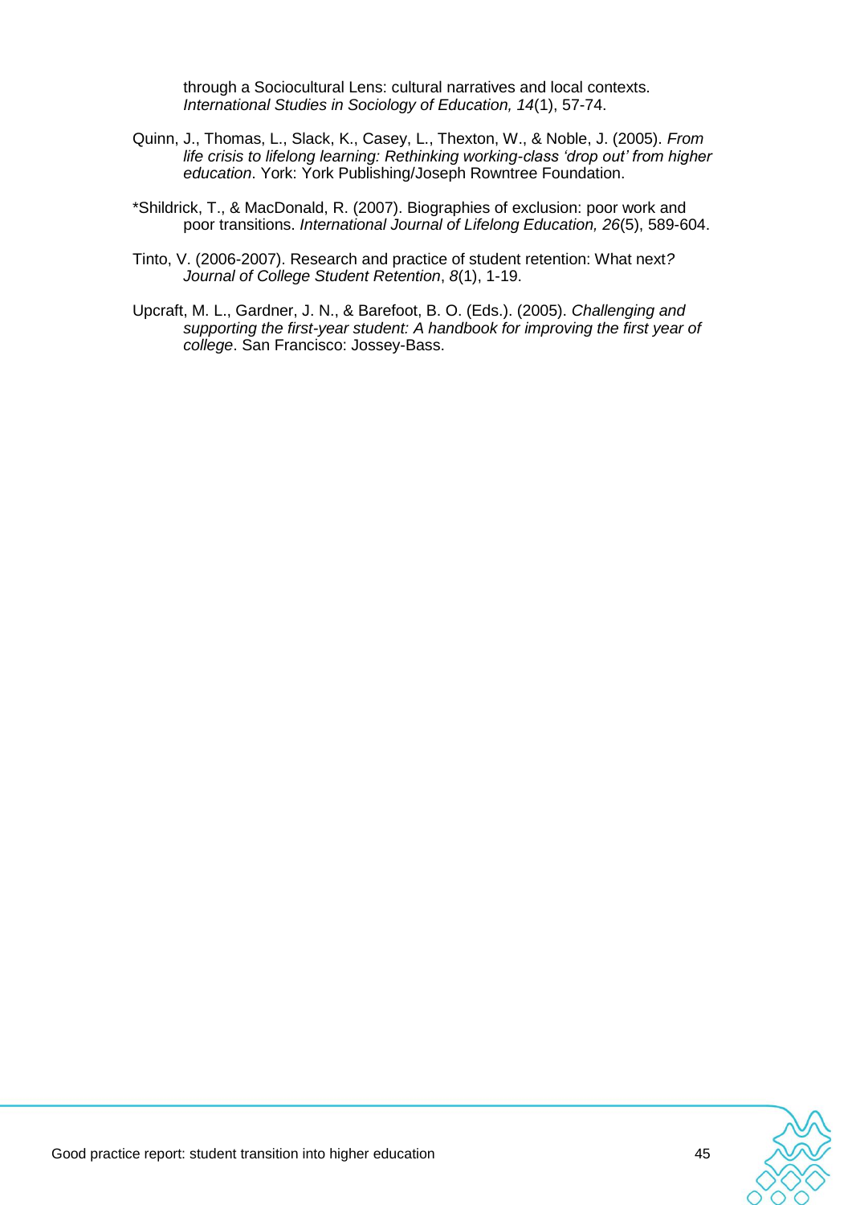through a Sociocultural Lens: cultural narratives and local contexts. *International Studies in Sociology of Education, 14*(1), 57-74.

Quinn, J., Thomas, L., Slack, K., Casey, L., Thexton, W., & Noble, J. (2005). *From life crisis to lifelong learning: Rethinking working-class 'drop out' from higher education*. York: York Publishing/Joseph Rowntree Foundation.

*Shildrick, T., & MacDonald, R. (2007). Biographies of exclusion: poor work and poor transitions. *International Journal of Lifelong Education, 26*(5), 589-604.

Tinto, V. (2006-2007). Research and practice of student retention: What next*?* *Journal of College Student Retention*, *8*(1), 1-19.

Upcraft, M. L., Gardner, J. N., & Barefoot, B. O. (Eds.). (2005). *Challenging and supporting the first-year student: A handbook for improving the first year of college*. San Francisco: Jossey-Bass.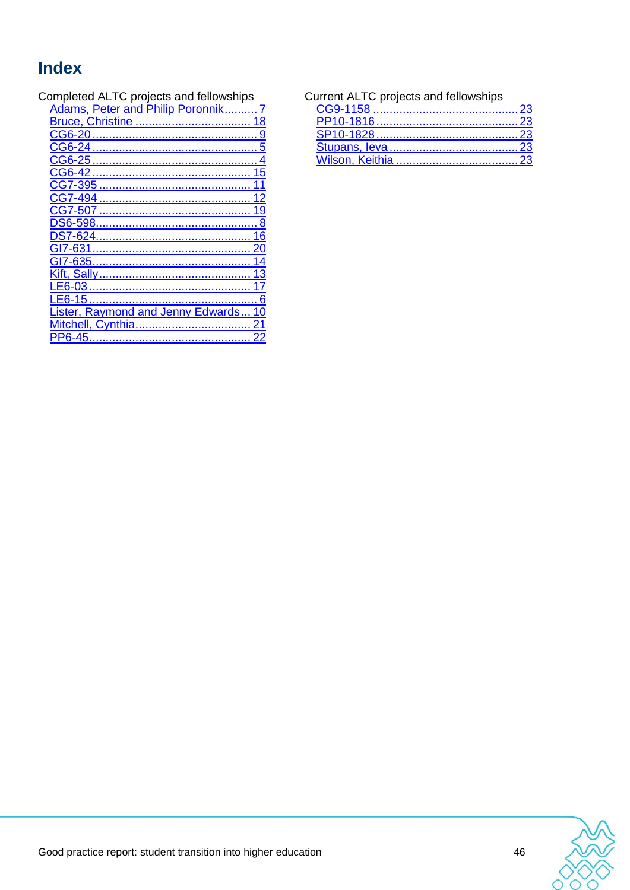# Index

Completed ALTC projects and fellowships

- Adams, Peter and Philip Poronnik .......... 7
- Bruce, Christine .................................. 18
- CG6-20 .................................................. 9
- CG6-24 .................................................. 5
- CG6-25 .................................................. 4
- CG6-42 ................................................ 15
- CG7-395 .............................................. 11
- CG7-494 .............................................. 12
- CG7-507 .............................................. 19
- DS6-598................................................. 8
- DS7-624............................................... 16
- GI7-631................................................ 20
- GI7-635................................................ 14
- Kift, Sally.............................................. 13
- LE6-03 ................................................. 17
- LE6-15 ................................................... 6
- Lister, Raymond and Jenny Edwards ... 10
- Mitchell, Cynthia................................... 21
- PP6-45................................................. 22

Current ALTC projects and fellowships

- CG9-1158 ............................................ 23
- PP10-1816 ........................................... 23
- SP10-1828 ........................................... 23
- Stupans, Ieva ....................................... 23
- Wilson, Keithia ..................................... 23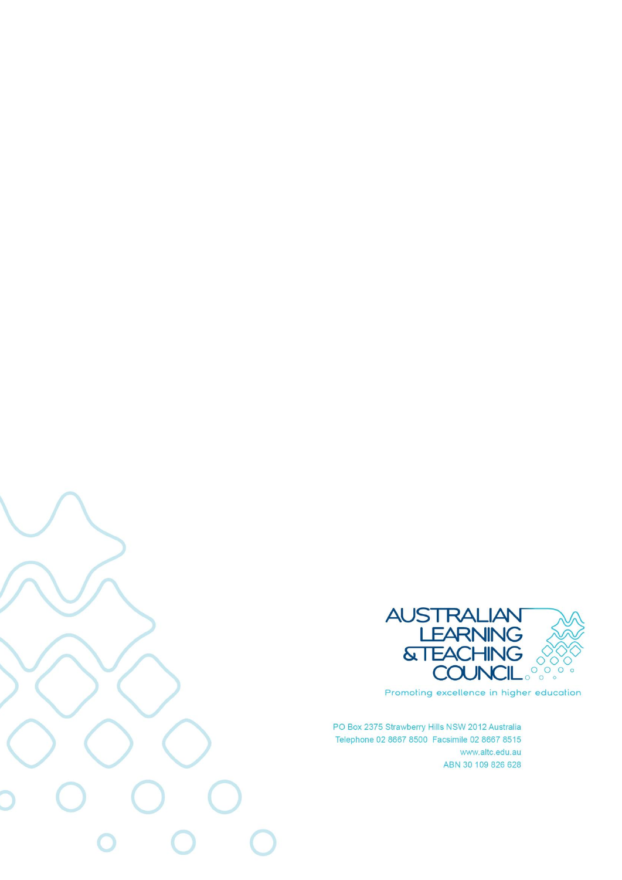AUSTRALIAN LEARNING & TEACHING COUNCIL

Promoting excellence in higher education

PO Box 2375 Strawberry Hills NSW 2012 Australia
Telephone 02 8667 8500 Facsimile 02 8667 8515
www.altc.edu.au
ABN 30 109 826 628